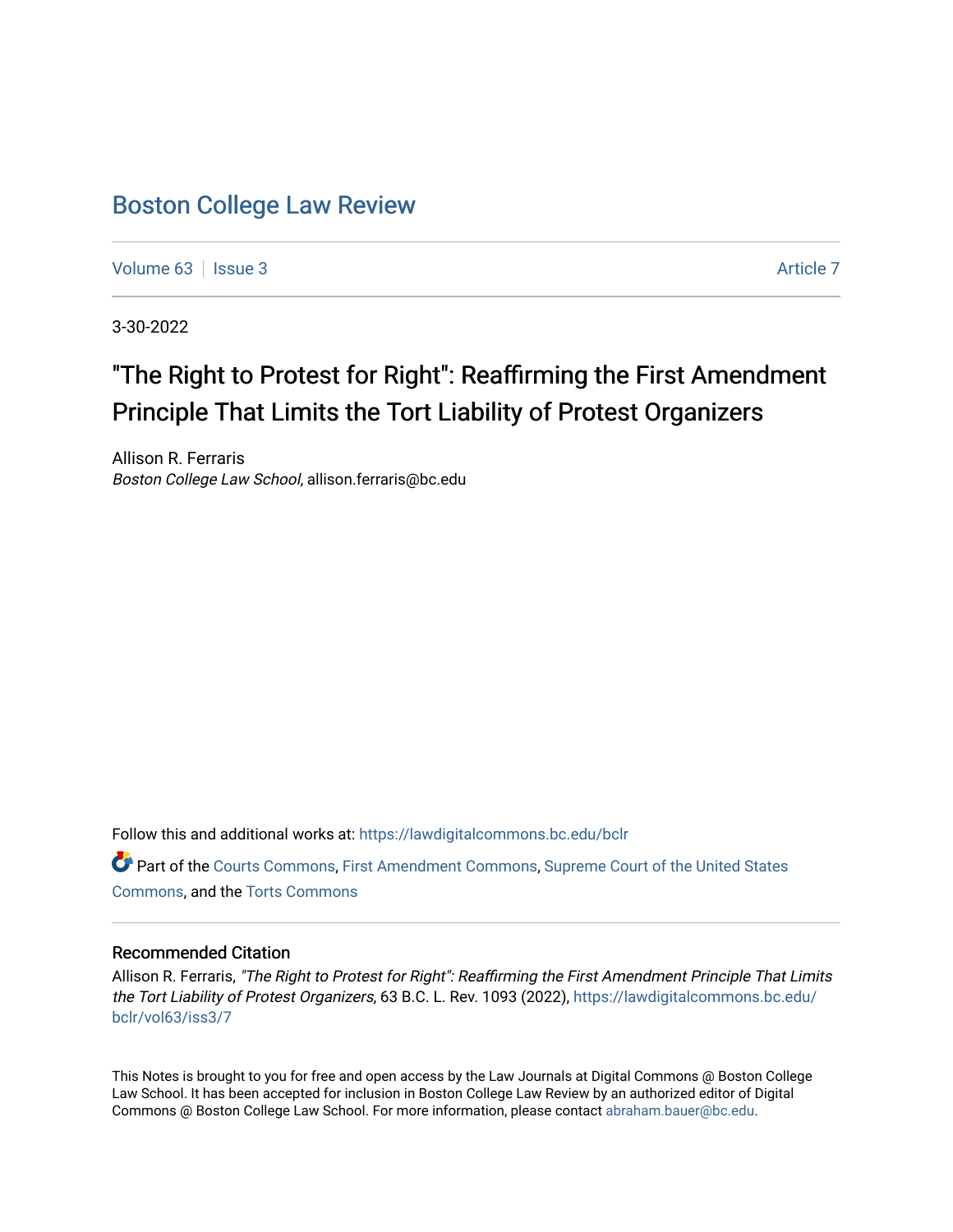# Boston College Law Review

Volume 63 | Issue 3 | Article 7

3-30-2022

## "The Right to Protest for Right": Reaffirming the First Amendment Principle That Limits the Tort Liability of Protest Organizers

Allison R. Ferraris
*Boston College Law School*, allison.ferraris@bc.edu

Follow this and additional works at: https://lawdigitalcommons.bc.edu/bclr

Part of the Courts Commons, First Amendment Commons, Supreme Court of the United States Commons, and the Torts Commons

### Recommended Citation

Allison R. Ferraris, *"The Right to Protest for Right": Reaffirming the First Amendment Principle That Limits the Tort Liability of Protest Organizers*, 63 B.C. L. Rev. 1093 (2022), https://lawdigitalcommons.bc.edu/bclr/vol63/iss3/7

This Notes is brought to you for free and open access by the Law Journals at Digital Commons @ Boston College Law School. It has been accepted for inclusion in Boston College Law Review by an authorized editor of Digital Commons @ Boston College Law School. For more information, please contact abraham.bauer@bc.edu.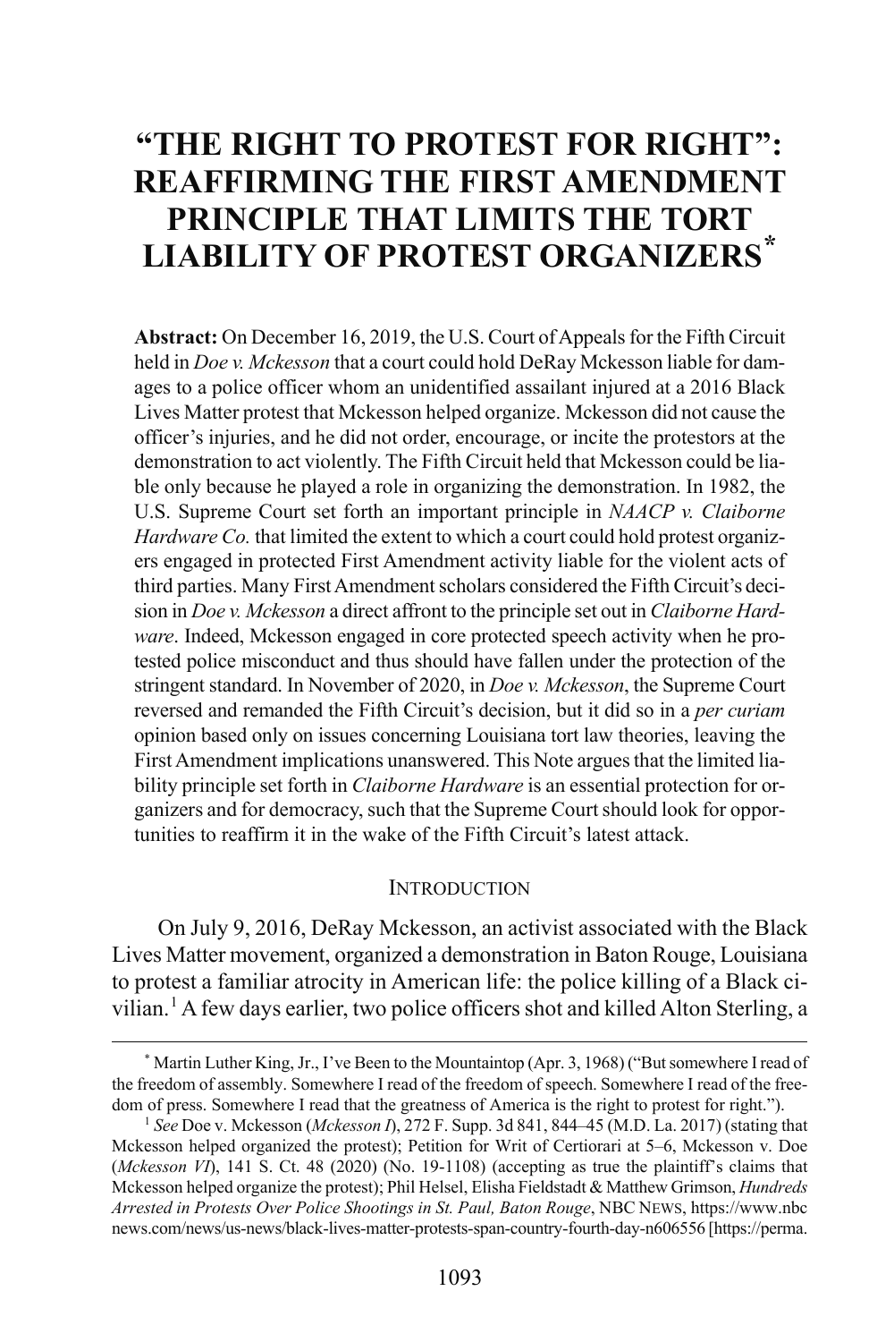# "THE RIGHT TO PROTEST FOR RIGHT": REAFFIRMING THE FIRST AMENDMENT PRINCIPLE THAT LIMITS THE TORT LIABILITY OF PROTEST ORGANIZERS[*]

**Abstract:** On December 16, 2019, the U.S. Court of Appeals for the Fifth Circuit held in *Doe v. Mckesson* that a court could hold DeRay Mckesson liable for damages to a police officer whom an unidentified assailant injured at a 2016 Black Lives Matter protest that Mckesson helped organize. Mckesson did not cause the officer's injuries, and he did not order, encourage, or incite the protestors at the demonstration to act violently. The Fifth Circuit held that Mckesson could be liable only because he played a role in organizing the demonstration. In 1982, the U.S. Supreme Court set forth an important principle in *NAACP v. Claiborne Hardware Co.* that limited the extent to which a court could hold protest organizers engaged in protected First Amendment activity liable for the violent acts of third parties. Many First Amendment scholars considered the Fifth Circuit's decision in *Doe v. Mckesson* a direct affront to the principle set out in *Claiborne Hardware*. Indeed, Mckesson engaged in core protected speech activity when he protested police misconduct and thus should have fallen under the protection of the stringent standard. In November of 2020, in *Doe v. Mckesson*, the Supreme Court reversed and remanded the Fifth Circuit's decision, but it did so in a *per curiam* opinion based only on issues concerning Louisiana tort law theories, leaving the First Amendment implications unanswered. This Note argues that the limited liability principle set forth in *Claiborne Hardware* is an essential protection for organizers and for democracy, such that the Supreme Court should look for opportunities to reaffirm it in the wake of the Fifth Circuit's latest attack.

## INTRODUCTION

On July 9, 2016, DeRay Mckesson, an activist associated with the Black Lives Matter movement, organized a demonstration in Baton Rouge, Louisiana to protest a familiar atrocity in American life: the police killing of a Black civilian.[1] A few days earlier, two police officers shot and killed Alton Sterling, a

---

[*] Martin Luther King, Jr., I've Been to the Mountaintop (Apr. 3, 1968) ("But somewhere I read of the freedom of assembly. Somewhere I read of the freedom of speech. Somewhere I read of the freedom of press. Somewhere I read that the greatness of America is the right to protest for right.").

[1] *See* Doe v. Mckesson (*Mckesson I*), 272 F. Supp. 3d 841, 844–45 (M.D. La. 2017) (stating that Mckesson helped organized the protest); Petition for Writ of Certiorari at 5–6, Mckesson v. Doe (*Mckesson VI*), 141 S. Ct. 48 (2020) (No. 19-1108) (accepting as true the plaintiff's claims that Mckesson helped organize the protest); Phil Helsel, Elisha Fieldstadt & Matthew Grimson, *Hundreds Arrested in Protests Over Police Shootings in St. Paul, Baton Rouge*, NBC NEWS, https://www.nbcnews.com/news/us-news/black-lives-matter-protests-span-country-fourth-day-n606556 [https://perma.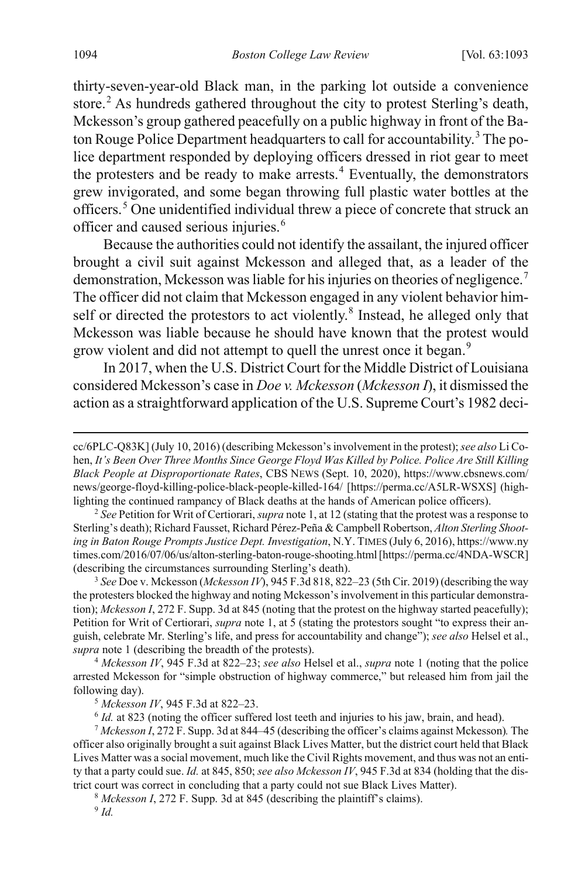thirty-seven-year-old Black man, in the parking lot outside a convenience store.[2] As hundreds gathered throughout the city to protest Sterling's death, Mckesson's group gathered peacefully on a public highway in front of the Baton Rouge Police Department headquarters to call for accountability.[3] The police department responded by deploying officers dressed in riot gear to meet the protesters and be ready to make arrests.[4] Eventually, the demonstrators grew invigorated, and some began throwing full plastic water bottles at the officers.[5] One unidentified individual threw a piece of concrete that struck an officer and caused serious injuries.[6]

Because the authorities could not identify the assailant, the injured officer brought a civil suit against Mckesson and alleged that, as a leader of the demonstration, Mckesson was liable for his injuries on theories of negligence.[7] The officer did not claim that Mckesson engaged in any violent behavior himself or directed the protestors to act violently.[8] Instead, he alleged only that Mckesson was liable because he should have known that the protest would grow violent and did not attempt to quell the unrest once it began.[9]

In 2017, when the U.S. District Court for the Middle District of Louisiana considered Mckesson's case in *Doe v. Mckesson* (*Mckesson I*), it dismissed the action as a straightforward application of the U.S. Supreme Court's 1982 deci-

---

cc/6PLC-Q83K] (July 10, 2016) (describing Mckesson's involvement in the protest); *see also* Li Cohen, *It's Been Over Three Months Since George Floyd Was Killed by Police. Police Are Still Killing Black People at Disproportionate Rates*, CBS NEWS (Sept. 10, 2020), https://www.cbsnews.com/news/george-floyd-killing-police-black-people-killed-164/ [https://perma.cc/A5LR-WSXS] (highlighting the continued rampancy of Black deaths at the hands of American police officers).

[2] *See* Petition for Writ of Certiorari, *supra* note 1, at 12 (stating that the protest was a response to Sterling's death); Richard Fausset, Richard Pérez-Peña & Campbell Robertson, *Alton Sterling Shooting in Baton Rouge Prompts Justice Dept. Investigation*, N.Y. TIMES (July 6, 2016), https://www.nytimes.com/2016/07/06/us/alton-sterling-baton-rouge-shooting.html [https://perma.cc/4NDA-WSCR] (describing the circumstances surrounding Sterling's death).

[3] *See* Doe v. Mckesson (*Mckesson IV*), 945 F.3d 818, 822–23 (5th Cir. 2019) (describing the way the protesters blocked the highway and noting Mckesson's involvement in this particular demonstration); *Mckesson I*, 272 F. Supp. 3d at 845 (noting that the protest on the highway started peacefully); Petition for Writ of Certiorari, *supra* note 1, at 5 (stating the protestors sought "to express their anguish, celebrate Mr. Sterling's life, and press for accountability and change"); *see also* Helsel et al., *supra* note 1 (describing the breadth of the protests).

[4] *Mckesson IV*, 945 F.3d at 822–23; *see also* Helsel et al., *supra* note 1 (noting that the police arrested Mckesson for "simple obstruction of highway commerce," but released him from jail the following day).

[5] *Mckesson IV*, 945 F.3d at 822–23.

[6] *Id.* at 823 (noting the officer suffered lost teeth and injuries to his jaw, brain, and head).

[7] *Mckesson I*, 272 F. Supp. 3d at 844–45 (describing the officer's claims against Mckesson)*.* The officer also originally brought a suit against Black Lives Matter, but the district court held that Black Lives Matter was a social movement, much like the Civil Rights movement, and thus was not an entity that a party could sue. *Id.* at 845, 850; *see also Mckesson IV*, 945 F.3d at 834 (holding that the district court was correct in concluding that a party could not sue Black Lives Matter).

[8] *Mckesson I*, 272 F. Supp. 3d at 845 (describing the plaintiff's claims).

[9] *Id.*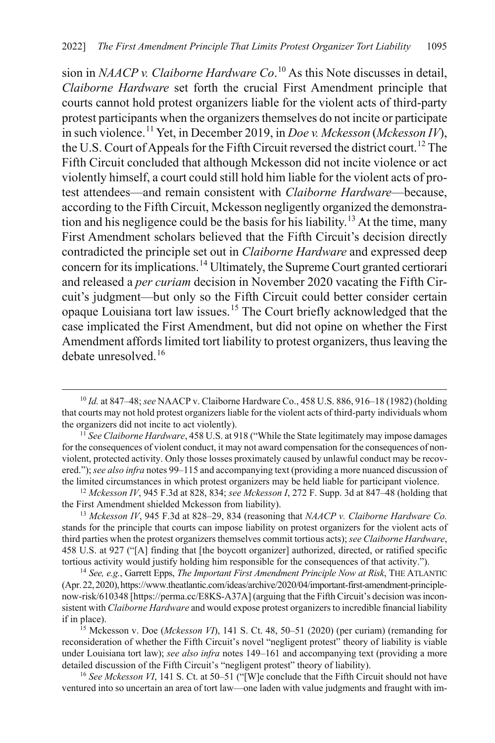sion in *NAACP v. Claiborne Hardware Co*.[10] As this Note discusses in detail, *Claiborne Hardware* set forth the crucial First Amendment principle that courts cannot hold protest organizers liable for the violent acts of third-party protest participants when the organizers themselves do not incite or participate in such violence.[11] Yet, in December 2019, in *Doe v. Mckesson* (*Mckesson IV*), the U.S. Court of Appeals for the Fifth Circuit reversed the district court.[12] The Fifth Circuit concluded that although Mckesson did not incite violence or act violently himself, a court could still hold him liable for the violent acts of protest attendees—and remain consistent with *Claiborne Hardware*—because, according to the Fifth Circuit, Mckesson negligently organized the demonstration and his negligence could be the basis for his liability.[13] At the time, many First Amendment scholars believed that the Fifth Circuit's decision directly contradicted the principle set out in *Claiborne Hardware* and expressed deep concern for its implications.[14] Ultimately, the Supreme Court granted certiorari and released a *per curiam* decision in November 2020 vacating the Fifth Circuit's judgment—but only so the Fifth Circuit could better consider certain opaque Louisiana tort law issues.[15] The Court briefly acknowledged that the case implicated the First Amendment, but did not opine on whether the First Amendment affords limited tort liability to protest organizers, thus leaving the debate unresolved.[16]

[10] *Id.* at 847–48; *see* NAACP v. Claiborne Hardware Co., 458 U.S. 886, 916–18 (1982) (holding that courts may not hold protest organizers liable for the violent acts of third-party individuals whom the organizers did not incite to act violently).

[11] *See Claiborne Hardware*, 458 U.S. at 918 ("While the State legitimately may impose damages for the consequences of violent conduct, it may not award compensation for the consequences of nonviolent, protected activity. Only those losses proximately caused by unlawful conduct may be recovered."); *see also infra* notes 99–115 and accompanying text (providing a more nuanced discussion of the limited circumstances in which protest organizers may be held liable for participant violence.

[12] *Mckesson IV*, 945 F.3d at 828, 834; *see Mckesson I*, 272 F. Supp. 3d at 847–48 (holding that the First Amendment shielded Mckesson from liability).

[13] *Mckesson IV*, 945 F.3d at 828–29, 834 (reasoning that *NAACP v. Claiborne Hardware Co.* stands for the principle that courts can impose liability on protest organizers for the violent acts of third parties when the protest organizers themselves commit tortious acts); *see Claiborne Hardware*, 458 U.S. at 927 ("[A] finding that [the boycott organizer] authorized, directed, or ratified specific tortious activity would justify holding him responsible for the consequences of that activity.").

[14] *See, e.g.*, Garrett Epps, *The Important First Amendment Principle Now at Risk*, THE ATLANTIC (Apr. 22, 2020), https://www.theatlantic.com/ideas/archive/2020/04/important-first-amendment-principle-now-risk/610348 [https://perma.cc/E8KS-A37A] (arguing that the Fifth Circuit's decision was inconsistent with *Claiborne Hardware* and would expose protest organizers to incredible financial liability if in place).

[15] Mckesson v. Doe (*Mckesson VI*), 141 S. Ct. 48, 50–51 (2020) (per curiam) (remanding for reconsideration of whether the Fifth Circuit's novel "negligent protest" theory of liability is viable under Louisiana tort law); *see also infra* notes 149–161 and accompanying text (providing a more detailed discussion of the Fifth Circuit's "negligent protest" theory of liability).

[16] *See Mckesson VI*, 141 S. Ct. at 50–51 ("[W]e conclude that the Fifth Circuit should not have ventured into so uncertain an area of tort law—one laden with value judgments and fraught with im-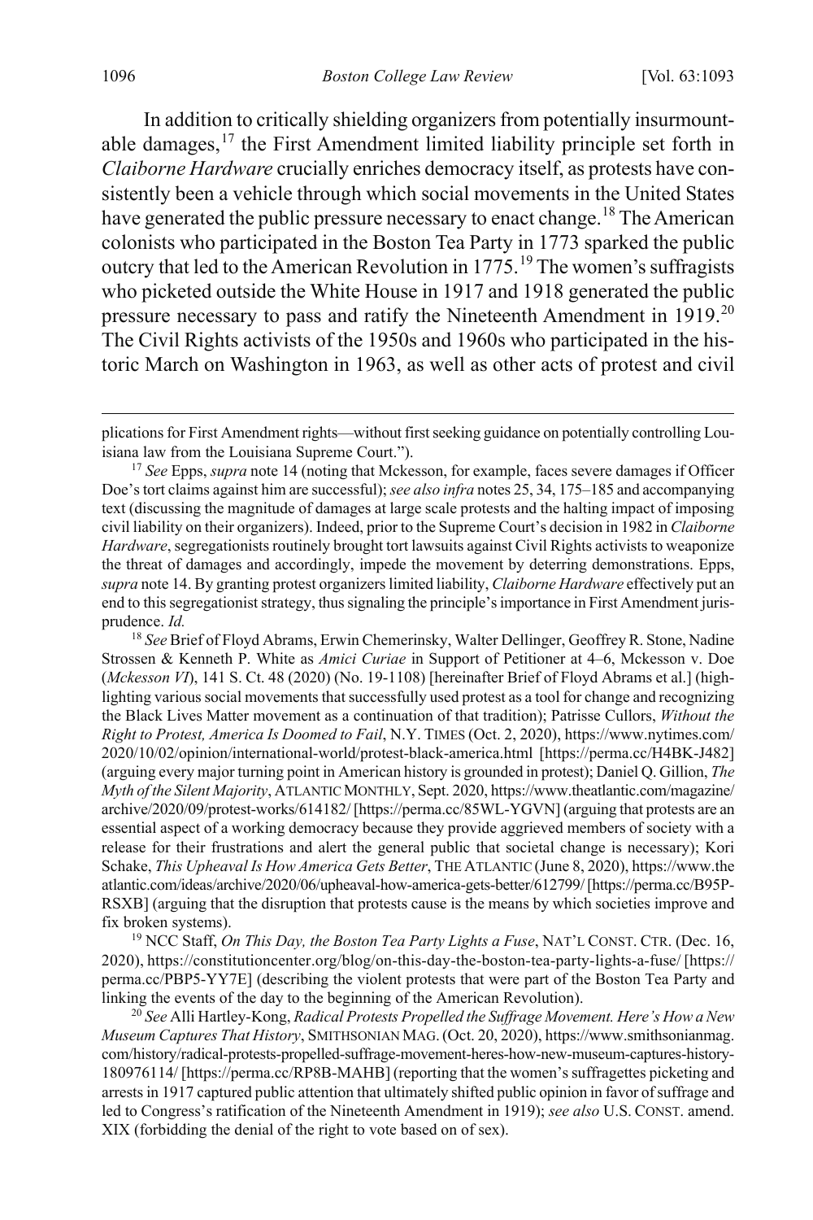In addition to critically shielding organizers from potentially insurmountable damages,[17] the First Amendment limited liability principle set forth in *Claiborne Hardware* crucially enriches democracy itself, as protests have consistently been a vehicle through which social movements in the United States have generated the public pressure necessary to enact change.[18] The American colonists who participated in the Boston Tea Party in 1773 sparked the public outcry that led to the American Revolution in 1775.[19] The women's suffragists who picketed outside the White House in 1917 and 1918 generated the public pressure necessary to pass and ratify the Nineteenth Amendment in 1919.[20] The Civil Rights activists of the 1950s and 1960s who participated in the historic March on Washington in 1963, as well as other acts of protest and civil

---

plications for First Amendment rights—without first seeking guidance on potentially controlling Louisiana law from the Louisiana Supreme Court.").

[17] *See* Epps, *supra* note 14 (noting that Mckesson, for example, faces severe damages if Officer Doe's tort claims against him are successful); *see also infra* notes 25, 34, 175–185 and accompanying text (discussing the magnitude of damages at large scale protests and the halting impact of imposing civil liability on their organizers). Indeed, prior to the Supreme Court's decision in 1982 in *Claiborne Hardware*, segregationists routinely brought tort lawsuits against Civil Rights activists to weaponize the threat of damages and accordingly, impede the movement by deterring demonstrations. Epps, *supra* note 14. By granting protest organizers limited liability, *Claiborne Hardware* effectively put an end to this segregationist strategy, thus signaling the principle's importance in First Amendment jurisprudence. *Id.*

[18] *See* Brief of Floyd Abrams, Erwin Chemerinsky, Walter Dellinger, Geoffrey R. Stone, Nadine Strossen & Kenneth P. White as *Amici Curiae* in Support of Petitioner at 4–6, Mckesson v. Doe (*Mckesson VI*), 141 S. Ct. 48 (2020) (No. 19-1108) [hereinafter Brief of Floyd Abrams et al.] (highlighting various social movements that successfully used protest as a tool for change and recognizing the Black Lives Matter movement as a continuation of that tradition); Patrisse Cullors, *Without the Right to Protest, America Is Doomed to Fail*, N.Y. TIMES (Oct. 2, 2020), https://www.nytimes.com/2020/10/02/opinion/international-world/protest-black-america.html [https://perma.cc/H4BK-J482] (arguing every major turning point in American history is grounded in protest); Daniel Q. Gillion, *The Myth of the Silent Majority*, ATLANTIC MONTHLY, Sept. 2020, https://www.theatlantic.com/magazine/archive/2020/09/protest-works/614182/ [https://perma.cc/85WL-YGVN] (arguing that protests are an essential aspect of a working democracy because they provide aggrieved members of society with a release for their frustrations and alert the general public that societal change is necessary); Kori Schake, *This Upheaval Is How America Gets Better*, THE ATLANTIC (June 8, 2020), https://www.theatlantic.com/ideas/archive/2020/06/upheaval-how-america-gets-better/612799/ [https://perma.cc/B95P-RSXB] (arguing that the disruption that protests cause is the means by which societies improve and fix broken systems).

[19] NCC Staff, *On This Day, the Boston Tea Party Lights a Fuse*, NAT'L CONST. CTR. (Dec. 16, 2020), https://constitutioncenter.org/blog/on-this-day-the-boston-tea-party-lights-a-fuse/ [https://perma.cc/PBP5-YY7E] (describing the violent protests that were part of the Boston Tea Party and linking the events of the day to the beginning of the American Revolution).

[20] *See* Alli Hartley-Kong, *Radical Protests Propelled the Suffrage Movement. Here's How a New Museum Captures That History*, SMITHSONIAN MAG. (Oct. 20, 2020), https://www.smithsonianmag.com/history/radical-protests-propelled-suffrage-movement-heres-how-new-museum-captures-history-180976114/ [https://perma.cc/RP8B-MAHB] (reporting that the women's suffragettes picketing and arrests in 1917 captured public attention that ultimately shifted public opinion in favor of suffrage and led to Congress's ratification of the Nineteenth Amendment in 1919); *see also* U.S. CONST. amend. XIX (forbidding the denial of the right to vote based on of sex).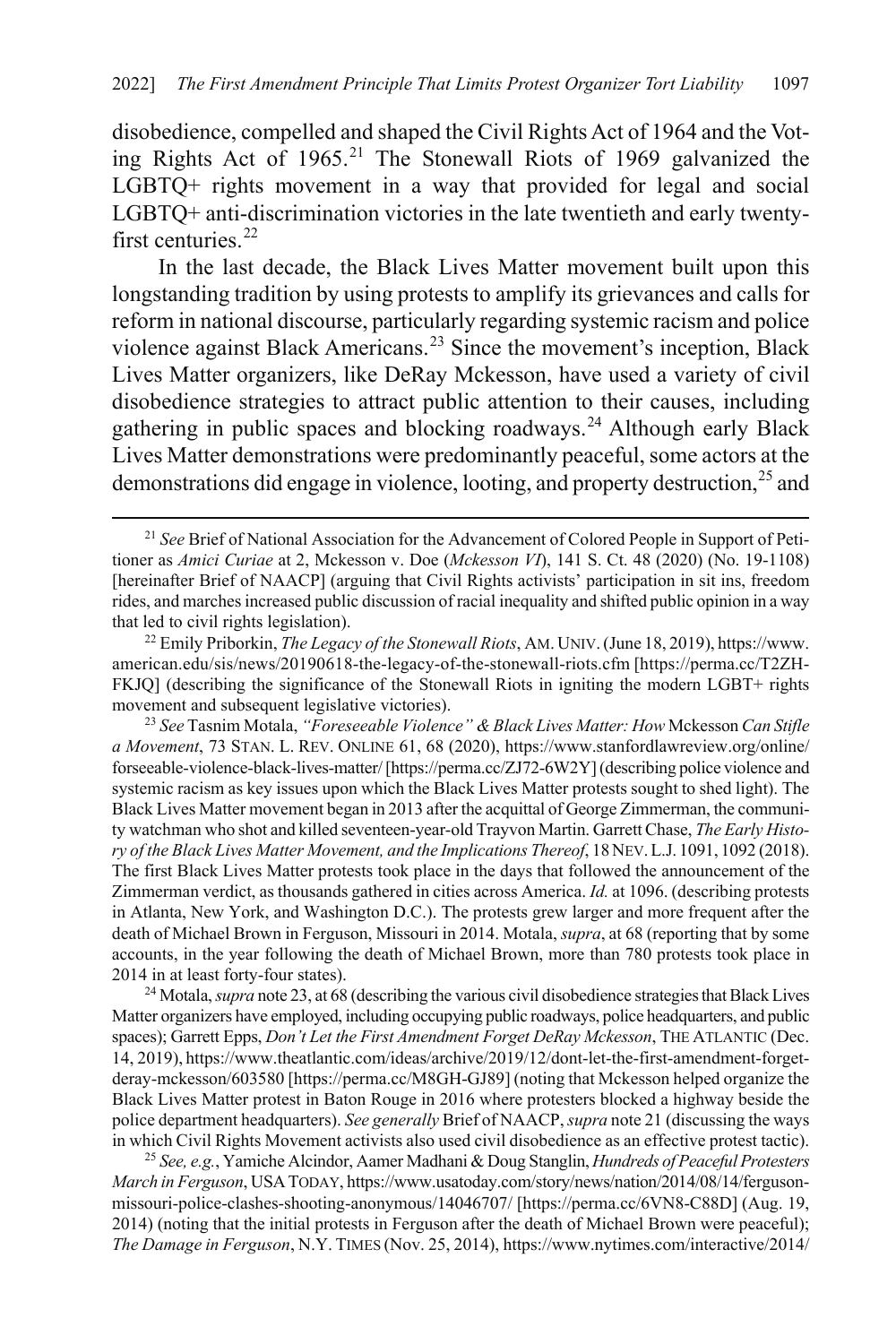disobedience, compelled and shaped the Civil Rights Act of 1964 and the Voting Rights Act of 1965.[21] The Stonewall Riots of 1969 galvanized the LGBTQ+ rights movement in a way that provided for legal and social LGBTQ+ anti-discrimination victories in the late twentieth and early twenty-first centuries.[22]

In the last decade, the Black Lives Matter movement built upon this longstanding tradition by using protests to amplify its grievances and calls for reform in national discourse, particularly regarding systemic racism and police violence against Black Americans.[23] Since the movement's inception, Black Lives Matter organizers, like DeRay Mckesson, have used a variety of civil disobedience strategies to attract public attention to their causes, including gathering in public spaces and blocking roadways.[24] Although early Black Lives Matter demonstrations were predominantly peaceful, some actors at the demonstrations did engage in violence, looting, and property destruction,[25] and

---

[21] *See* Brief of National Association for the Advancement of Colored People in Support of Petitioner as *Amici Curiae* at 2, Mckesson v. Doe (*Mckesson VI*), 141 S. Ct. 48 (2020) (No. 19-1108) [hereinafter Brief of NAACP] (arguing that Civil Rights activists' participation in sit ins, freedom rides, and marches increased public discussion of racial inequality and shifted public opinion in a way that led to civil rights legislation).

[22] Emily Priborkin, *The Legacy of the Stonewall Riots*, AM. UNIV. (June 18, 2019), https://www.american.edu/sis/news/20190618-the-legacy-of-the-stonewall-riots.cfm [https://perma.cc/T2ZH-FKJQ] (describing the significance of the Stonewall Riots in igniting the modern LGBT+ rights movement and subsequent legislative victories).

[23] *See* Tasnim Motala, *"Foreseeable Violence" & Black Lives Matter: How* Mckesson *Can Stifle a Movement*, 73 STAN. L. REV. ONLINE 61, 68 (2020), https://www.stanfordlawreview.org/online/forseeable-violence-black-lives-matter/ [https://perma.cc/ZJ72-6W2Y] (describing police violence and systemic racism as key issues upon which the Black Lives Matter protests sought to shed light). The Black Lives Matter movement began in 2013 after the acquittal of George Zimmerman, the community watchman who shot and killed seventeen-year-old Trayvon Martin. Garrett Chase, *The Early History of the Black Lives Matter Movement, and the Implications Thereof*, 18 NEV. L.J. 1091, 1092 (2018). The first Black Lives Matter protests took place in the days that followed the announcement of the Zimmerman verdict, as thousands gathered in cities across America. *Id.* at 1096. (describing protests in Atlanta, New York, and Washington D.C.). The protests grew larger and more frequent after the death of Michael Brown in Ferguson, Missouri in 2014. Motala, *supra*, at 68 (reporting that by some accounts, in the year following the death of Michael Brown, more than 780 protests took place in 2014 in at least forty-four states).

[24] Motala, *supra* note 23, at 68 (describing the various civil disobedience strategies that Black Lives Matter organizers have employed, including occupying public roadways, police headquarters, and public spaces); Garrett Epps, *Don't Let the First Amendment Forget DeRay Mckesson*, THE ATLANTIC (Dec. 14, 2019), https://www.theatlantic.com/ideas/archive/2019/12/dont-let-the-first-amendment-forget-deray-mckesson/603580 [https://perma.cc/M8GH-GJ89] (noting that Mckesson helped organize the Black Lives Matter protest in Baton Rouge in 2016 where protesters blocked a highway beside the police department headquarters). *See generally* Brief of NAACP, *supra* note 21 (discussing the ways in which Civil Rights Movement activists also used civil disobedience as an effective protest tactic).

[25] *See, e.g.*, Yamiche Alcindor, Aamer Madhani & Doug Stanglin, *Hundreds of Peaceful Protesters March in Ferguson*, USA TODAY, https://www.usatoday.com/story/news/nation/2014/08/14/ferguson-missouri-police-clashes-shooting-anonymous/14046707/ [https://perma.cc/6VN8-C88D] (Aug. 19, 2014) (noting that the initial protests in Ferguson after the death of Michael Brown were peaceful); *The Damage in Ferguson*, N.Y. TIMES (Nov. 25, 2014), https://www.nytimes.com/interactive/2014/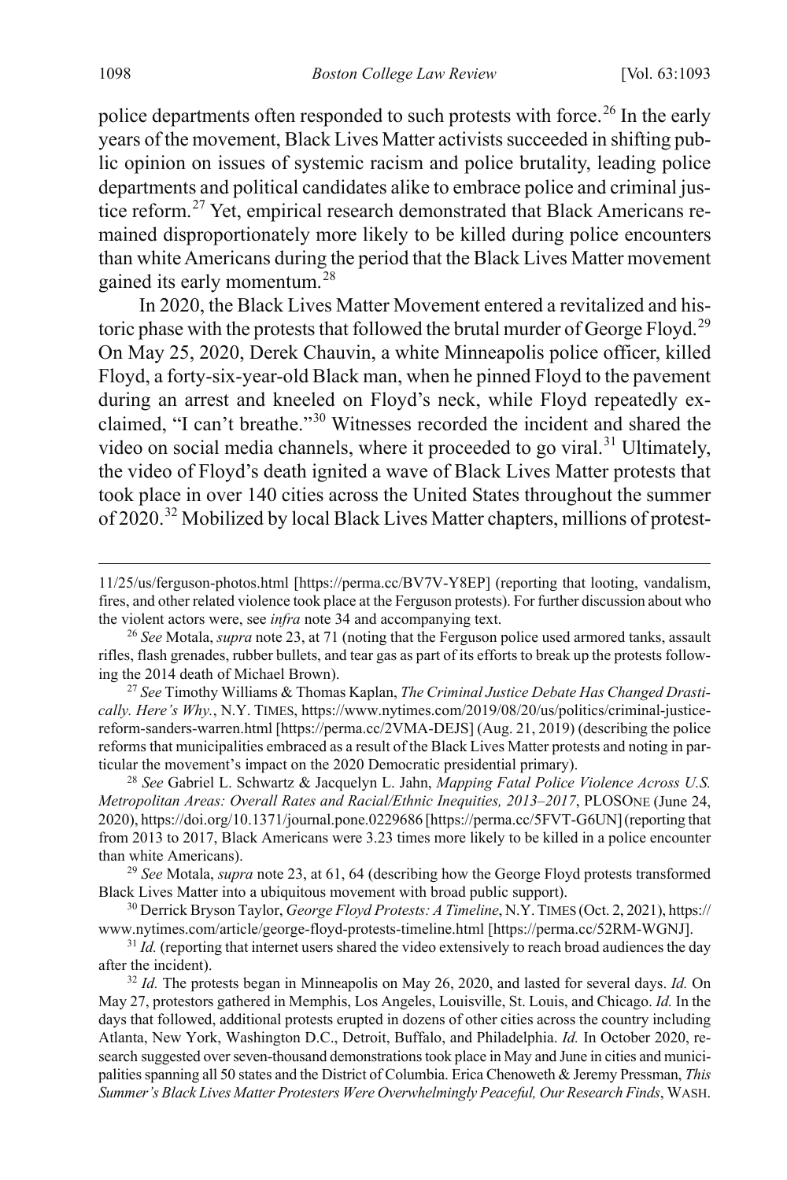police departments often responded to such protests with force.[26] In the early years of the movement, Black Lives Matter activists succeeded in shifting public opinion on issues of systemic racism and police brutality, leading police departments and political candidates alike to embrace police and criminal justice reform.[27] Yet, empirical research demonstrated that Black Americans remained disproportionately more likely to be killed during police encounters than white Americans during the period that the Black Lives Matter movement gained its early momentum.[28]

In 2020, the Black Lives Matter Movement entered a revitalized and historic phase with the protests that followed the brutal murder of George Floyd.[29] On May 25, 2020, Derek Chauvin, a white Minneapolis police officer, killed Floyd, a forty-six-year-old Black man, when he pinned Floyd to the pavement during an arrest and kneeled on Floyd's neck, while Floyd repeatedly exclaimed, "I can't breathe."[30] Witnesses recorded the incident and shared the video on social media channels, where it proceeded to go viral.[31] Ultimately, the video of Floyd's death ignited a wave of Black Lives Matter protests that took place in over 140 cities across the United States throughout the summer of 2020.[32] Mobilized by local Black Lives Matter chapters, millions of protest-

---

11/25/us/ferguson-photos.html [https://perma.cc/BV7V-Y8EP] (reporting that looting, vandalism, fires, and other related violence took place at the Ferguson protests). For further discussion about who the violent actors were, see *infra* note 34 and accompanying text.

[26] *See* Motala, *supra* note 23, at 71 (noting that the Ferguson police used armored tanks, assault rifles, flash grenades, rubber bullets, and tear gas as part of its efforts to break up the protests following the 2014 death of Michael Brown).

[27] *See* Timothy Williams & Thomas Kaplan, *The Criminal Justice Debate Has Changed Drastically. Here's Why.*, N.Y. TIMES, https://www.nytimes.com/2019/08/20/us/politics/criminal-justice-reform-sanders-warren.html [https://perma.cc/2VMA-DEJS] (Aug. 21, 2019) (describing the police reforms that municipalities embraced as a result of the Black Lives Matter protests and noting in particular the movement's impact on the 2020 Democratic presidential primary).

[28] *See* Gabriel L. Schwartz & Jacquelyn L. Jahn, *Mapping Fatal Police Violence Across U.S. Metropolitan Areas: Overall Rates and Racial/Ethnic Inequities, 2013–2017*, PLOSONE (June 24, 2020), https://doi.org/10.1371/journal.pone.0229686 [https://perma.cc/5FVT-G6UN] (reporting that from 2013 to 2017, Black Americans were 3.23 times more likely to be killed in a police encounter than white Americans).

[29] *See* Motala, *supra* note 23, at 61, 64 (describing how the George Floyd protests transformed Black Lives Matter into a ubiquitous movement with broad public support).

[30] Derrick Bryson Taylor, *George Floyd Protests: A Timeline*, N.Y. TIMES (Oct. 2, 2021), https://www.nytimes.com/article/george-floyd-protests-timeline.html [https://perma.cc/52RM-WGNJ].

[31] *Id.* (reporting that internet users shared the video extensively to reach broad audiences the day after the incident).

[32] *Id.* The protests began in Minneapolis on May 26, 2020, and lasted for several days. *Id.* On May 27, protestors gathered in Memphis, Los Angeles, Louisville, St. Louis, and Chicago. *Id.* In the days that followed, additional protests erupted in dozens of other cities across the country including Atlanta, New York, Washington D.C., Detroit, Buffalo, and Philadelphia. *Id.* In October 2020, research suggested over seven-thousand demonstrations took place in May and June in cities and municipalities spanning all 50 states and the District of Columbia. Erica Chenoweth & Jeremy Pressman, *This Summer's Black Lives Matter Protesters Were Overwhelmingly Peaceful, Our Research Finds*, WASH.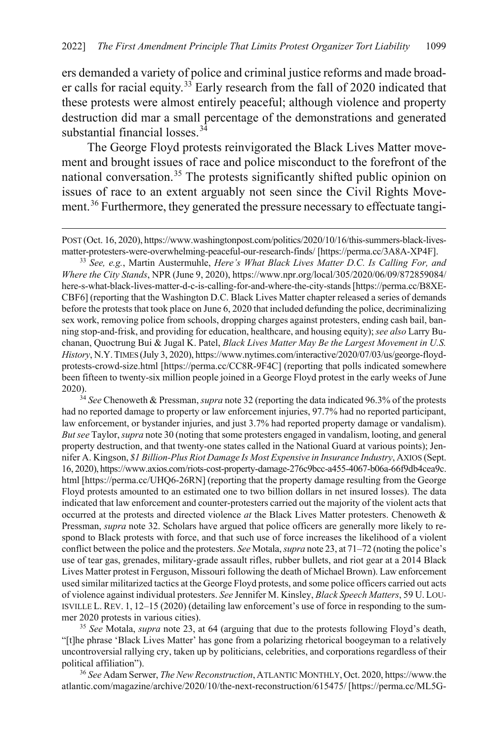ers demanded a variety of police and criminal justice reforms and made broader calls for racial equity.[33] Early research from the fall of 2020 indicated that these protests were almost entirely peaceful; although violence and property destruction did mar a small percentage of the demonstrations and generated substantial financial losses.[34]

The George Floyd protests reinvigorated the Black Lives Matter movement and brought issues of race and police misconduct to the forefront of the national conversation.[35] The protests significantly shifted public opinion on issues of race to an extent arguably not seen since the Civil Rights Movement.[36] Furthermore, they generated the pressure necessary to effectuate tangi-

---

POST (Oct. 16, 2020), https://www.washingtonpost.com/politics/2020/10/16/this-summers-black-lives-matter-protesters-were-overwhelming-peaceful-our-research-finds/ [https://perma.cc/3A8A-XP4F].

[33] *See, e.g.*, Martin Austermuhle, *Here's What Black Lives Matter D.C. Is Calling For, and Where the City Stands*, NPR (June 9, 2020), https://www.npr.org/local/305/2020/06/09/872859084/here-s-what-black-lives-matter-d-c-is-calling-for-and-where-the-city-stands [https://perma.cc/B8XE-CBF6] (reporting that the Washington D.C. Black Lives Matter chapter released a series of demands before the protests that took place on June 6, 2020 that included defunding the police, decriminalizing sex work, removing police from schools, dropping charges against protesters, ending cash bail, banning stop-and-frisk, and providing for education, healthcare, and housing equity); *see also* Larry Buchanan, Quoctrung Bui & Jugal K. Patel, *Black Lives Matter May Be the Largest Movement in U.S. History*, N.Y. TIMES (July 3, 2020), https://www.nytimes.com/interactive/2020/07/03/us/george-floyd-protests-crowd-size.html [https://perma.cc/CC8R-9F4C] (reporting that polls indicated somewhere been fifteen to twenty-six million people joined in a George Floyd protest in the early weeks of June 2020).

[34] *See* Chenoweth & Pressman, *supra* note 32 (reporting the data indicated 96.3% of the protests had no reported damage to property or law enforcement injuries, 97.7% had no reported participant, law enforcement, or bystander injuries, and just 3.7% had reported property damage or vandalism). *But see* Taylor, *supra* note 30 (noting that some protesters engaged in vandalism, looting, and general property destruction, and that twenty-one states called in the National Guard at various points); Jennifer A. Kingson, *$1 Billion-Plus Riot Damage Is Most Expensive in Insurance Industry*, AXIOS (Sept. 16, 2020), https://www.axios.com/riots-cost-property-damage-276c9bcc-a455-4067-b06a-66f9db4cea9c.html [https://perma.cc/UHQ6-26RN] (reporting that the property damage resulting from the George Floyd protests amounted to an estimated one to two billion dollars in net insured losses). The data indicated that law enforcement and counter-protesters carried out the majority of the violent acts that occurred at the protests and directed violence *at* the Black Lives Matter protesters. Chenoweth & Pressman, *supra* note 32. Scholars have argued that police officers are generally more likely to respond to Black protests with force, and that such use of force increases the likelihood of a violent conflict between the police and the protesters. *See* Motala, *supra* note 23, at 71–72 (noting the police's use of tear gas, grenades, military-grade assault rifles, rubber bullets, and riot gear at a 2014 Black Lives Matter protest in Ferguson, Missouri following the death of Michael Brown). Law enforcement used similar militarized tactics at the George Floyd protests, and some police officers carried out acts of violence against individual protesters. *See* Jennifer M. Kinsley, *Black Speech Matters*, 59 U. LOUISVILLE L. REV. 1, 12–15 (2020) (detailing law enforcement's use of force in responding to the summer 2020 protests in various cities).

[35] *See* Motala, *supra* note 23, at 64 (arguing that due to the protests following Floyd's death, "[t]he phrase 'Black Lives Matter' has gone from a polarizing rhetorical boogeyman to a relatively uncontroversial rallying cry, taken up by politicians, celebrities, and corporations regardless of their political affiliation").

[36] *See* Adam Serwer, *The New Reconstruction*, ATLANTIC MONTHLY, Oct. 2020, https://www.theatlantic.com/magazine/archive/2020/10/the-next-reconstruction/615475/ [https://perma.cc/ML5G-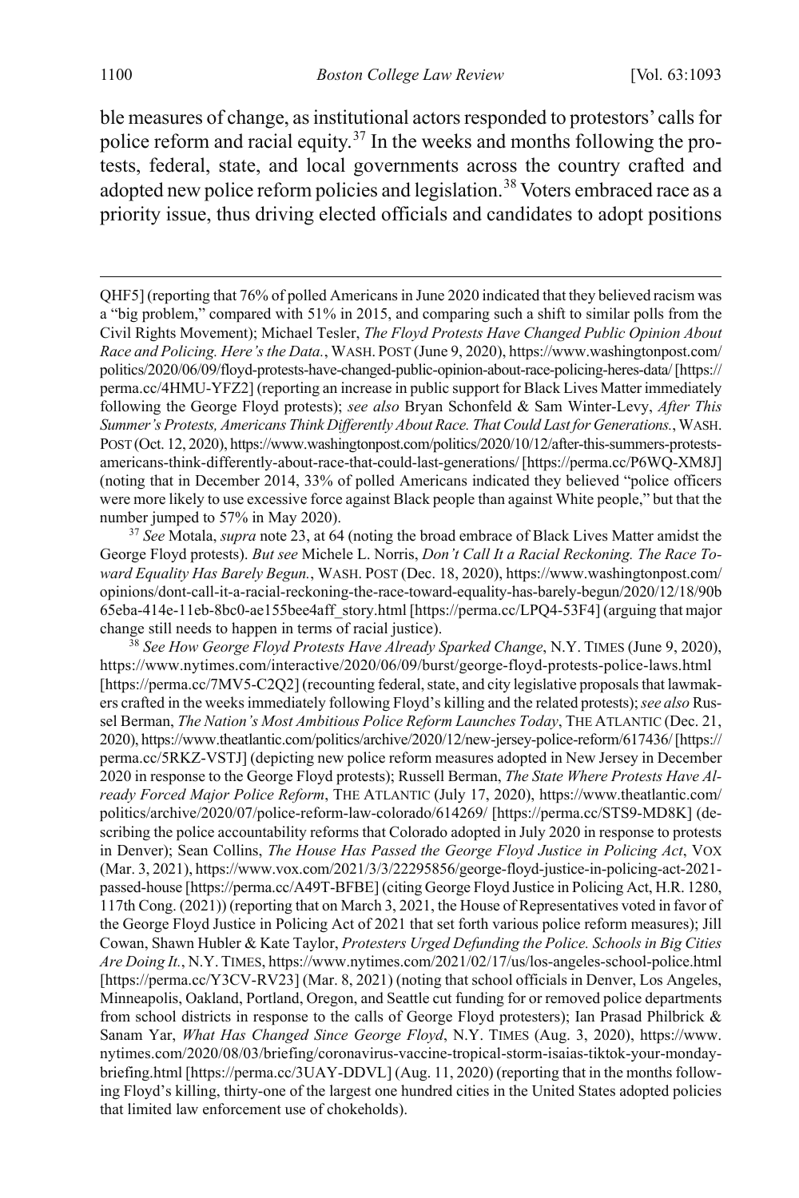ble measures of change, as institutional actors responded to protestors' calls for police reform and racial equity.[37] In the weeks and months following the protests, federal, state, and local governments across the country crafted and adopted new police reform policies and legislation.[38] Voters embraced race as a priority issue, thus driving elected officials and candidates to adopt positions

QHF5] (reporting that 76% of polled Americans in June 2020 indicated that they believed racism was a "big problem," compared with 51% in 2015, and comparing such a shift to similar polls from the Civil Rights Movement); Michael Tesler, *The Floyd Protests Have Changed Public Opinion About Race and Policing. Here's the Data.*, WASH. POST (June 9, 2020), https://www.washingtonpost.com/politics/2020/06/09/floyd-protests-have-changed-public-opinion-about-race-policing-heres-data/ [https://perma.cc/4HMU-YFZ2] (reporting an increase in public support for Black Lives Matter immediately following the George Floyd protests); *see also* Bryan Schonfeld & Sam Winter-Levy, *After This Summer's Protests, Americans Think Differently About Race. That Could Last for Generations.*, WASH. POST (Oct. 12, 2020), https://www.washingtonpost.com/politics/2020/10/12/after-this-summers-protests-americans-think-differently-about-race-that-could-last-generations/ [https://perma.cc/P6WQ-XM8J] (noting that in December 2014, 33% of polled Americans indicated they believed "police officers were more likely to use excessive force against Black people than against White people," but that the number jumped to 57% in May 2020).

[37] *See* Motala, *supra* note 23, at 64 (noting the broad embrace of Black Lives Matter amidst the George Floyd protests). *But see* Michele L. Norris, *Don't Call It a Racial Reckoning. The Race Toward Equality Has Barely Begun.*, WASH. POST (Dec. 18, 2020), https://www.washingtonpost.com/opinions/dont-call-it-a-racial-reckoning-the-race-toward-equality-has-barely-begun/2020/12/18/90b65eba-414e-11eb-8bc0-ae155bee4aff_story.html [https://perma.cc/LPQ4-53F4] (arguing that major change still needs to happen in terms of racial justice).

[38] *See How George Floyd Protests Have Already Sparked Change*, N.Y. TIMES (June 9, 2020), https://www.nytimes.com/interactive/2020/06/09/burst/george-floyd-protests-police-laws.html [https://perma.cc/7MV5-C2Q2] (recounting federal, state, and city legislative proposals that lawmakers crafted in the weeks immediately following Floyd's killing and the related protests); *see also* Russel Berman, *The Nation's Most Ambitious Police Reform Launches Today*, THE ATLANTIC (Dec. 21, 2020), https://www.theatlantic.com/politics/archive/2020/12/new-jersey-police-reform/617436/ [https://perma.cc/5RKZ-VSTJ] (depicting new police reform measures adopted in New Jersey in December 2020 in response to the George Floyd protests); Russell Berman, *The State Where Protests Have Already Forced Major Police Reform*, THE ATLANTIC (July 17, 2020), https://www.theatlantic.com/politics/archive/2020/07/police-reform-law-colorado/614269/ [https://perma.cc/STS9-MD8K] (describing the police accountability reforms that Colorado adopted in July 2020 in response to protests in Denver); Sean Collins, *The House Has Passed the George Floyd Justice in Policing Act*, VOX (Mar. 3, 2021), https://www.vox.com/2021/3/3/22295856/george-floyd-justice-in-policing-act-2021-passed-house [https://perma.cc/A49T-BFBE] (citing George Floyd Justice in Policing Act, H.R. 1280, 117th Cong. (2021)) (reporting that on March 3, 2021, the House of Representatives voted in favor of the George Floyd Justice in Policing Act of 2021 that set forth various police reform measures); Jill Cowan, Shawn Hubler & Kate Taylor, *Protesters Urged Defunding the Police. Schools in Big Cities Are Doing It.*, N.Y. TIMES, https://www.nytimes.com/2021/02/17/us/los-angeles-school-police.html [https://perma.cc/Y3CV-RV23] (Mar. 8, 2021) (noting that school officials in Denver, Los Angeles, Minneapolis, Oakland, Portland, Oregon, and Seattle cut funding for or removed police departments from school districts in response to the calls of George Floyd protesters); Ian Prasad Philbrick & Sanam Yar, *What Has Changed Since George Floyd*, N.Y. TIMES (Aug. 3, 2020), https://www.nytimes.com/2020/08/03/briefing/coronavirus-vaccine-tropical-storm-isaias-tiktok-your-monday-briefing.html [https://perma.cc/3UAY-DDVL] (Aug. 11, 2020) (reporting that in the months following Floyd's killing, thirty-one of the largest one hundred cities in the United States adopted policies that limited law enforcement use of chokeholds).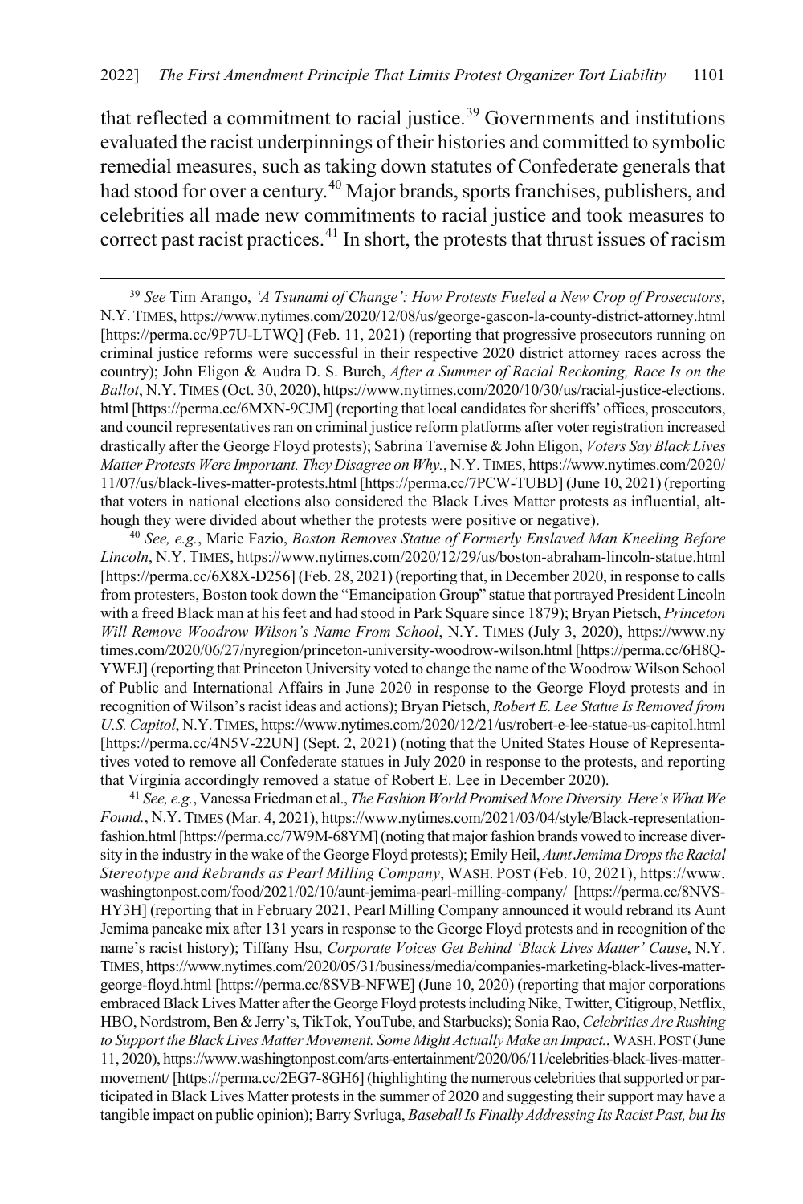that reflected a commitment to racial justice.[39] Governments and institutions evaluated the racist underpinnings of their histories and committed to symbolic remedial measures, such as taking down statutes of Confederate generals that had stood for over a century.[40] Major brands, sports franchises, publishers, and celebrities all made new commitments to racial justice and took measures to correct past racist practices.[41] In short, the protests that thrust issues of racism

---

[39] *See* Tim Arango, *'A Tsunami of Change': How Protests Fueled a New Crop of Prosecutors*, N.Y. TIMES, https://www.nytimes.com/2020/12/08/us/george-gascon-la-county-district-attorney.html [https://perma.cc/9P7U-LTWQ] (Feb. 11, 2021) (reporting that progressive prosecutors running on criminal justice reforms were successful in their respective 2020 district attorney races across the country); John Eligon & Audra D. S. Burch, *After a Summer of Racial Reckoning, Race Is on the Ballot*, N.Y. TIMES (Oct. 30, 2020), https://www.nytimes.com/2020/10/30/us/racial-justice-elections.html [https://perma.cc/6MXN-9CJM] (reporting that local candidates for sheriffs' offices, prosecutors, and council representatives ran on criminal justice reform platforms after voter registration increased drastically after the George Floyd protests); Sabrina Tavernise & John Eligon, *Voters Say Black Lives Matter Protests Were Important. They Disagree on Why.*, N.Y. TIMES, https://www.nytimes.com/2020/11/07/us/black-lives-matter-protests.html [https://perma.cc/7PCW-TUBD] (June 10, 2021) (reporting that voters in national elections also considered the Black Lives Matter protests as influential, although they were divided about whether the protests were positive or negative).

[40] *See, e.g.*, Marie Fazio, *Boston Removes Statue of Formerly Enslaved Man Kneeling Before Lincoln*, N.Y. TIMES, https://www.nytimes.com/2020/12/29/us/boston-abraham-lincoln-statue.html [https://perma.cc/6X8X-D256] (Feb. 28, 2021) (reporting that, in December 2020, in response to calls from protesters, Boston took down the "Emancipation Group" statue that portrayed President Lincoln with a freed Black man at his feet and had stood in Park Square since 1879); Bryan Pietsch, *Princeton Will Remove Woodrow Wilson's Name From School*, N.Y. TIMES (July 3, 2020), https://www.nytimes.com/2020/06/27/nyregion/princeton-university-woodrow-wilson.html [https://perma.cc/6H8Q-YWEJ] (reporting that Princeton University voted to change the name of the Woodrow Wilson School of Public and International Affairs in June 2020 in response to the George Floyd protests and in recognition of Wilson's racist ideas and actions); Bryan Pietsch, *Robert E. Lee Statue Is Removed from U.S. Capitol*, N.Y. TIMES, https://www.nytimes.com/2020/12/21/us/robert-e-lee-statue-us-capitol.html [https://perma.cc/4N5V-22UN] (Sept. 2, 2021) (noting that the United States House of Representatives voted to remove all Confederate statues in July 2020 in response to the protests, and reporting that Virginia accordingly removed a statue of Robert E. Lee in December 2020).

[41] *See, e.g.*, Vanessa Friedman et al., *The Fashion World Promised More Diversity. Here's What We Found.*, N.Y. TIMES (Mar. 4, 2021), https://www.nytimes.com/2021/03/04/style/Black-representation-fashion.html [https://perma.cc/7W9M-68YM] (noting that major fashion brands vowed to increase diversity in the industry in the wake of the George Floyd protests); Emily Heil, *Aunt Jemima Drops the Racial Stereotype and Rebrands as Pearl Milling Company*, WASH. POST (Feb. 10, 2021), https://www.washingtonpost.com/food/2021/02/10/aunt-jemima-pearl-milling-company/ [https://perma.cc/8NVS-HY3H] (reporting that in February 2021, Pearl Milling Company announced it would rebrand its Aunt Jemima pancake mix after 131 years in response to the George Floyd protests and in recognition of the name's racist history); Tiffany Hsu, *Corporate Voices Get Behind 'Black Lives Matter' Cause*, N.Y. TIMES, https://www.nytimes.com/2020/05/31/business/media/companies-marketing-black-lives-matter-george-floyd.html [https://perma.cc/8SVB-NFWE] (June 10, 2020) (reporting that major corporations embraced Black Lives Matter after the George Floyd protests including Nike, Twitter, Citigroup, Netflix, HBO, Nordstrom, Ben & Jerry's, TikTok, YouTube, and Starbucks); Sonia Rao, *Celebrities Are Rushing to Support the Black Lives Matter Movement. Some Might Actually Make an Impact.*, WASH. POST (June 11, 2020), https://www.washingtonpost.com/arts-entertainment/2020/06/11/celebrities-black-lives-matter-movement/ [https://perma.cc/2EG7-8GH6] (highlighting the numerous celebrities that supported or participated in Black Lives Matter protests in the summer of 2020 and suggesting their support may have a tangible impact on public opinion); Barry Svrluga, *Baseball Is Finally Addressing Its Racist Past, but Its*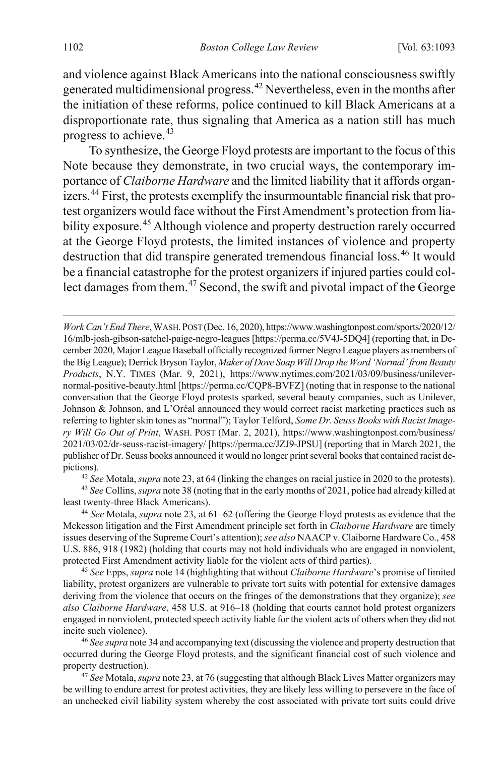and violence against Black Americans into the national consciousness swiftly generated multidimensional progress.[42] Nevertheless, even in the months after the initiation of these reforms, police continued to kill Black Americans at a disproportionate rate, thus signaling that America as a nation still has much progress to achieve.[43]

To synthesize, the George Floyd protests are important to the focus of this Note because they demonstrate, in two crucial ways, the contemporary importance of *Claiborne Hardware* and the limited liability that it affords organizers.[44] First, the protests exemplify the insurmountable financial risk that protest organizers would face without the First Amendment's protection from liability exposure.[45] Although violence and property destruction rarely occurred at the George Floyd protests, the limited instances of violence and property destruction that did transpire generated tremendous financial loss.[46] It would be a financial catastrophe for the protest organizers if injured parties could collect damages from them.[47] Second, the swift and pivotal impact of the George

*Work Can't End There*, WASH. POST (Dec. 16, 2020), https://www.washingtonpost.com/sports/2020/12/16/mlb-josh-gibson-satchel-paige-negro-leagues [https://perma.cc/5V4J-5DQ4] (reporting that, in December 2020, Major League Baseball officially recognized former Negro League players as members of the Big League); Derrick Bryson Taylor, *Maker of Dove Soap Will Drop the Word 'Normal' from Beauty Products*, N.Y. TIMES (Mar. 9, 2021), https://www.nytimes.com/2021/03/09/business/unilever-normal-positive-beauty.html [https://perma.cc/CQP8-BVFZ] (noting that in response to the national conversation that the George Floyd protests sparked, several beauty companies, such as Unilever, Johnson & Johnson, and L'Oréal announced they would correct racist marketing practices such as referring to lighter skin tones as "normal"); Taylor Telford, *Some Dr. Seuss Books with Racist Imagery Will Go Out of Print*, WASH. POST (Mar. 2, 2021), https://www.washingtonpost.com/business/2021/03/02/dr-seuss-racist-imagery/ [https://perma.cc/JZJ9-JPSU] (reporting that in March 2021, the publisher of Dr. Seuss books announced it would no longer print several books that contained racist depictions).

[42] *See* Motala, *supra* note 23, at 64 (linking the changes on racial justice in 2020 to the protests).

[43] *See* Collins, *supra* note 38 (noting that in the early months of 2021, police had already killed at least twenty-three Black Americans).

[44] *See* Motala, *supra* note 23, at 61–62 (offering the George Floyd protests as evidence that the Mckesson litigation and the First Amendment principle set forth in *Claiborne Hardware* are timely issues deserving of the Supreme Court's attention); *see also* NAACP v. Claiborne Hardware Co., 458 U.S. 886, 918 (1982) (holding that courts may not hold individuals who are engaged in nonviolent, protected First Amendment activity liable for the violent acts of third parties).

[45] *See* Epps, *supra* note 14 (highlighting that without *Claiborne Hardware*'s promise of limited liability, protest organizers are vulnerable to private tort suits with potential for extensive damages deriving from the violence that occurs on the fringes of the demonstrations that they organize); *see also Claiborne Hardware*, 458 U.S. at 916–18 (holding that courts cannot hold protest organizers engaged in nonviolent, protected speech activity liable for the violent acts of others when they did not incite such violence).

[46] *See supra* note 34 and accompanying text (discussing the violence and property destruction that occurred during the George Floyd protests, and the significant financial cost of such violence and property destruction).

[47] *See* Motala, *supra* note 23, at 76 (suggesting that although Black Lives Matter organizers may be willing to endure arrest for protest activities, they are likely less willing to persevere in the face of an unchecked civil liability system whereby the cost associated with private tort suits could drive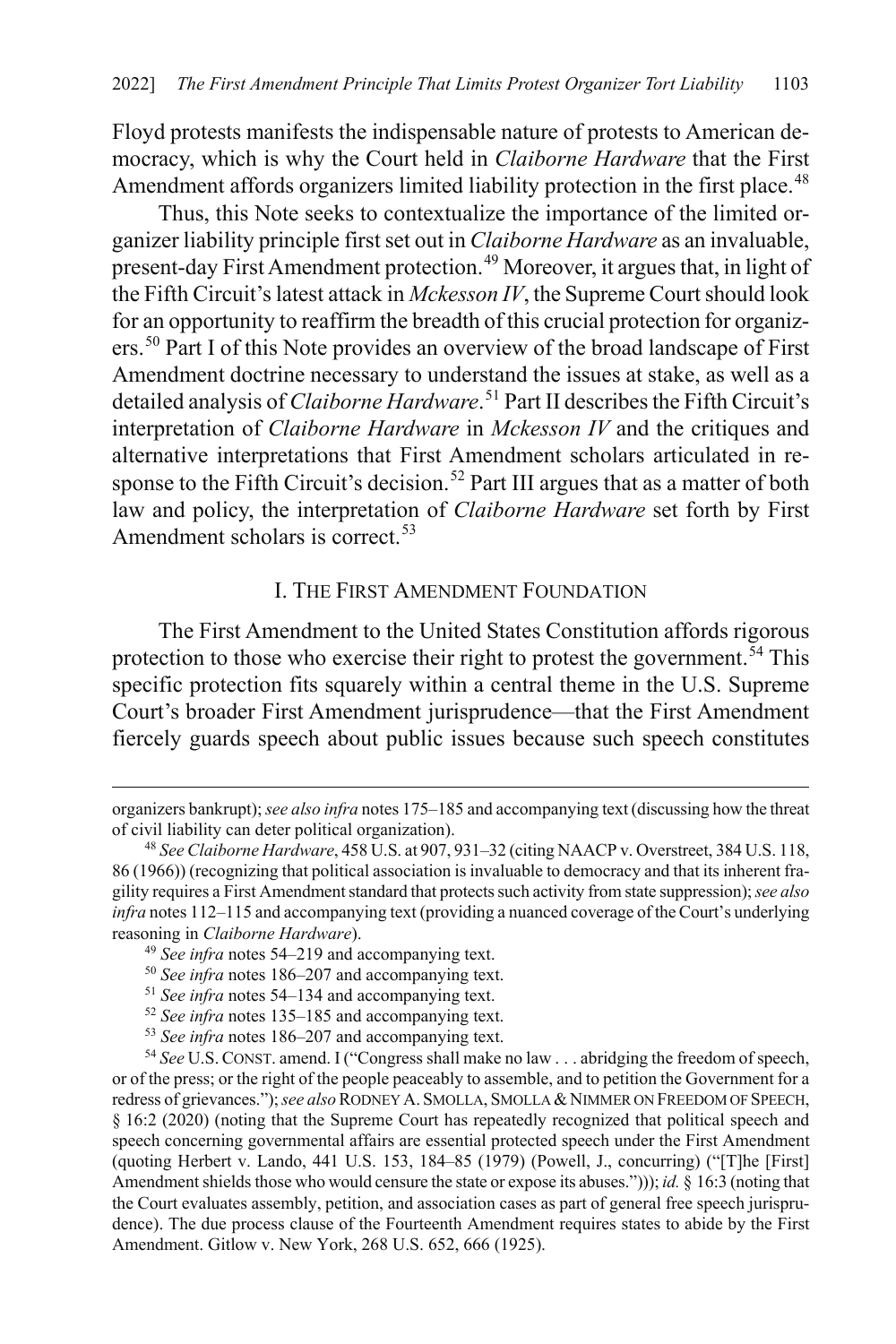Floyd protests manifests the indispensable nature of protests to American democracy, which is why the Court held in *Claiborne Hardware* that the First Amendment affords organizers limited liability protection in the first place.[48]

Thus, this Note seeks to contextualize the importance of the limited organizer liability principle first set out in *Claiborne Hardware* as an invaluable, present-day First Amendment protection.[49] Moreover, it argues that, in light of the Fifth Circuit's latest attack in *Mckesson IV*, the Supreme Court should look for an opportunity to reaffirm the breadth of this crucial protection for organizers.[50] Part I of this Note provides an overview of the broad landscape of First Amendment doctrine necessary to understand the issues at stake, as well as a detailed analysis of *Claiborne Hardware*.[51] Part II describes the Fifth Circuit's interpretation of *Claiborne Hardware* in *Mckesson IV* and the critiques and alternative interpretations that First Amendment scholars articulated in response to the Fifth Circuit's decision.[52] Part III argues that as a matter of both law and policy, the interpretation of *Claiborne Hardware* set forth by First Amendment scholars is correct.[53]

## I. The First Amendment Foundation

The First Amendment to the United States Constitution affords rigorous protection to those who exercise their right to protest the government.[54] This specific protection fits squarely within a central theme in the U.S. Supreme Court's broader First Amendment jurisprudence—that the First Amendment fiercely guards speech about public issues because such speech constitutes

---

organizers bankrupt); *see also infra* notes 175–185 and accompanying text (discussing how the threat of civil liability can deter political organization).

[48] *See Claiborne Hardware*, 458 U.S. at 907, 931–32 (citing NAACP v. Overstreet, 384 U.S. 118, 86 (1966)) (recognizing that political association is invaluable to democracy and that its inherent fragility requires a First Amendment standard that protects such activity from state suppression); *see also infra* notes 112–115 and accompanying text (providing a nuanced coverage of the Court's underlying reasoning in *Claiborne Hardware*).

[49] *See infra* notes 54–219 and accompanying text.

[50] *See infra* notes 186–207 and accompanying text.

[51] *See infra* notes 54–134 and accompanying text.

[52] *See infra* notes 135–185 and accompanying text.

[53] *See infra* notes 186–207 and accompanying text.

[54] *See* U.S. Const. amend. I ("Congress shall make no law . . . abridging the freedom of speech, or of the press; or the right of the people peaceably to assemble, and to petition the Government for a redress of grievances."); *see also* Rodney A. Smolla, Smolla & Nimmer on Freedom of Speech, § 16:2 (2020) (noting that the Supreme Court has repeatedly recognized that political speech and speech concerning governmental affairs are essential protected speech under the First Amendment (quoting Herbert v. Lando, 441 U.S. 153, 184–85 (1979) (Powell, J., concurring) ("[T]he [First] Amendment shields those who would censure the state or expose its abuses."))); *id.* § 16:3 (noting that the Court evaluates assembly, petition, and association cases as part of general free speech jurisprudence). The due process clause of the Fourteenth Amendment requires states to abide by the First Amendment. Gitlow v. New York, 268 U.S. 652, 666 (1925).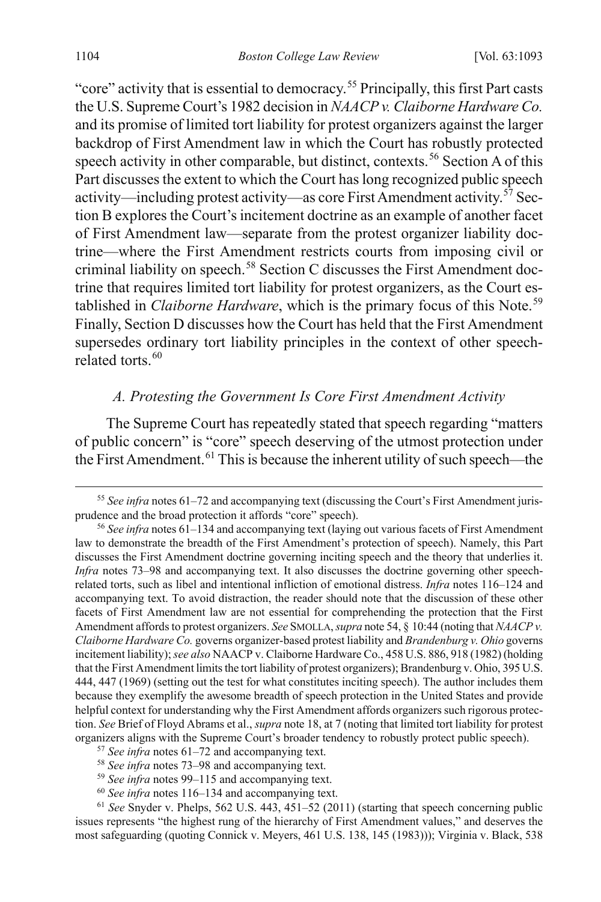"core" activity that is essential to democracy.[55] Principally, this first Part casts the U.S. Supreme Court's 1982 decision in *NAACP v. Claiborne Hardware Co.* and its promise of limited tort liability for protest organizers against the larger backdrop of First Amendment law in which the Court has robustly protected speech activity in other comparable, but distinct, contexts.[56] Section A of this Part discusses the extent to which the Court has long recognized public speech activity—including protest activity—as core First Amendment activity.[57] Section B explores the Court's incitement doctrine as an example of another facet of First Amendment law—separate from the protest organizer liability doctrine—where the First Amendment restricts courts from imposing civil or criminal liability on speech.[58] Section C discusses the First Amendment doctrine that requires limited tort liability for protest organizers, as the Court established in *Claiborne Hardware*, which is the primary focus of this Note.[59] Finally, Section D discusses how the Court has held that the First Amendment supersedes ordinary tort liability principles in the context of other speech-related torts.[60]

### *A. Protesting the Government Is Core First Amendment Activity*

The Supreme Court has repeatedly stated that speech regarding "matters of public concern" is "core" speech deserving of the utmost protection under the First Amendment.[61] This is because the inherent utility of such speech—the

---

[55] *See infra* notes 61–72 and accompanying text (discussing the Court's First Amendment jurisprudence and the broad protection it affords "core" speech).

[56] *See infra* notes 61–134 and accompanying text (laying out various facets of First Amendment law to demonstrate the breadth of the First Amendment's protection of speech). Namely, this Part discusses the First Amendment doctrine governing inciting speech and the theory that underlies it. *Infra* notes 73–98 and accompanying text. It also discusses the doctrine governing other speech-related torts, such as libel and intentional infliction of emotional distress. *Infra* notes 116–124 and accompanying text. To avoid distraction, the reader should note that the discussion of these other facets of First Amendment law are not essential for comprehending the protection that the First Amendment affords to protest organizers. *See* SMOLLA, *supra* note 54, § 10:44 (noting that *NAACP v. Claiborne Hardware Co.* governs organizer-based protest liability and *Brandenburg v. Ohio* governs incitement liability); *see also* NAACP v. Claiborne Hardware Co., 458 U.S. 886, 918 (1982) (holding that the First Amendment limits the tort liability of protest organizers); Brandenburg v. Ohio, 395 U.S. 444, 447 (1969) (setting out the test for what constitutes inciting speech). The author includes them because they exemplify the awesome breadth of speech protection in the United States and provide helpful context for understanding why the First Amendment affords organizers such rigorous protection. *See* Brief of Floyd Abrams et al., *supra* note 18, at 7 (noting that limited tort liability for protest organizers aligns with the Supreme Court's broader tendency to robustly protect public speech).

[57] *See infra* notes 61–72 and accompanying text.

[58] *See infra* notes 73–98 and accompanying text.

[59] *See infra* notes 99–115 and accompanying text.

[60] *See infra* notes 116–134 and accompanying text.

[61] *See* Snyder v. Phelps, 562 U.S. 443, 451–52 (2011) (starting that speech concerning public issues represents "the highest rung of the hierarchy of First Amendment values," and deserves the most safeguarding (quoting Connick v. Meyers, 461 U.S. 138, 145 (1983))); Virginia v. Black, 538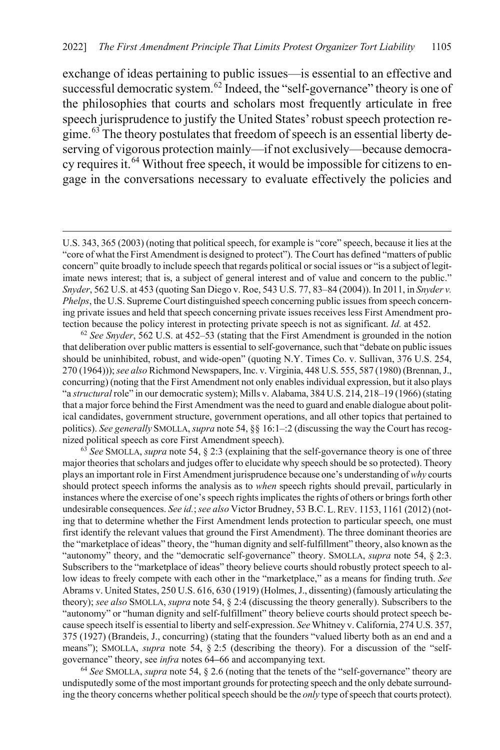exchange of ideas pertaining to public issues—is essential to an effective and successful democratic system.[62] Indeed, the "self-governance" theory is one of the philosophies that courts and scholars most frequently articulate in free speech jurisprudence to justify the United States' robust speech protection regime.[63] The theory postulates that freedom of speech is an essential liberty deserving of vigorous protection mainly—if not exclusively—because democracy requires it.[64] Without free speech, it would be impossible for citizens to engage in the conversations necessary to evaluate effectively the policies and

---

U.S. 343, 365 (2003) (noting that political speech, for example is "core" speech, because it lies at the "core of what the First Amendment is designed to protect"). The Court has defined "matters of public concern" quite broadly to include speech that regards political or social issues or "is a subject of legitimate news interest; that is, a subject of general interest and of value and concern to the public." *Snyder*, 562 U.S. at 453 (quoting San Diego v. Roe, 543 U.S. 77, 83–84 (2004)). In 2011, in *Snyder v. Phelps*, the U.S. Supreme Court distinguished speech concerning public issues from speech concerning private issues and held that speech concerning private issues receives less First Amendment protection because the policy interest in protecting private speech is not as significant. *Id.* at 452.

[62] *See Snyder*, 562 U.S. at 452–53 (stating that the First Amendment is grounded in the notion that deliberation over public matters is essential to self-governance, such that "debate on public issues should be uninhibited, robust, and wide-open" (quoting N.Y. Times Co. v. Sullivan, 376 U.S. 254, 270 (1964))); *see also* Richmond Newspapers, Inc. v. Virginia, 448 U.S. 555, 587 (1980) (Brennan, J., concurring) (noting that the First Amendment not only enables individual expression, but it also plays "a *structural* role" in our democratic system); Mills v. Alabama, 384 U.S. 214, 218–19 (1966) (stating that a major force behind the First Amendment was the need to guard and enable dialogue about political candidates, government structure, government operations, and all other topics that pertained to politics). *See generally* SMOLLA, *supra* note 54, §§ 16:1–:2 (discussing the way the Court has recognized political speech as core First Amendment speech).

[63] *See* SMOLLA, *supra* note 54, § 2:3 (explaining that the self-governance theory is one of three major theories that scholars and judges offer to elucidate why speech should be so protected). Theory plays an important role in First Amendment jurisprudence because one's understanding of *why* courts should protect speech informs the analysis as to *when* speech rights should prevail, particularly in instances where the exercise of one's speech rights implicates the rights of others or brings forth other undesirable consequences. *See id.*; *see also* Victor Brudney, 53 B.C. L. REV. 1153, 1161 (2012) (noting that to determine whether the First Amendment lends protection to particular speech, one must first identify the relevant values that ground the First Amendment). The three dominant theories are the "marketplace of ideas" theory, the "human dignity and self-fulfillment" theory, also known as the "autonomy" theory, and the "democratic self-governance" theory. SMOLLA, *supra* note 54, § 2:3. Subscribers to the "marketplace of ideas" theory believe courts should robustly protect speech to allow ideas to freely compete with each other in the "marketplace," as a means for finding truth. *See* Abrams v. United States, 250 U.S. 616, 630 (1919) (Holmes, J., dissenting) (famously articulating the theory); *see also* SMOLLA, *supra* note 54, § 2:4 (discussing the theory generally). Subscribers to the "autonomy" or "human dignity and self-fulfillment" theory believe courts should protect speech because speech itself is essential to liberty and self-expression. *See* Whitney v. California, 274 U.S. 357, 375 (1927) (Brandeis, J., concurring) (stating that the founders "valued liberty both as an end and a means"); SMOLLA, *supra* note 54, § 2:5 (describing the theory). For a discussion of the "self-governance" theory, see *infra* notes 64–66 and accompanying text.

[64] *See* SMOLLA, *supra* note 54, § 2.6 (noting that the tenets of the "self-governance" theory are undisputedly some of the most important grounds for protecting speech and the only debate surrounding the theory concerns whether political speech should be the *only* type of speech that courts protect).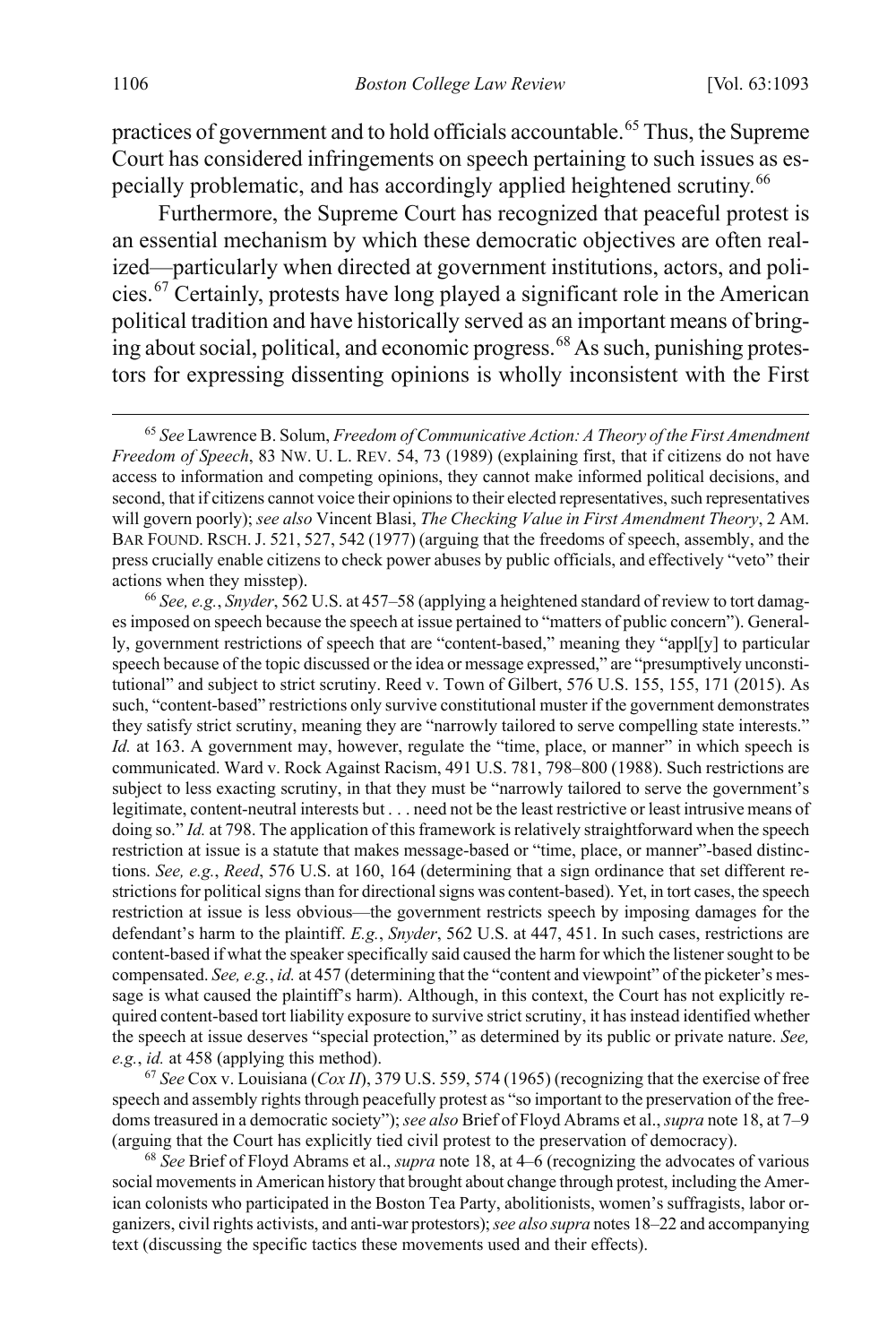practices of government and to hold officials accountable.[65] Thus, the Supreme Court has considered infringements on speech pertaining to such issues as especially problematic, and has accordingly applied heightened scrutiny.[66]

Furthermore, the Supreme Court has recognized that peaceful protest is an essential mechanism by which these democratic objectives are often realized—particularly when directed at government institutions, actors, and policies.[67] Certainly, protests have long played a significant role in the American political tradition and have historically served as an important means of bringing about social, political, and economic progress.[68] As such, punishing protestors for expressing dissenting opinions is wholly inconsistent with the First

---

[65] *See* Lawrence B. Solum, *Freedom of Communicative Action: A Theory of the First Amendment Freedom of Speech*, 83 NW. U. L. REV. 54, 73 (1989) (explaining first, that if citizens do not have access to information and competing opinions, they cannot make informed political decisions, and second, that if citizens cannot voice their opinions to their elected representatives, such representatives will govern poorly); *see also* Vincent Blasi, *The Checking Value in First Amendment Theory*, 2 AM. BAR FOUND. RSCH. J. 521, 527, 542 (1977) (arguing that the freedoms of speech, assembly, and the press crucially enable citizens to check power abuses by public officials, and effectively "veto" their actions when they misstep).

[66] *See, e.g.*, *Snyder*, 562 U.S. at 457–58 (applying a heightened standard of review to tort damages imposed on speech because the speech at issue pertained to "matters of public concern"). Generally, government restrictions of speech that are "content-based," meaning they "appl[y] to particular speech because of the topic discussed or the idea or message expressed," are "presumptively unconstitutional" and subject to strict scrutiny. Reed v. Town of Gilbert, 576 U.S. 155, 155, 171 (2015). As such, "content-based" restrictions only survive constitutional muster if the government demonstrates they satisfy strict scrutiny, meaning they are "narrowly tailored to serve compelling state interests." *Id.* at 163. A government may, however, regulate the "time, place, or manner" in which speech is communicated. Ward v. Rock Against Racism, 491 U.S. 781, 798–800 (1988). Such restrictions are subject to less exacting scrutiny, in that they must be "narrowly tailored to serve the government's legitimate, content-neutral interests but . . . need not be the least restrictive or least intrusive means of doing so." *Id.* at 798. The application of this framework is relatively straightforward when the speech restriction at issue is a statute that makes message-based or "time, place, or manner"-based distinctions. *See, e.g.*, *Reed*, 576 U.S. at 160, 164 (determining that a sign ordinance that set different restrictions for political signs than for directional signs was content-based). Yet, in tort cases, the speech restriction at issue is less obvious—the government restricts speech by imposing damages for the defendant's harm to the plaintiff. *E.g.*, *Snyder*, 562 U.S. at 447, 451. In such cases, restrictions are content-based if what the speaker specifically said caused the harm for which the listener sought to be compensated. *See, e.g.*, *id.* at 457 (determining that the "content and viewpoint" of the picketer's message is what caused the plaintiff's harm). Although, in this context, the Court has not explicitly required content-based tort liability exposure to survive strict scrutiny, it has instead identified whether the speech at issue deserves "special protection," as determined by its public or private nature. *See, e.g.*, *id.* at 458 (applying this method).

[67] *See* Cox v. Louisiana (*Cox II*), 379 U.S. 559, 574 (1965) (recognizing that the exercise of free speech and assembly rights through peacefully protest as "so important to the preservation of the freedoms treasured in a democratic society"); *see also* Brief of Floyd Abrams et al., *supra* note 18, at 7–9 (arguing that the Court has explicitly tied civil protest to the preservation of democracy).

[68] *See* Brief of Floyd Abrams et al., *supra* note 18, at 4–6 (recognizing the advocates of various social movements in American history that brought about change through protest, including the American colonists who participated in the Boston Tea Party, abolitionists, women's suffragists, labor organizers, civil rights activists, and anti-war protestors); *see also supra* notes 18–22 and accompanying text (discussing the specific tactics these movements used and their effects).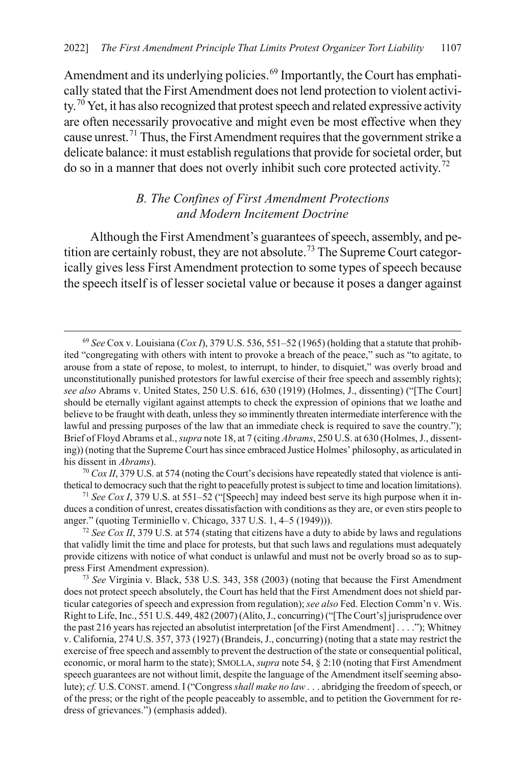Amendment and its underlying policies.[69] Importantly, the Court has emphatically stated that the First Amendment does not lend protection to violent activity.[70] Yet, it has also recognized that protest speech and related expressive activity are often necessarily provocative and might even be most effective when they cause unrest.[71] Thus, the First Amendment requires that the government strike a delicate balance: it must establish regulations that provide for societal order, but do so in a manner that does not overly inhibit such core protected activity.[72]

### *B. The Confines of First Amendment Protections and Modern Incitement Doctrine*

Although the First Amendment's guarantees of speech, assembly, and petition are certainly robust, they are not absolute.[73] The Supreme Court categorically gives less First Amendment protection to some types of speech because the speech itself is of lesser societal value or because it poses a danger against

---

[69] *See* Cox v. Louisiana (*Cox I*), 379 U.S. 536, 551–52 (1965) (holding that a statute that prohibited "congregating with others with intent to provoke a breach of the peace," such as "to agitate, to arouse from a state of repose, to molest, to interrupt, to hinder, to disquiet," was overly broad and unconstitutionally punished protestors for lawful exercise of their free speech and assembly rights); *see also* Abrams v. United States, 250 U.S. 616, 630 (1919) (Holmes, J., dissenting) ("[The Court] should be eternally vigilant against attempts to check the expression of opinions that we loathe and believe to be fraught with death, unless they so imminently threaten intermediate interference with the lawful and pressing purposes of the law that an immediate check is required to save the country."); Brief of Floyd Abrams et al., *supra* note 18, at 7 (citing *Abrams*, 250 U.S. at 630 (Holmes, J., dissenting)) (noting that the Supreme Court has since embraced Justice Holmes' philosophy, as articulated in his dissent in *Abrams*).

[70] *Cox II*, 379 U.S. at 574 (noting the Court's decisions have repeatedly stated that violence is antithetical to democracy such that the right to peacefully protest is subject to time and location limitations).

[71] *See Cox I*, 379 U.S. at 551–52 ("[Speech] may indeed best serve its high purpose when it induces a condition of unrest, creates dissatisfaction with conditions as they are, or even stirs people to anger." (quoting Terminiello v. Chicago, 337 U.S. 1, 4–5 (1949))).

[72] *See Cox II*, 379 U.S. at 574 (stating that citizens have a duty to abide by laws and regulations that validly limit the time and place for protests, but that such laws and regulations must adequately provide citizens with notice of what conduct is unlawful and must not be overly broad so as to suppress First Amendment expression).

[73] *See* Virginia v. Black, 538 U.S. 343, 358 (2003) (noting that because the First Amendment does not protect speech absolutely, the Court has held that the First Amendment does not shield particular categories of speech and expression from regulation); *see also* Fed. Election Comm'n v. Wis. Right to Life, Inc., 551 U.S. 449, 482 (2007) (Alito, J., concurring) ("[The Court's] jurisprudence over the past 216 years has rejected an absolutist interpretation [of the First Amendment] . . . ."); Whitney v. California, 274 U.S. 357, 373 (1927) (Brandeis, J., concurring) (noting that a state may restrict the exercise of free speech and assembly to prevent the destruction of the state or consequential political, economic, or moral harm to the state); SMOLLA, *supra* note 54, § 2:10 (noting that First Amendment speech guarantees are not without limit, despite the language of the Amendment itself seeming absolute); *cf.* U.S. CONST. amend. I ("Congress *shall make no law* . . . abridging the freedom of speech, or of the press; or the right of the people peaceably to assemble, and to petition the Government for redress of grievances.") (emphasis added).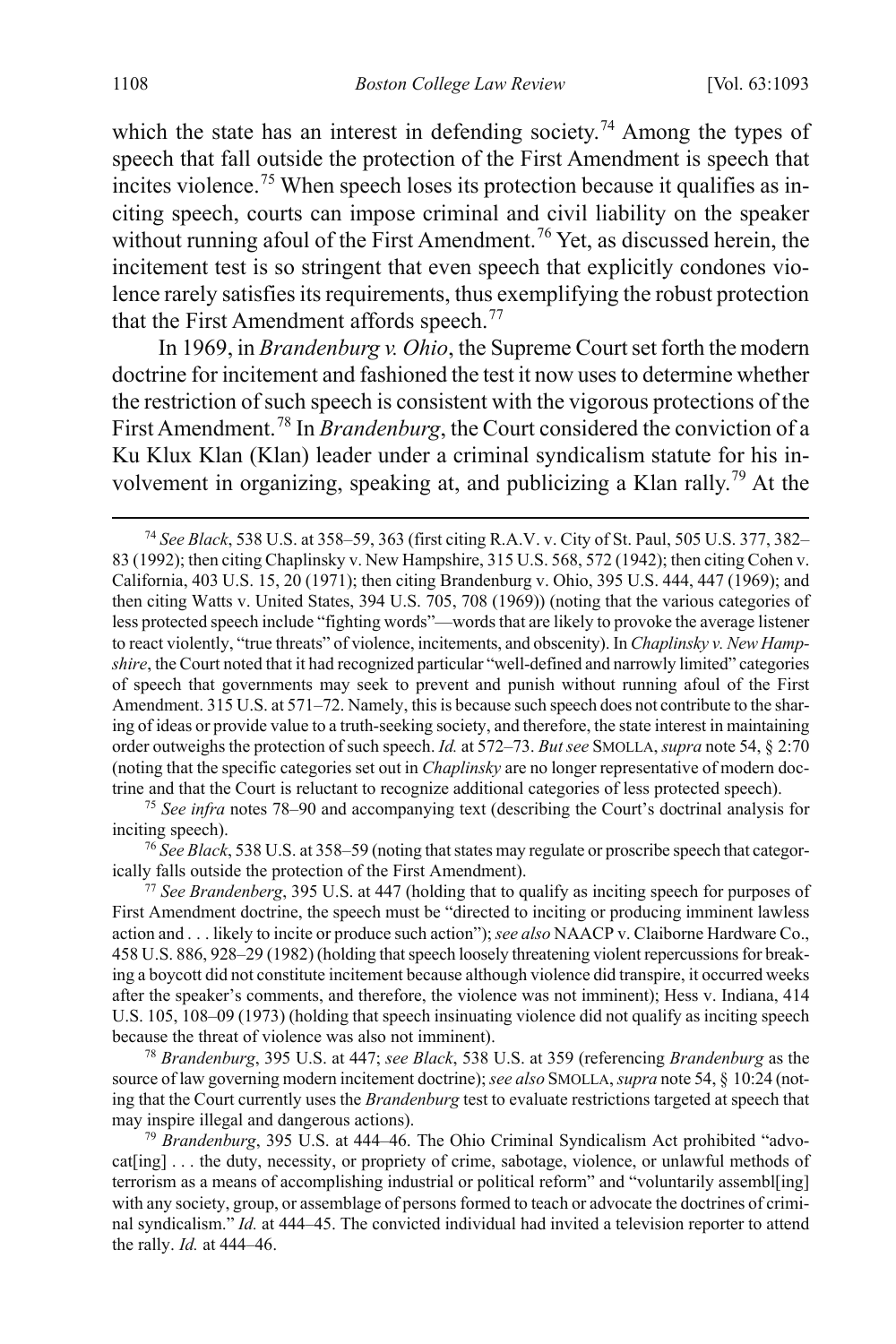which the state has an interest in defending society.[74] Among the types of speech that fall outside the protection of the First Amendment is speech that incites violence.[75] When speech loses its protection because it qualifies as inciting speech, courts can impose criminal and civil liability on the speaker without running afoul of the First Amendment.[76] Yet, as discussed herein, the incitement test is so stringent that even speech that explicitly condones violence rarely satisfies its requirements, thus exemplifying the robust protection that the First Amendment affords speech.[77]

In 1969, in *Brandenburg v. Ohio*, the Supreme Court set forth the modern doctrine for incitement and fashioned the test it now uses to determine whether the restriction of such speech is consistent with the vigorous protections of the First Amendment.[78] In *Brandenburg*, the Court considered the conviction of a Ku Klux Klan (Klan) leader under a criminal syndicalism statute for his involvement in organizing, speaking at, and publicizing a Klan rally.[79] At the

---

[74] *See Black*, 538 U.S. at 358–59, 363 (first citing R.A.V. v. City of St. Paul, 505 U.S. 377, 382–83 (1992); then citing Chaplinsky v. New Hampshire, 315 U.S. 568, 572 (1942); then citing Cohen v. California, 403 U.S. 15, 20 (1971); then citing Brandenburg v. Ohio, 395 U.S. 444, 447 (1969); and then citing Watts v. United States, 394 U.S. 705, 708 (1969)) (noting that the various categories of less protected speech include "fighting words"—words that are likely to provoke the average listener to react violently, "true threats" of violence, incitements, and obscenity). In *Chaplinsky v. New Hampshire*, the Court noted that it had recognized particular "well-defined and narrowly limited" categories of speech that governments may seek to prevent and punish without running afoul of the First Amendment. 315 U.S. at 571–72. Namely, this is because such speech does not contribute to the sharing of ideas or provide value to a truth-seeking society, and therefore, the state interest in maintaining order outweighs the protection of such speech. *Id.* at 572–73. *But see* SMOLLA, *supra* note 54, § 2:70 (noting that the specific categories set out in *Chaplinsky* are no longer representative of modern doctrine and that the Court is reluctant to recognize additional categories of less protected speech).

[75] *See infra* notes 78–90 and accompanying text (describing the Court's doctrinal analysis for inciting speech).

[76] *See Black*, 538 U.S. at 358–59 (noting that states may regulate or proscribe speech that categorically falls outside the protection of the First Amendment).

[77] *See Brandenberg*, 395 U.S. at 447 (holding that to qualify as inciting speech for purposes of First Amendment doctrine, the speech must be "directed to inciting or producing imminent lawless action and . . . likely to incite or produce such action"); *see also* NAACP v. Claiborne Hardware Co., 458 U.S. 886, 928–29 (1982) (holding that speech loosely threatening violent repercussions for breaking a boycott did not constitute incitement because although violence did transpire, it occurred weeks after the speaker's comments, and therefore, the violence was not imminent); Hess v. Indiana, 414 U.S. 105, 108–09 (1973) (holding that speech insinuating violence did not qualify as inciting speech because the threat of violence was also not imminent).

[78] *Brandenburg*, 395 U.S. at 447; *see Black*, 538 U.S. at 359 (referencing *Brandenburg* as the source of law governing modern incitement doctrine); *see also* SMOLLA, *supra* note 54, § 10:24 (noting that the Court currently uses the *Brandenburg* test to evaluate restrictions targeted at speech that may inspire illegal and dangerous actions).

[79] *Brandenburg*, 395 U.S. at 444–46. The Ohio Criminal Syndicalism Act prohibited "advocat[ing] . . . the duty, necessity, or propriety of crime, sabotage, violence, or unlawful methods of terrorism as a means of accomplishing industrial or political reform" and "voluntarily assembl[ing] with any society, group, or assemblage of persons formed to teach or advocate the doctrines of criminal syndicalism." *Id.* at 444–45. The convicted individual had invited a television reporter to attend the rally. *Id.* at 444–46.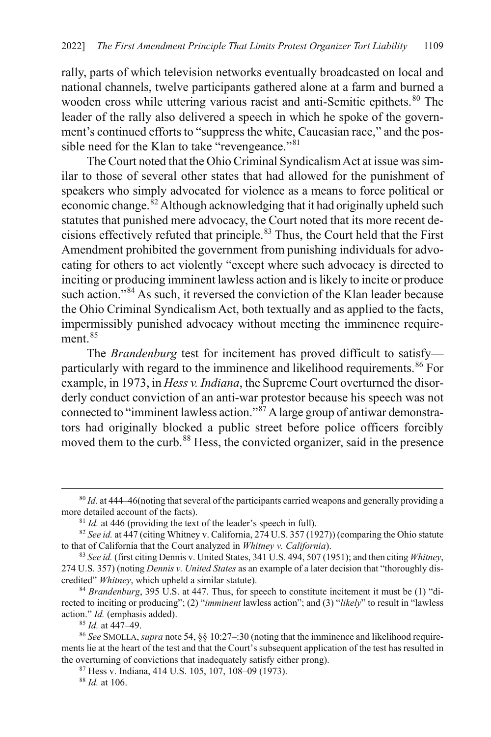rally, parts of which television networks eventually broadcasted on local and national channels, twelve participants gathered alone at a farm and burned a wooden cross while uttering various racist and anti-Semitic epithets.[80] The leader of the rally also delivered a speech in which he spoke of the government's continued efforts to "suppress the white, Caucasian race," and the possible need for the Klan to take "revengeance."[81]

The Court noted that the Ohio Criminal Syndicalism Act at issue was similar to those of several other states that had allowed for the punishment of speakers who simply advocated for violence as a means to force political or economic change.[82] Although acknowledging that it had originally upheld such statutes that punished mere advocacy, the Court noted that its more recent decisions effectively refuted that principle.[83] Thus, the Court held that the First Amendment prohibited the government from punishing individuals for advocating for others to act violently "except where such advocacy is directed to inciting or producing imminent lawless action and is likely to incite or produce such action."[84] As such, it reversed the conviction of the Klan leader because the Ohio Criminal Syndicalism Act, both textually and as applied to the facts, impermissibly punished advocacy without meeting the imminence requirement.[85]

The *Brandenburg* test for incitement has proved difficult to satisfy—particularly with regard to the imminence and likelihood requirements.[86] For example, in 1973, in *Hess v. Indiana*, the Supreme Court overturned the disorderly conduct conviction of an anti-war protestor because his speech was not connected to "imminent lawless action."[87] A large group of antiwar demonstrators had originally blocked a public street before police officers forcibly moved them to the curb.[88] Hess, the convicted organizer, said in the presence

---

[80] *Id.* at 444–46(noting that several of the participants carried weapons and generally providing a more detailed account of the facts).

[81] *Id.* at 446 (providing the text of the leader's speech in full).

[82] *See id.* at 447 (citing Whitney v. California, 274 U.S. 357 (1927)) (comparing the Ohio statute to that of California that the Court analyzed in *Whitney v. California*).

[83] *See id.* (first citing Dennis v. United States, 341 U.S. 494, 507 (1951); and then citing *Whitney*, 274 U.S. 357) (noting *Dennis v. United States* as an example of a later decision that "thoroughly discredited" *Whitney*, which upheld a similar statute).

[84] *Brandenburg*, 395 U.S. at 447. Thus, for speech to constitute incitement it must be (1) "directed to inciting or producing"; (2) "*imminent* lawless action"; and (3) "*likely*" to result in "lawless action." *Id.* (emphasis added).

[85] *Id.* at 447–49.

[86] *See* SMOLLA, *supra* note 54, §§ 10:27–:30 (noting that the imminence and likelihood requirements lie at the heart of the test and that the Court's subsequent application of the test has resulted in the overturning of convictions that inadequately satisfy either prong).

[87] Hess v. Indiana, 414 U.S. 105, 107, 108–09 (1973).

[88] *Id.* at 106.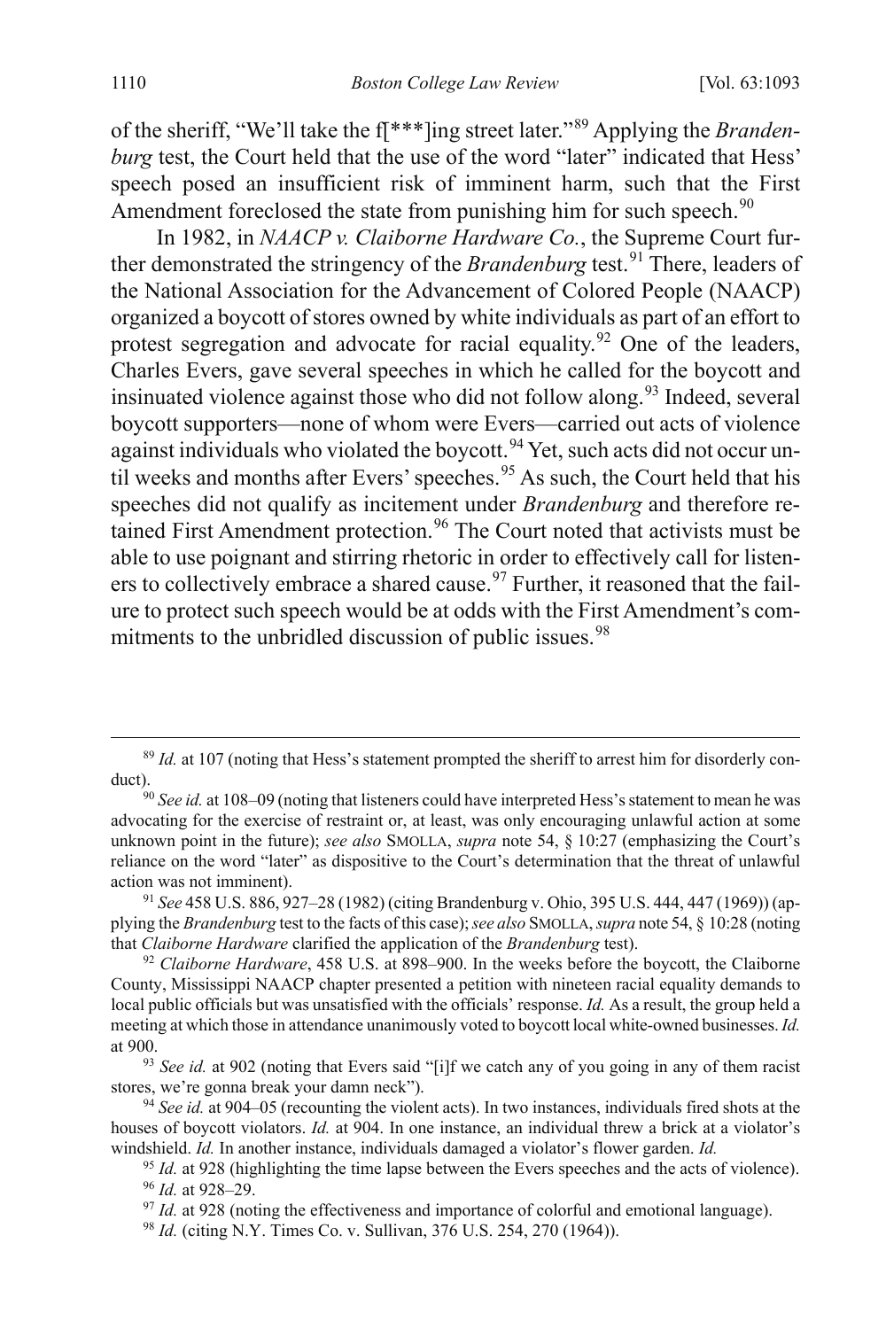of the sheriff, "We'll take the f[***]ing street later."[89] Applying the *Brandenburg* test, the Court held that the use of the word "later" indicated that Hess' speech posed an insufficient risk of imminent harm, such that the First Amendment foreclosed the state from punishing him for such speech.[90]

In 1982, in *NAACP v. Claiborne Hardware Co.*, the Supreme Court further demonstrated the stringency of the *Brandenburg* test.[91] There, leaders of the National Association for the Advancement of Colored People (NAACP) organized a boycott of stores owned by white individuals as part of an effort to protest segregation and advocate for racial equality.[92] One of the leaders, Charles Evers, gave several speeches in which he called for the boycott and insinuated violence against those who did not follow along.[93] Indeed, several boycott supporters—none of whom were Evers—carried out acts of violence against individuals who violated the boycott.[94] Yet, such acts did not occur until weeks and months after Evers' speeches.[95] As such, the Court held that his speeches did not qualify as incitement under *Brandenburg* and therefore retained First Amendment protection.[96] The Court noted that activists must be able to use poignant and stirring rhetoric in order to effectively call for listeners to collectively embrace a shared cause.[97] Further, it reasoned that the failure to protect such speech would be at odds with the First Amendment's commitments to the unbridled discussion of public issues.[98]

---

[89] *Id.* at 107 (noting that Hess's statement prompted the sheriff to arrest him for disorderly conduct).

[90] *See id.* at 108–09 (noting that listeners could have interpreted Hess's statement to mean he was advocating for the exercise of restraint or, at least, was only encouraging unlawful action at some unknown point in the future); *see also* SMOLLA, *supra* note 54, § 10:27 (emphasizing the Court's reliance on the word "later" as dispositive to the Court's determination that the threat of unlawful action was not imminent).

[91] *See* 458 U.S. 886, 927–28 (1982) (citing Brandenburg v. Ohio, 395 U.S. 444, 447 (1969)) (applying the *Brandenburg* test to the facts of this case); *see also* SMOLLA, *supra* note 54, § 10:28 (noting that *Claiborne Hardware* clarified the application of the *Brandenburg* test).

[92] *Claiborne Hardware*, 458 U.S. at 898–900. In the weeks before the boycott, the Claiborne County, Mississippi NAACP chapter presented a petition with nineteen racial equality demands to local public officials but was unsatisfied with the officials' response. *Id.* As a result, the group held a meeting at which those in attendance unanimously voted to boycott local white-owned businesses. *Id.* at 900.

[93] *See id.* at 902 (noting that Evers said "[i]f we catch any of you going in any of them racist stores, we're gonna break your damn neck").

[94] *See id.* at 904–05 (recounting the violent acts). In two instances, individuals fired shots at the houses of boycott violators. *Id.* at 904. In one instance, an individual threw a brick at a violator's windshield. *Id.* In another instance, individuals damaged a violator's flower garden. *Id.*

[95] *Id.* at 928 (highlighting the time lapse between the Evers speeches and the acts of violence).

[96] *Id.* at 928–29.

[97] *Id.* at 928 (noting the effectiveness and importance of colorful and emotional language).

[98] *Id.* (citing N.Y. Times Co. v. Sullivan, 376 U.S. 254, 270 (1964)).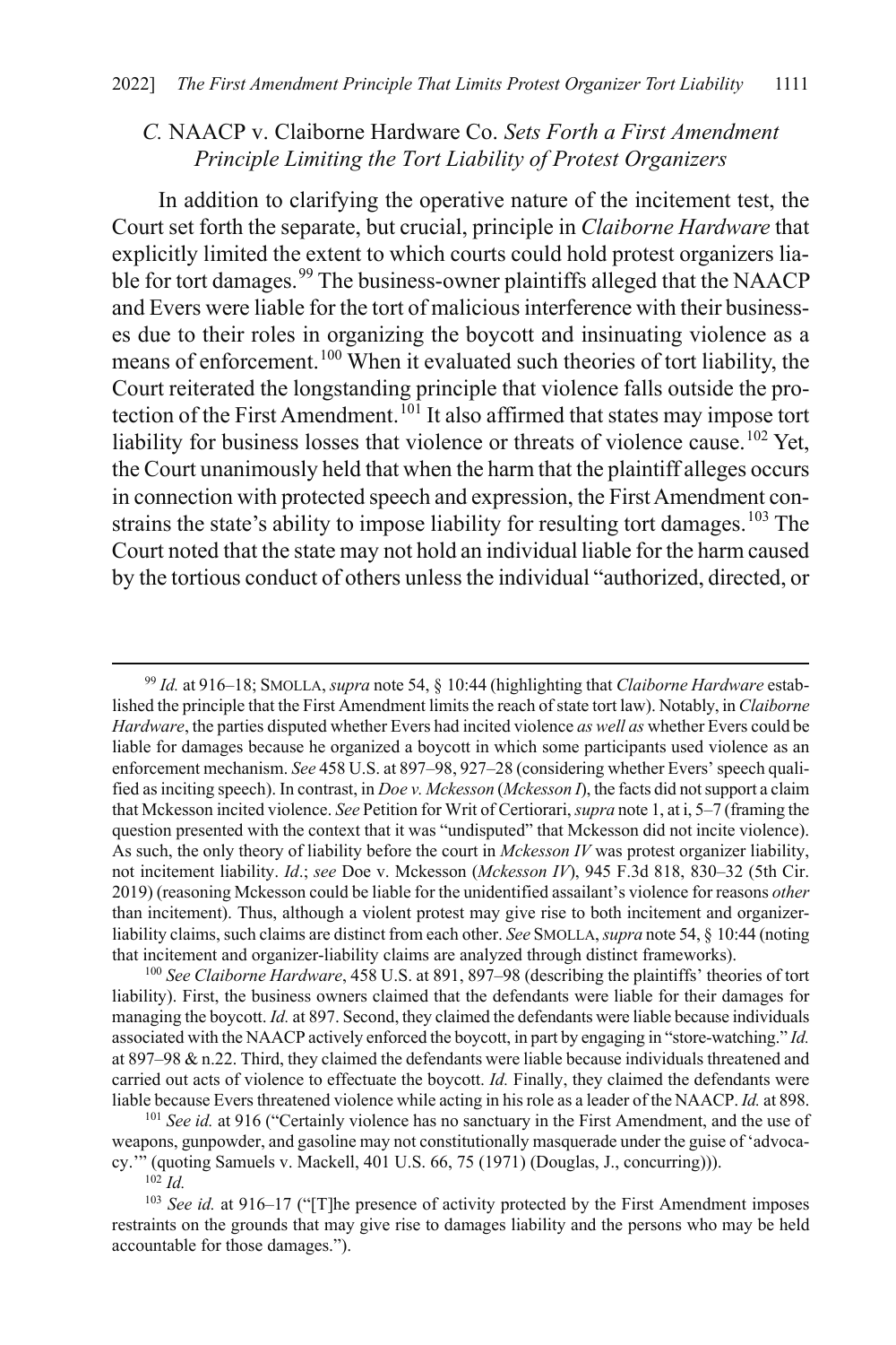### *C.* NAACP v. Claiborne Hardware Co. *Sets Forth a First Amendment Principle Limiting the Tort Liability of Protest Organizers*

In addition to clarifying the operative nature of the incitement test, the Court set forth the separate, but crucial, principle in *Claiborne Hardware* that explicitly limited the extent to which courts could hold protest organizers liable for tort damages.[99] The business-owner plaintiffs alleged that the NAACP and Evers were liable for the tort of malicious interference with their businesses due to their roles in organizing the boycott and insinuating violence as a means of enforcement.[100] When it evaluated such theories of tort liability, the Court reiterated the longstanding principle that violence falls outside the protection of the First Amendment.[101] It also affirmed that states may impose tort liability for business losses that violence or threats of violence cause.[102] Yet, the Court unanimously held that when the harm that the plaintiff alleges occurs in connection with protected speech and expression, the First Amendment constrains the state's ability to impose liability for resulting tort damages.[103] The Court noted that the state may not hold an individual liable for the harm caused by the tortious conduct of others unless the individual "authorized, directed, or

---

[99] *Id.* at 916–18; SMOLLA, *supra* note 54, § 10:44 (highlighting that *Claiborne Hardware* established the principle that the First Amendment limits the reach of state tort law). Notably, in *Claiborne Hardware*, the parties disputed whether Evers had incited violence *as well as* whether Evers could be liable for damages because he organized a boycott in which some participants used violence as an enforcement mechanism. *See* 458 U.S. at 897–98, 927–28 (considering whether Evers' speech qualified as inciting speech). In contrast, in *Doe v. Mckesson* (*Mckesson I*), the facts did not support a claim that Mckesson incited violence. *See* Petition for Writ of Certiorari, *supra* note 1, at i, 5–7 (framing the question presented with the context that it was "undisputed" that Mckesson did not incite violence). As such, the only theory of liability before the court in *Mckesson IV* was protest organizer liability, not incitement liability. *Id*.; *see* Doe v. Mckesson (*Mckesson IV*), 945 F.3d 818, 830–32 (5th Cir. 2019) (reasoning Mckesson could be liable for the unidentified assailant's violence for reasons *other* than incitement). Thus, although a violent protest may give rise to both incitement and organizer-liability claims, such claims are distinct from each other. *See* SMOLLA, *supra* note 54, § 10:44 (noting that incitement and organizer-liability claims are analyzed through distinct frameworks).

[100] *See Claiborne Hardware*, 458 U.S. at 891, 897–98 (describing the plaintiffs' theories of tort liability). First, the business owners claimed that the defendants were liable for their damages for managing the boycott. *Id.* at 897. Second, they claimed the defendants were liable because individuals associated with the NAACP actively enforced the boycott, in part by engaging in "store-watching." *Id.* at 897–98 & n.22. Third, they claimed the defendants were liable because individuals threatened and carried out acts of violence to effectuate the boycott. *Id.* Finally, they claimed the defendants were liable because Evers threatened violence while acting in his role as a leader of the NAACP. *Id.* at 898.

[101] *See id.* at 916 ("Certainly violence has no sanctuary in the First Amendment, and the use of weapons, gunpowder, and gasoline may not constitutionally masquerade under the guise of 'advocacy.'" (quoting Samuels v. Mackell, 401 U.S. 66, 75 (1971) (Douglas, J., concurring))).

[102] *Id.*

[103] *See id.* at 916–17 ("[T]he presence of activity protected by the First Amendment imposes restraints on the grounds that may give rise to damages liability and the persons who may be held accountable for those damages.").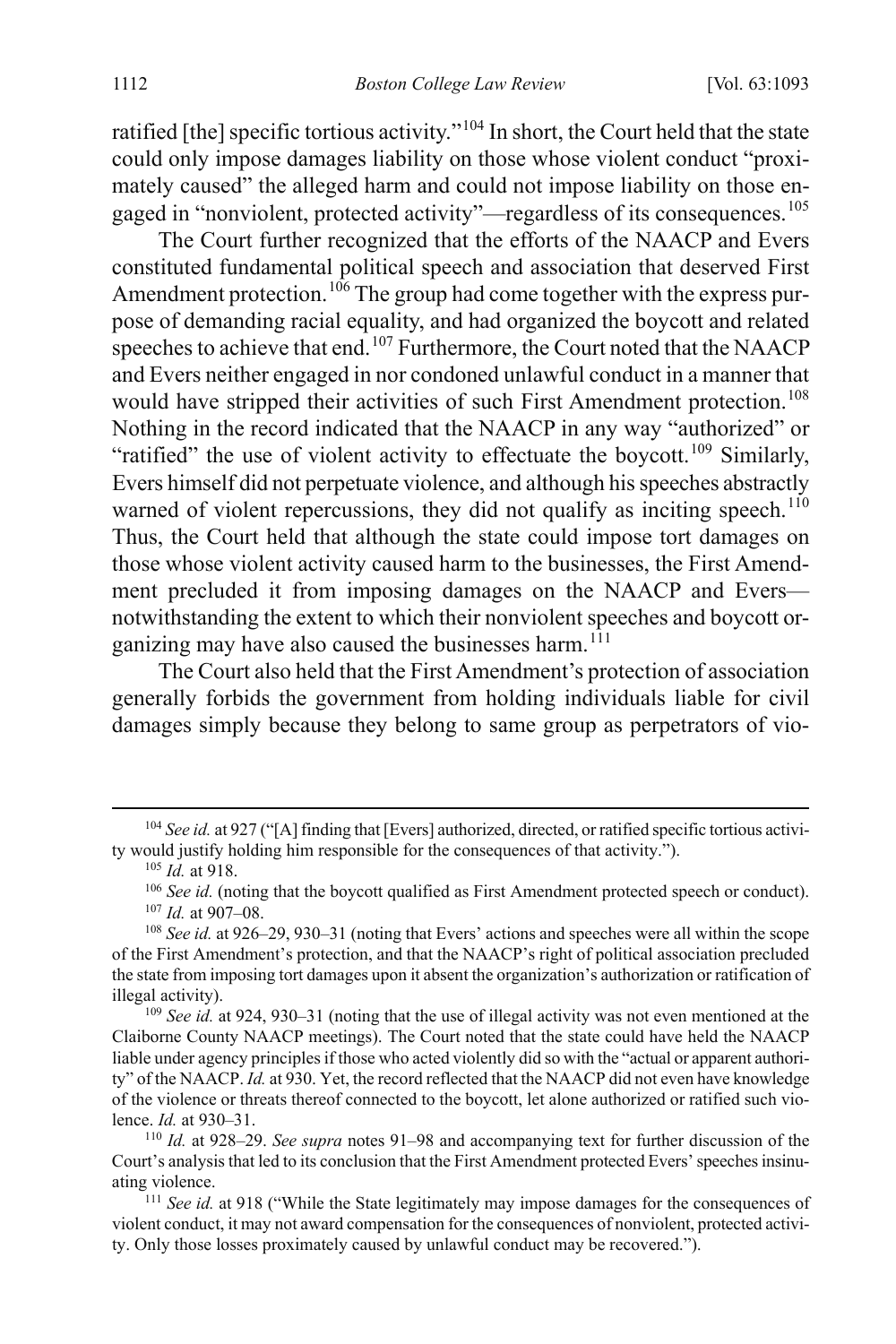ratified [the] specific tortious activity."[104] In short, the Court held that the state could only impose damages liability on those whose violent conduct "proximately caused" the alleged harm and could not impose liability on those engaged in "nonviolent, protected activity"—regardless of its consequences.[105]

The Court further recognized that the efforts of the NAACP and Evers constituted fundamental political speech and association that deserved First Amendment protection.[106] The group had come together with the express purpose of demanding racial equality, and had organized the boycott and related speeches to achieve that end.[107] Furthermore, the Court noted that the NAACP and Evers neither engaged in nor condoned unlawful conduct in a manner that would have stripped their activities of such First Amendment protection.[108] Nothing in the record indicated that the NAACP in any way "authorized" or "ratified" the use of violent activity to effectuate the boycott.[109] Similarly, Evers himself did not perpetuate violence, and although his speeches abstractly warned of violent repercussions, they did not qualify as inciting speech.[110] Thus, the Court held that although the state could impose tort damages on those whose violent activity caused harm to the businesses, the First Amendment precluded it from imposing damages on the NAACP and Evers—notwithstanding the extent to which their nonviolent speeches and boycott organizing may have also caused the businesses harm.[111]

The Court also held that the First Amendment's protection of association generally forbids the government from holding individuals liable for civil damages simply because they belong to same group as perpetrators of vio-

---

[104] *See id.* at 927 ("[A] finding that [Evers] authorized, directed, or ratified specific tortious activity would justify holding him responsible for the consequences of that activity.").

[105] *Id.* at 918.

[106] *See id.* (noting that the boycott qualified as First Amendment protected speech or conduct).

[107] *Id.* at 907–08.

[108] *See id.* at 926–29, 930–31 (noting that Evers' actions and speeches were all within the scope of the First Amendment's protection, and that the NAACP's right of political association precluded the state from imposing tort damages upon it absent the organization's authorization or ratification of illegal activity).

[109] *See id.* at 924, 930–31 (noting that the use of illegal activity was not even mentioned at the Claiborne County NAACP meetings). The Court noted that the state could have held the NAACP liable under agency principles if those who acted violently did so with the "actual or apparent authority" of the NAACP. *Id.* at 930. Yet, the record reflected that the NAACP did not even have knowledge of the violence or threats thereof connected to the boycott, let alone authorized or ratified such violence. *Id.* at 930–31.

[110] *Id.* at 928–29. *See supra* notes 91–98 and accompanying text for further discussion of the Court's analysis that led to its conclusion that the First Amendment protected Evers' speeches insinuating violence.

[111] *See id.* at 918 ("While the State legitimately may impose damages for the consequences of violent conduct, it may not award compensation for the consequences of nonviolent, protected activity. Only those losses proximately caused by unlawful conduct may be recovered.").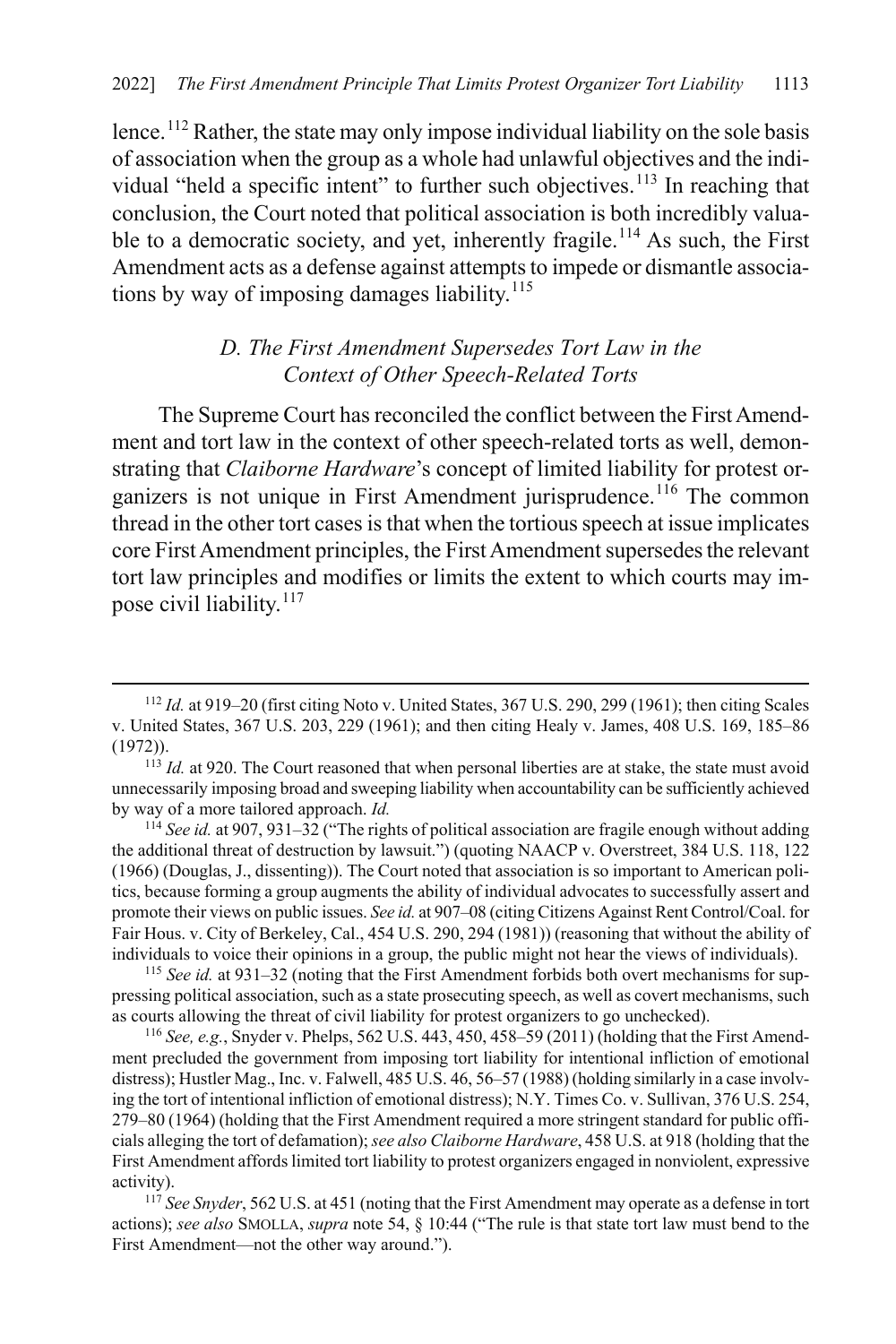lence.[112] Rather, the state may only impose individual liability on the sole basis of association when the group as a whole had unlawful objectives and the individual "held a specific intent" to further such objectives.[113] In reaching that conclusion, the Court noted that political association is both incredibly valuable to a democratic society, and yet, inherently fragile.[114] As such, the First Amendment acts as a defense against attempts to impede or dismantle associations by way of imposing damages liability.[115]

### *D. The First Amendment Supersedes Tort Law in the Context of Other Speech-Related Torts*

The Supreme Court has reconciled the conflict between the First Amendment and tort law in the context of other speech-related torts as well, demonstrating that *Claiborne Hardware*'s concept of limited liability for protest organizers is not unique in First Amendment jurisprudence.[116] The common thread in the other tort cases is that when the tortious speech at issue implicates core First Amendment principles, the First Amendment supersedes the relevant tort law principles and modifies or limits the extent to which courts may impose civil liability.[117]

---

[112] *Id.* at 919–20 (first citing Noto v. United States, 367 U.S. 290, 299 (1961); then citing Scales v. United States, 367 U.S. 203, 229 (1961); and then citing Healy v. James, 408 U.S. 169, 185–86 (1972)).

[113] *Id.* at 920. The Court reasoned that when personal liberties are at stake, the state must avoid unnecessarily imposing broad and sweeping liability when accountability can be sufficiently achieved by way of a more tailored approach. *Id.*

[114] *See id.* at 907, 931–32 ("The rights of political association are fragile enough without adding the additional threat of destruction by lawsuit.") (quoting NAACP v. Overstreet, 384 U.S. 118, 122 (1966) (Douglas, J., dissenting)). The Court noted that association is so important to American politics, because forming a group augments the ability of individual advocates to successfully assert and promote their views on public issues. *See id.* at 907–08 (citing Citizens Against Rent Control/Coal. for Fair Hous. v. City of Berkeley, Cal., 454 U.S. 290, 294 (1981)) (reasoning that without the ability of individuals to voice their opinions in a group, the public might not hear the views of individuals).

[115] *See id.* at 931–32 (noting that the First Amendment forbids both overt mechanisms for suppressing political association, such as a state prosecuting speech, as well as covert mechanisms, such as courts allowing the threat of civil liability for protest organizers to go unchecked).

[116] *See, e.g.*, Snyder v. Phelps, 562 U.S. 443, 450, 458–59 (2011) (holding that the First Amendment precluded the government from imposing tort liability for intentional infliction of emotional distress); Hustler Mag., Inc. v. Falwell, 485 U.S. 46, 56–57 (1988) (holding similarly in a case involving the tort of intentional infliction of emotional distress); N.Y. Times Co. v. Sullivan, 376 U.S. 254, 279–80 (1964) (holding that the First Amendment required a more stringent standard for public officials alleging the tort of defamation); *see also Claiborne Hardware*, 458 U.S. at 918 (holding that the First Amendment affords limited tort liability to protest organizers engaged in nonviolent, expressive activity).

[117] *See Snyder*, 562 U.S. at 451 (noting that the First Amendment may operate as a defense in tort actions); *see also* SMOLLA, *supra* note 54, § 10:44 ("The rule is that state tort law must bend to the First Amendment—not the other way around.").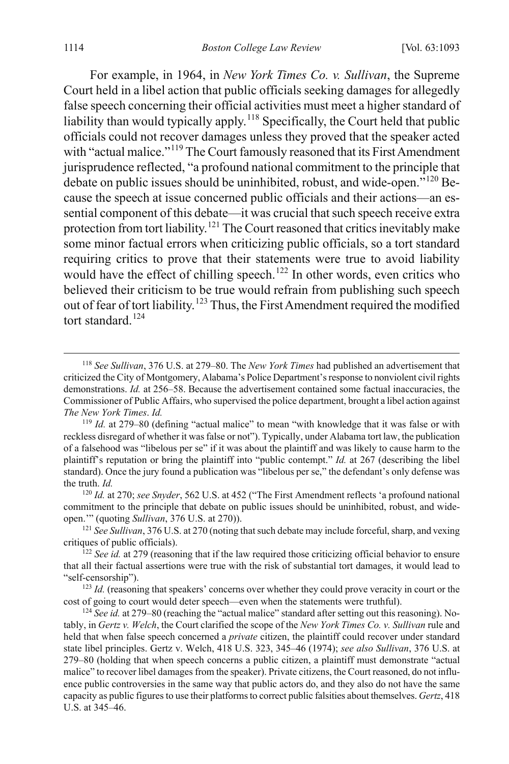For example, in 1964, in *New York Times Co. v. Sullivan*, the Supreme Court held in a libel action that public officials seeking damages for allegedly false speech concerning their official activities must meet a higher standard of liability than would typically apply.[118] Specifically, the Court held that public officials could not recover damages unless they proved that the speaker acted with "actual malice."[119] The Court famously reasoned that its First Amendment jurisprudence reflected, "a profound national commitment to the principle that debate on public issues should be uninhibited, robust, and wide-open."[120] Because the speech at issue concerned public officials and their actions—an essential component of this debate—it was crucial that such speech receive extra protection from tort liability.[121] The Court reasoned that critics inevitably make some minor factual errors when criticizing public officials, so a tort standard requiring critics to prove that their statements were true to avoid liability would have the effect of chilling speech.[122] In other words, even critics who believed their criticism to be true would refrain from publishing such speech out of fear of tort liability.[123] Thus, the First Amendment required the modified tort standard.[124]

---

[118] *See Sullivan*, 376 U.S. at 279–80. The *New York Times* had published an advertisement that criticized the City of Montgomery, Alabama's Police Department's response to nonviolent civil rights demonstrations. *Id.* at 256–58. Because the advertisement contained some factual inaccuracies, the Commissioner of Public Affairs, who supervised the police department, brought a libel action against *The New York Times*. *Id.*

[119] *Id.* at 279–80 (defining "actual malice" to mean "with knowledge that it was false or with reckless disregard of whether it was false or not"). Typically, under Alabama tort law, the publication of a falsehood was "libelous per se" if it was about the plaintiff and was likely to cause harm to the plaintiff's reputation or bring the plaintiff into "public contempt." *Id.* at 267 (describing the libel standard). Once the jury found a publication was "libelous per se," the defendant's only defense was the truth. *Id.*

[120] *Id.* at 270; *see Snyder*, 562 U.S. at 452 ("The First Amendment reflects 'a profound national commitment to the principle that debate on public issues should be uninhibited, robust, and wide-open.'" (quoting *Sullivan*, 376 U.S. at 270)).

[121] *See Sullivan*, 376 U.S. at 270 (noting that such debate may include forceful, sharp, and vexing critiques of public officials).

[122] *See id.* at 279 (reasoning that if the law required those criticizing official behavior to ensure that all their factual assertions were true with the risk of substantial tort damages, it would lead to "self-censorship").

[123] *Id.* (reasoning that speakers' concerns over whether they could prove veracity in court or the cost of going to court would deter speech—even when the statements were truthful).

[124] *See id.* at 279–80 (reaching the "actual malice" standard after setting out this reasoning). Notably, in *Gertz v. Welch*, the Court clarified the scope of the *New York Times Co. v. Sullivan* rule and held that when false speech concerned a *private* citizen, the plaintiff could recover under standard state libel principles. Gertz v. Welch, 418 U.S. 323, 345–46 (1974); *see also Sullivan*, 376 U.S. at 279–80 (holding that when speech concerns a public citizen, a plaintiff must demonstrate "actual malice" to recover libel damages from the speaker). Private citizens, the Court reasoned, do not influence public controversies in the same way that public actors do, and they also do not have the same capacity as public figures to use their platforms to correct public falsities about themselves. *Gertz*, 418 U.S. at 345–46.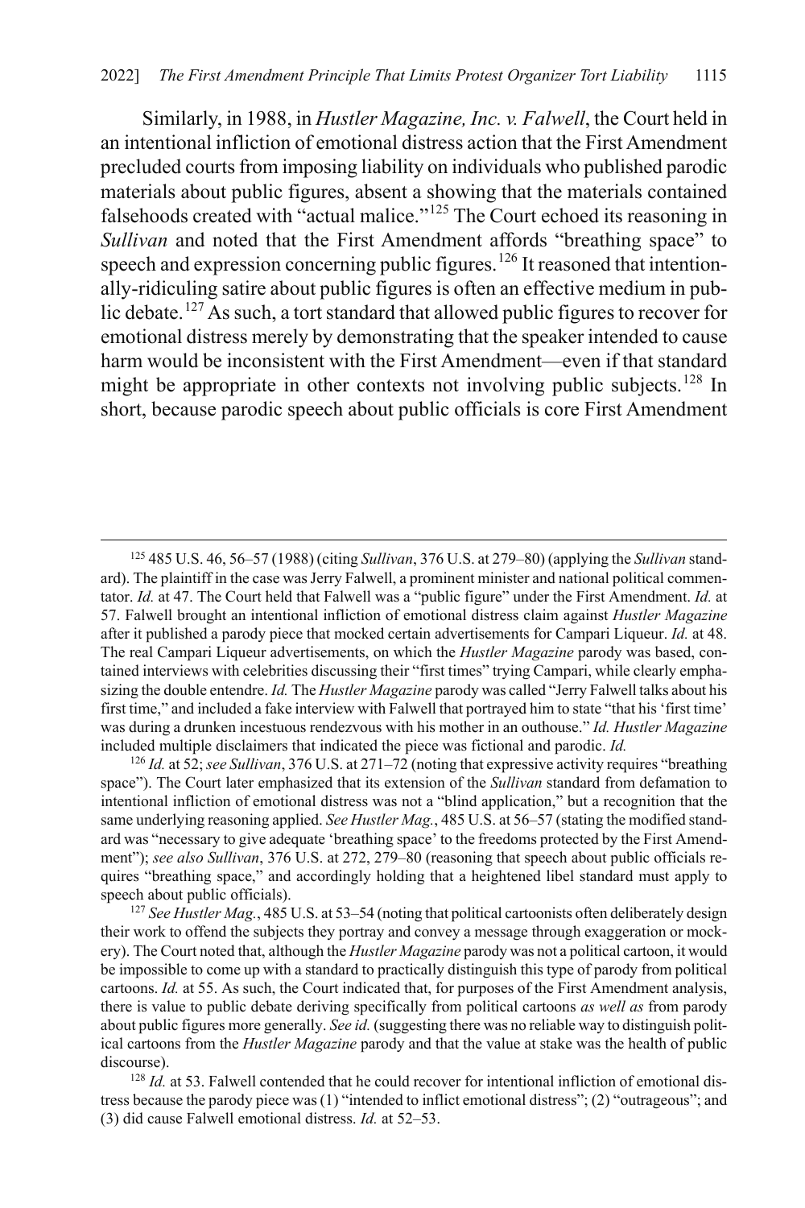Similarly, in 1988, in *Hustler Magazine, Inc. v. Falwell*, the Court held in an intentional infliction of emotional distress action that the First Amendment precluded courts from imposing liability on individuals who published parodic materials about public figures, absent a showing that the materials contained falsehoods created with "actual malice."[125] The Court echoed its reasoning in *Sullivan* and noted that the First Amendment affords "breathing space" to speech and expression concerning public figures.[126] It reasoned that intentionally-ridiculing satire about public figures is often an effective medium in public debate.[127] As such, a tort standard that allowed public figures to recover for emotional distress merely by demonstrating that the speaker intended to cause harm would be inconsistent with the First Amendment—even if that standard might be appropriate in other contexts not involving public subjects.[128] In short, because parodic speech about public officials is core First Amendment

---

[125] 485 U.S. 46, 56–57 (1988) (citing *Sullivan*, 376 U.S. at 279–80) (applying the *Sullivan* standard). The plaintiff in the case was Jerry Falwell, a prominent minister and national political commentator. *Id.* at 47. The Court held that Falwell was a "public figure" under the First Amendment. *Id.* at 57. Falwell brought an intentional infliction of emotional distress claim against *Hustler Magazine* after it published a parody piece that mocked certain advertisements for Campari Liqueur. *Id.* at 48. The real Campari Liqueur advertisements, on which the *Hustler Magazine* parody was based, contained interviews with celebrities discussing their "first times" trying Campari, while clearly emphasizing the double entendre. *Id.* The *Hustler Magazine* parody was called "Jerry Falwell talks about his first time," and included a fake interview with Falwell that portrayed him to state "that his 'first time' was during a drunken incestuous rendezvous with his mother in an outhouse." *Id. Hustler Magazine* included multiple disclaimers that indicated the piece was fictional and parodic. *Id.*

[126] *Id.* at 52; *see Sullivan*, 376 U.S. at 271–72 (noting that expressive activity requires "breathing space"). The Court later emphasized that its extension of the *Sullivan* standard from defamation to intentional infliction of emotional distress was not a "blind application," but a recognition that the same underlying reasoning applied. *See Hustler Mag.*, 485 U.S. at 56–57 (stating the modified standard was "necessary to give adequate 'breathing space' to the freedoms protected by the First Amendment"); *see also Sullivan*, 376 U.S. at 272, 279–80 (reasoning that speech about public officials requires "breathing space," and accordingly holding that a heightened libel standard must apply to speech about public officials).

[127] *See Hustler Mag.*, 485 U.S. at 53–54 (noting that political cartoonists often deliberately design their work to offend the subjects they portray and convey a message through exaggeration or mockery). The Court noted that, although the *Hustler Magazine* parody was not a political cartoon, it would be impossible to come up with a standard to practically distinguish this type of parody from political cartoons. *Id.* at 55. As such, the Court indicated that, for purposes of the First Amendment analysis, there is value to public debate deriving specifically from political cartoons *as well as* from parody about public figures more generally. *See id.* (suggesting there was no reliable way to distinguish political cartoons from the *Hustler Magazine* parody and that the value at stake was the health of public discourse).

[128] *Id.* at 53. Falwell contended that he could recover for intentional infliction of emotional distress because the parody piece was (1) "intended to inflict emotional distress"; (2) "outrageous"; and (3) did cause Falwell emotional distress. *Id.* at 52–53.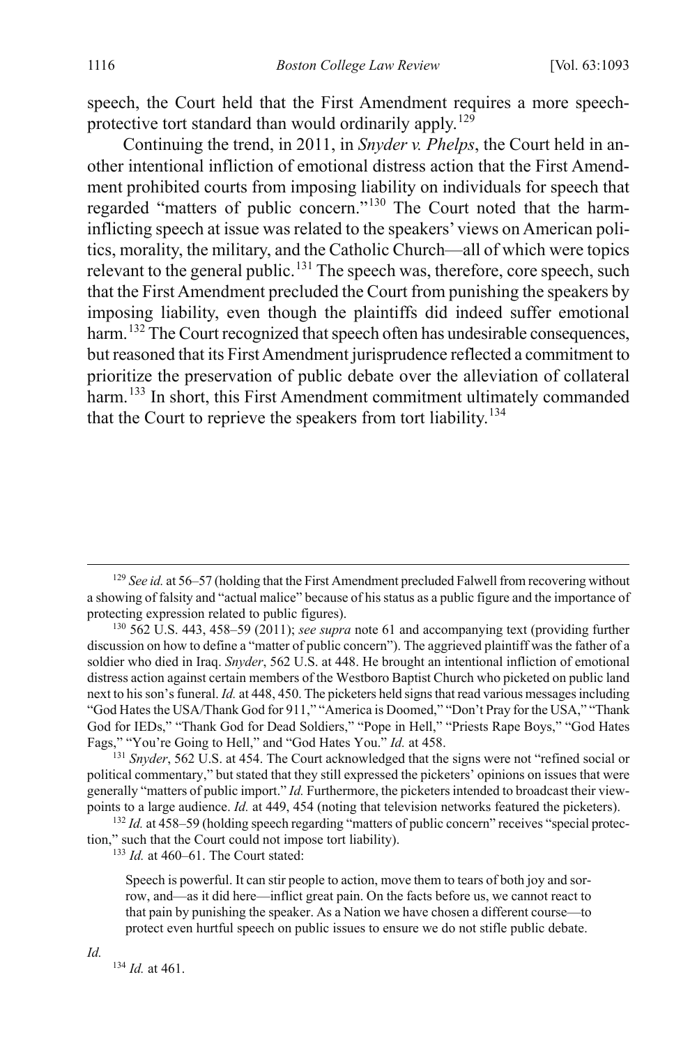speech, the Court held that the First Amendment requires a more speech-protective tort standard than would ordinarily apply.[129]

Continuing the trend, in 2011, in *Snyder v. Phelps*, the Court held in another intentional infliction of emotional distress action that the First Amendment prohibited courts from imposing liability on individuals for speech that regarded "matters of public concern."[130] The Court noted that the harm-inflicting speech at issue was related to the speakers' views on American politics, morality, the military, and the Catholic Church—all of which were topics relevant to the general public.[131] The speech was, therefore, core speech, such that the First Amendment precluded the Court from punishing the speakers by imposing liability, even though the plaintiffs did indeed suffer emotional harm.[132] The Court recognized that speech often has undesirable consequences, but reasoned that its First Amendment jurisprudence reflected a commitment to prioritize the preservation of public debate over the alleviation of collateral harm.[133] In short, this First Amendment commitment ultimately commanded that the Court to reprieve the speakers from tort liability.[134]

---

[129] *See id.* at 56–57 (holding that the First Amendment precluded Falwell from recovering without a showing of falsity and "actual malice" because of his status as a public figure and the importance of protecting expression related to public figures).

[130] 562 U.S. 443, 458–59 (2011); *see supra* note 61 and accompanying text (providing further discussion on how to define a "matter of public concern"). The aggrieved plaintiff was the father of a soldier who died in Iraq. *Snyder*, 562 U.S. at 448. He brought an intentional infliction of emotional distress action against certain members of the Westboro Baptist Church who picketed on public land next to his son's funeral. *Id.* at 448, 450. The picketers held signs that read various messages including "God Hates the USA/Thank God for 911," "America is Doomed," "Don't Pray for the USA," "Thank God for IEDs," "Thank God for Dead Soldiers," "Pope in Hell," "Priests Rape Boys," "God Hates Fags," "You're Going to Hell," and "God Hates You." *Id.* at 458.

[131] *Snyder*, 562 U.S. at 454. The Court acknowledged that the signs were not "refined social or political commentary," but stated that they still expressed the picketers' opinions on issues that were generally "matters of public import." *Id.* Furthermore, the picketers intended to broadcast their viewpoints to a large audience. *Id.* at 449, 454 (noting that television networks featured the picketers).

[132] *Id.* at 458–59 (holding speech regarding "matters of public concern" receives "special protection," such that the Court could not impose tort liability).

[133] *Id.* at 460–61. The Court stated:

> Speech is powerful. It can stir people to action, move them to tears of both joy and sorrow, and—as it did here—inflict great pain. On the facts before us, we cannot react to that pain by punishing the speaker. As a Nation we have chosen a different course—to protect even hurtful speech on public issues to ensure we do not stifle public debate.

*Id.*

[134] *Id.* at 461.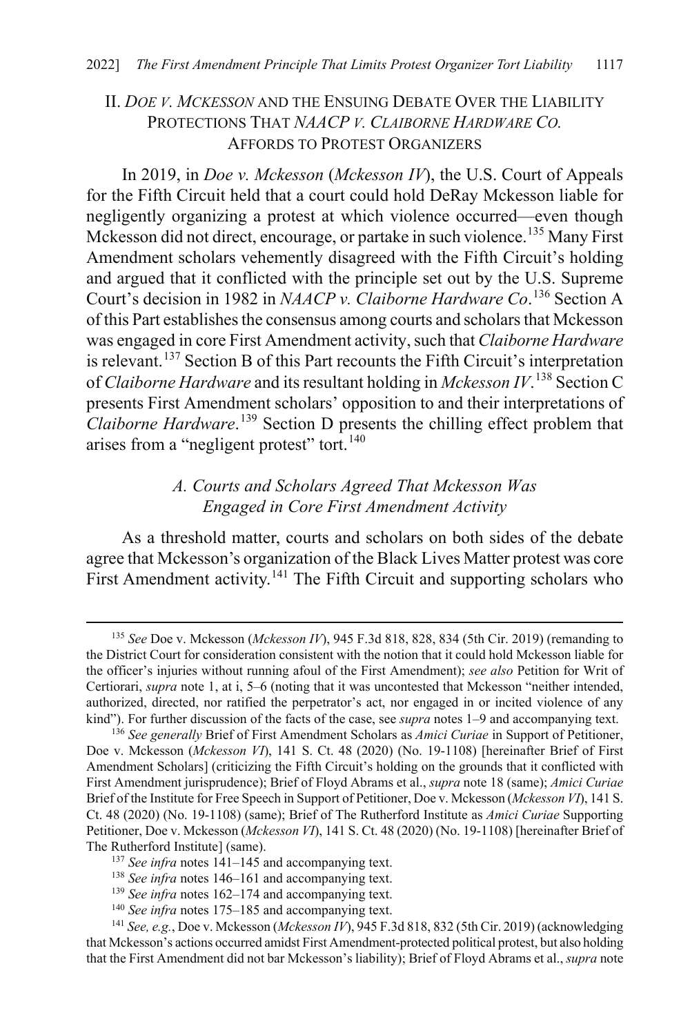## II. *DOE V. MCKESSON* AND THE ENSUING DEBATE OVER THE LIABILITY PROTECTIONS THAT *NAACP V. CLAIBORNE HARDWARE CO.* AFFORDS TO PROTEST ORGANIZERS

In 2019, in *Doe v. Mckesson* (*Mckesson IV*), the U.S. Court of Appeals for the Fifth Circuit held that a court could hold DeRay Mckesson liable for negligently organizing a protest at which violence occurred—even though Mckesson did not direct, encourage, or partake in such violence.[135] Many First Amendment scholars vehemently disagreed with the Fifth Circuit's holding and argued that it conflicted with the principle set out by the U.S. Supreme Court's decision in 1982 in *NAACP v. Claiborne Hardware Co*.[136] Section A of this Part establishes the consensus among courts and scholars that Mckesson was engaged in core First Amendment activity, such that *Claiborne Hardware* is relevant.[137] Section B of this Part recounts the Fifth Circuit's interpretation of *Claiborne Hardware* and its resultant holding in *Mckesson IV*.[138] Section C presents First Amendment scholars' opposition to and their interpretations of *Claiborne Hardware*.[139] Section D presents the chilling effect problem that arises from a "negligent protest" tort.[140]

### *A. Courts and Scholars Agreed That Mckesson Was Engaged in Core First Amendment Activity*

As a threshold matter, courts and scholars on both sides of the debate agree that Mckesson's organization of the Black Lives Matter protest was core First Amendment activity.[141] The Fifth Circuit and supporting scholars who

---

[135] *See* Doe v. Mckesson (*Mckesson IV*), 945 F.3d 818, 828, 834 (5th Cir. 2019) (remanding to the District Court for consideration consistent with the notion that it could hold Mckesson liable for the officer's injuries without running afoul of the First Amendment); *see also* Petition for Writ of Certiorari, *supra* note 1, at i, 5–6 (noting that it was uncontested that Mckesson "neither intended, authorized, directed, nor ratified the perpetrator's act, nor engaged in or incited violence of any kind"). For further discussion of the facts of the case, see *supra* notes 1–9 and accompanying text.

[136] *See generally* Brief of First Amendment Scholars as *Amici Curiae* in Support of Petitioner, Doe v. Mckesson (*Mckesson VI*), 141 S. Ct. 48 (2020) (No. 19-1108) [hereinafter Brief of First Amendment Scholars] (criticizing the Fifth Circuit's holding on the grounds that it conflicted with First Amendment jurisprudence); Brief of Floyd Abrams et al., *supra* note 18 (same); *Amici Curiae* Brief of the Institute for Free Speech in Support of Petitioner, Doe v. Mckesson (*Mckesson VI*), 141 S. Ct. 48 (2020) (No. 19-1108) (same); Brief of The Rutherford Institute as *Amici Curiae* Supporting Petitioner, Doe v. Mckesson (*Mckesson VI*), 141 S. Ct. 48 (2020) (No. 19-1108) [hereinafter Brief of The Rutherford Institute] (same).

[137] *See infra* notes 141–145 and accompanying text.

[138] *See infra* notes 146–161 and accompanying text.

[139] *See infra* notes 162–174 and accompanying text.

[140] *See infra* notes 175–185 and accompanying text.

[141] *See, e.g.*, Doe v. Mckesson (*Mckesson IV*), 945 F.3d 818, 832 (5th Cir. 2019) (acknowledging that Mckesson's actions occurred amidst First Amendment-protected political protest, but also holding that the First Amendment did not bar Mckesson's liability); Brief of Floyd Abrams et al., *supra* note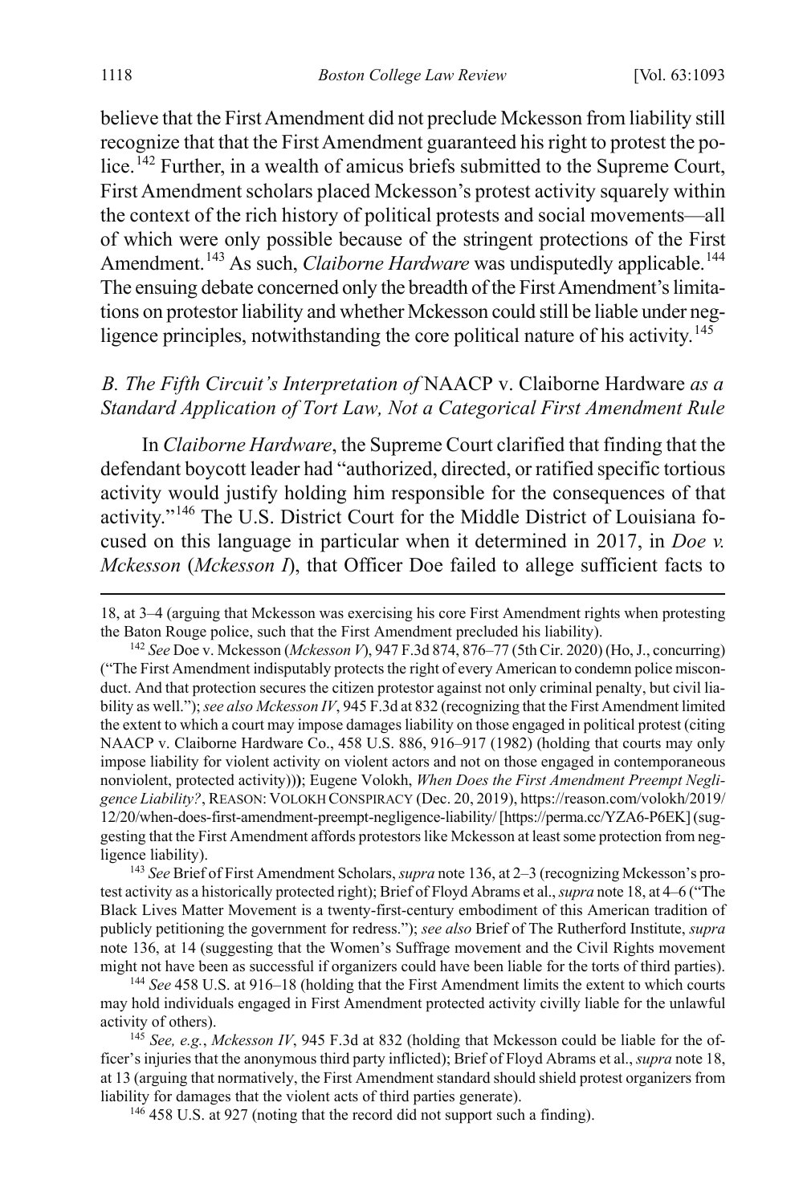believe that the First Amendment did not preclude Mckesson from liability still recognize that that the First Amendment guaranteed his right to protest the police.[142] Further, in a wealth of amicus briefs submitted to the Supreme Court, First Amendment scholars placed Mckesson's protest activity squarely within the context of the rich history of political protests and social movements—all of which were only possible because of the stringent protections of the First Amendment.[143] As such, *Claiborne Hardware* was undisputedly applicable.[144] The ensuing debate concerned only the breadth of the First Amendment's limitations on protestor liability and whether Mckesson could still be liable under negligence principles, notwithstanding the core political nature of his activity.[145]

### *B. The Fifth Circuit's Interpretation of* NAACP v. Claiborne Hardware *as a Standard Application of Tort Law, Not a Categorical First Amendment Rule*

In *Claiborne Hardware*, the Supreme Court clarified that finding that the defendant boycott leader had "authorized, directed, or ratified specific tortious activity would justify holding him responsible for the consequences of that activity."[146] The U.S. District Court for the Middle District of Louisiana focused on this language in particular when it determined in 2017, in *Doe v. Mckesson* (*Mckesson I*), that Officer Doe failed to allege sufficient facts to

---

18, at 3–4 (arguing that Mckesson was exercising his core First Amendment rights when protesting the Baton Rouge police, such that the First Amendment precluded his liability).

[142] *See* Doe v. Mckesson (*Mckesson V*), 947 F.3d 874, 876–77 (5th Cir. 2020) (Ho, J., concurring) ("The First Amendment indisputably protects the right of every American to condemn police misconduct. And that protection secures the citizen protestor against not only criminal penalty, but civil liability as well."); *see also Mckesson IV*, 945 F.3d at 832 (recognizing that the First Amendment limited the extent to which a court may impose damages liability on those engaged in political protest (citing NAACP v. Claiborne Hardware Co., 458 U.S. 886, 916–917 (1982) (holding that courts may only impose liability for violent activity on violent actors and not on those engaged in contemporaneous nonviolent, protected activity))); Eugene Volokh, *When Does the First Amendment Preempt Negligence Liability?*, REASON: VOLOKH CONSPIRACY (Dec. 20, 2019), https://reason.com/volokh/2019/12/20/when-does-first-amendment-preempt-negligence-liability/ [https://perma.cc/YZA6-P6EK] (suggesting that the First Amendment affords protestors like Mckesson at least some protection from negligence liability).

[143] *See* Brief of First Amendment Scholars, *supra* note 136, at 2–3 (recognizing Mckesson's protest activity as a historically protected right); Brief of Floyd Abrams et al., *supra* note 18, at 4–6 ("The Black Lives Matter Movement is a twenty-first-century embodiment of this American tradition of publicly petitioning the government for redress."); *see also* Brief of The Rutherford Institute, *supra* note 136, at 14 (suggesting that the Women's Suffrage movement and the Civil Rights movement might not have been as successful if organizers could have been liable for the torts of third parties).

[144] *See* 458 U.S. at 916–18 (holding that the First Amendment limits the extent to which courts may hold individuals engaged in First Amendment protected activity civilly liable for the unlawful activity of others).

[145] *See, e.g.*, *Mckesson IV*, 945 F.3d at 832 (holding that Mckesson could be liable for the officer's injuries that the anonymous third party inflicted); Brief of Floyd Abrams et al., *supra* note 18, at 13 (arguing that normatively, the First Amendment standard should shield protest organizers from liability for damages that the violent acts of third parties generate).

[146] 458 U.S. at 927 (noting that the record did not support such a finding).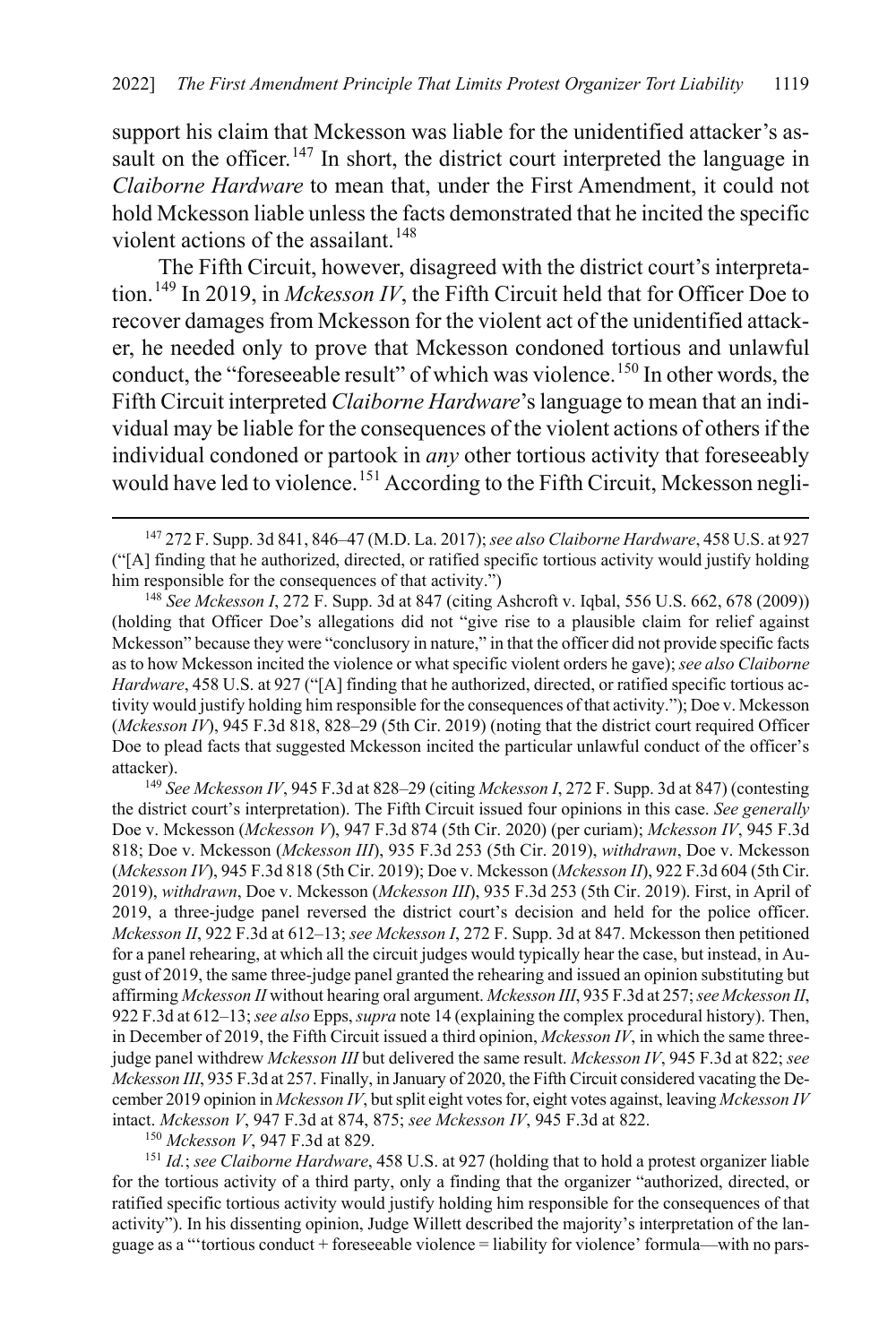support his claim that Mckesson was liable for the unidentified attacker's assault on the officer.[147] In short, the district court interpreted the language in *Claiborne Hardware* to mean that, under the First Amendment, it could not hold Mckesson liable unless the facts demonstrated that he incited the specific violent actions of the assailant.[148]

The Fifth Circuit, however, disagreed with the district court's interpretation.[149] In 2019, in *Mckesson IV*, the Fifth Circuit held that for Officer Doe to recover damages from Mckesson for the violent act of the unidentified attacker, he needed only to prove that Mckesson condoned tortious and unlawful conduct, the "foreseeable result" of which was violence.[150] In other words, the Fifth Circuit interpreted *Claiborne Hardware*'s language to mean that an individual may be liable for the consequences of the violent actions of others if the individual condoned or partook in *any* other tortious activity that foreseeably would have led to violence.[151] According to the Fifth Circuit, Mckesson negli-

[147] 272 F. Supp. 3d 841, 846–47 (M.D. La. 2017); *see also Claiborne Hardware*, 458 U.S. at 927 ("[A] finding that he authorized, directed, or ratified specific tortious activity would justify holding him responsible for the consequences of that activity.")

[148] *See Mckesson I*, 272 F. Supp. 3d at 847 (citing Ashcroft v. Iqbal, 556 U.S. 662, 678 (2009)) (holding that Officer Doe's allegations did not "give rise to a plausible claim for relief against Mckesson" because they were "conclusory in nature," in that the officer did not provide specific facts as to how Mckesson incited the violence or what specific violent orders he gave); *see also Claiborne Hardware*, 458 U.S. at 927 ("[A] finding that he authorized, directed, or ratified specific tortious activity would justify holding him responsible for the consequences of that activity."); Doe v. Mckesson (*Mckesson IV*), 945 F.3d 818, 828–29 (5th Cir. 2019) (noting that the district court required Officer Doe to plead facts that suggested Mckesson incited the particular unlawful conduct of the officer's attacker).

[149] *See Mckesson IV*, 945 F.3d at 828–29 (citing *Mckesson I*, 272 F. Supp. 3d at 847) (contesting the district court's interpretation). The Fifth Circuit issued four opinions in this case. *See generally* Doe v. Mckesson (*Mckesson V*), 947 F.3d 874 (5th Cir. 2020) (per curiam); *Mckesson IV*, 945 F.3d 818; Doe v. Mckesson (*Mckesson III*), 935 F.3d 253 (5th Cir. 2019), *withdrawn*, Doe v. Mckesson (*Mckesson IV*), 945 F.3d 818 (5th Cir. 2019); Doe v. Mckesson (*Mckesson II*), 922 F.3d 604 (5th Cir. 2019), *withdrawn*, Doe v. Mckesson (*Mckesson III*), 935 F.3d 253 (5th Cir. 2019). First, in April of 2019, a three-judge panel reversed the district court's decision and held for the police officer. *Mckesson II*, 922 F.3d at 612–13; *see Mckesson I*, 272 F. Supp. 3d at 847. Mckesson then petitioned for a panel rehearing, at which all the circuit judges would typically hear the case, but instead, in August of 2019, the same three-judge panel granted the rehearing and issued an opinion substituting but affirming *Mckesson II* without hearing oral argument. *Mckesson III*, 935 F.3d at 257; *see Mckesson II*, 922 F.3d at 612–13; *see also* Epps, *supra* note 14 (explaining the complex procedural history). Then, in December of 2019, the Fifth Circuit issued a third opinion, *Mckesson IV*, in which the same three-judge panel withdrew *Mckesson III* but delivered the same result. *Mckesson IV*, 945 F.3d at 822; *see Mckesson III*, 935 F.3d at 257. Finally, in January of 2020, the Fifth Circuit considered vacating the December 2019 opinion in *Mckesson IV*, but split eight votes for, eight votes against, leaving *Mckesson IV* intact. *Mckesson V*, 947 F.3d at 874, 875; *see Mckesson IV*, 945 F.3d at 822.

[150] *Mckesson V*, 947 F.3d at 829.

[151] *Id.*; *see Claiborne Hardware*, 458 U.S. at 927 (holding that to hold a protest organizer liable for the tortious activity of a third party, only a finding that the organizer "authorized, directed, or ratified specific tortious activity would justify holding him responsible for the consequences of that activity"). In his dissenting opinion, Judge Willett described the majority's interpretation of the language as a "'tortious conduct + foreseeable violence = liability for violence' formula—with no pars-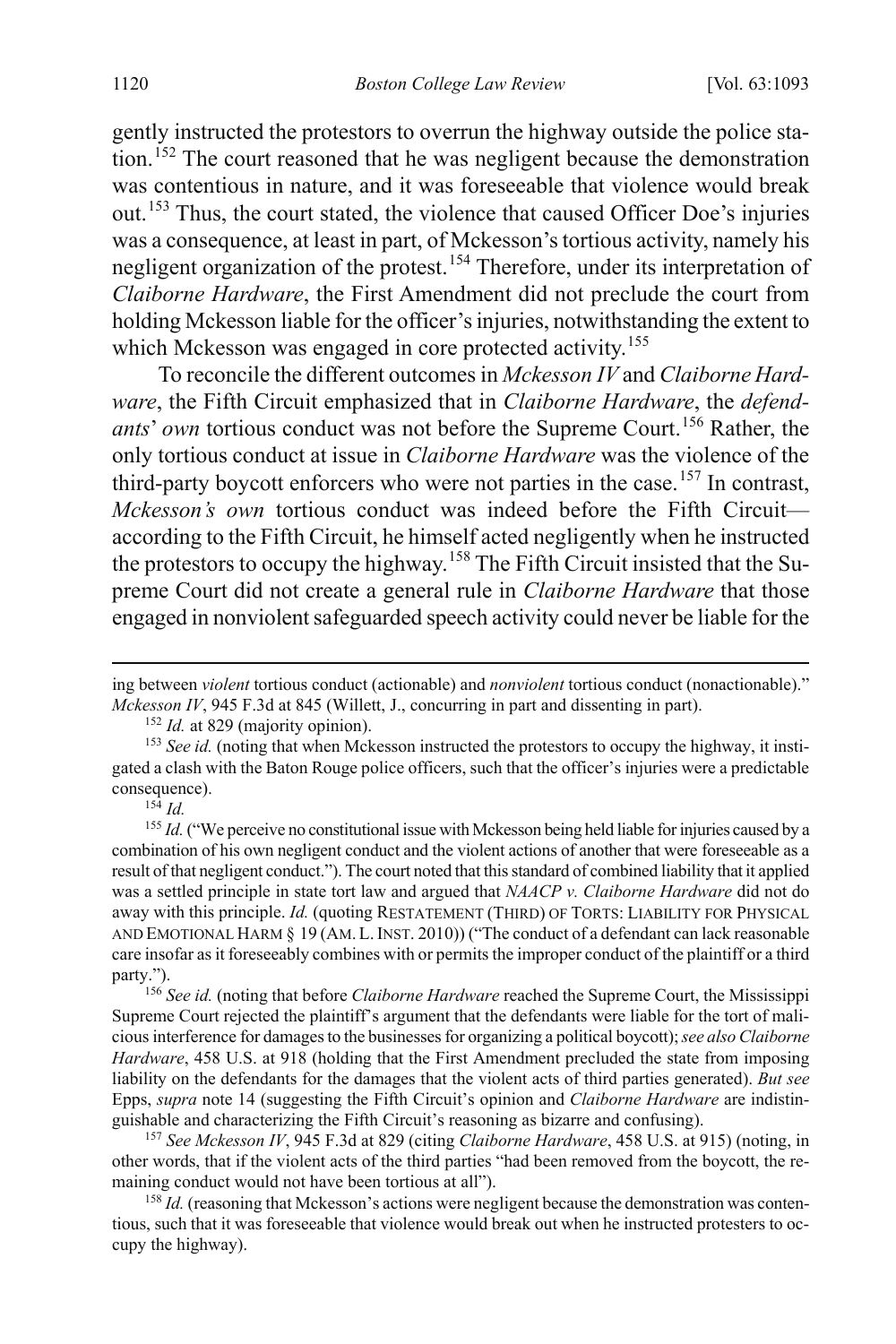gently instructed the protestors to overrun the highway outside the police station.[152] The court reasoned that he was negligent because the demonstration was contentious in nature, and it was foreseeable that violence would break out.[153] Thus, the court stated, the violence that caused Officer Doe's injuries was a consequence, at least in part, of Mckesson's tortious activity, namely his negligent organization of the protest.[154] Therefore, under its interpretation of *Claiborne Hardware*, the First Amendment did not preclude the court from holding Mckesson liable for the officer's injuries, notwithstanding the extent to which Mckesson was engaged in core protected activity.[155]

To reconcile the different outcomes in *Mckesson IV* and *Claiborne Hardware*, the Fifth Circuit emphasized that in *Claiborne Hardware*, the *defendants*' *own* tortious conduct was not before the Supreme Court.[156] Rather, the only tortious conduct at issue in *Claiborne Hardware* was the violence of the third-party boycott enforcers who were not parties in the case.[157] In contrast, *Mckesson's own* tortious conduct was indeed before the Fifth Circuit—according to the Fifth Circuit, he himself acted negligently when he instructed the protestors to occupy the highway.[158] The Fifth Circuit insisted that the Supreme Court did not create a general rule in *Claiborne Hardware* that those engaged in nonviolent safeguarded speech activity could never be liable for the

---

ing between *violent* tortious conduct (actionable) and *nonviolent* tortious conduct (nonactionable)." *Mckesson IV*, 945 F.3d at 845 (Willett, J., concurring in part and dissenting in part).

[152] *Id.* at 829 (majority opinion).

[153] *See id.* (noting that when Mckesson instructed the protestors to occupy the highway, it instigated a clash with the Baton Rouge police officers, such that the officer's injuries were a predictable consequence).

[154] *Id.*

[155] *Id.* ("We perceive no constitutional issue with Mckesson being held liable for injuries caused by a combination of his own negligent conduct and the violent actions of another that were foreseeable as a result of that negligent conduct."). The court noted that this standard of combined liability that it applied was a settled principle in state tort law and argued that *NAACP v. Claiborne Hardware* did not do away with this principle. *Id.* (quoting RESTATEMENT (THIRD) OF TORTS: LIABILITY FOR PHYSICAL AND EMOTIONAL HARM § 19 (AM. L. INST. 2010)) ("The conduct of a defendant can lack reasonable care insofar as it foreseeably combines with or permits the improper conduct of the plaintiff or a third party.").

[156] *See id.* (noting that before *Claiborne Hardware* reached the Supreme Court, the Mississippi Supreme Court rejected the plaintiff's argument that the defendants were liable for the tort of malicious interference for damages to the businesses for organizing a political boycott); *see also Claiborne Hardware*, 458 U.S. at 918 (holding that the First Amendment precluded the state from imposing liability on the defendants for the damages that the violent acts of third parties generated). *But see* Epps, *supra* note 14 (suggesting the Fifth Circuit's opinion and *Claiborne Hardware* are indistinguishable and characterizing the Fifth Circuit's reasoning as bizarre and confusing).

[157] *See Mckesson IV*, 945 F.3d at 829 (citing *Claiborne Hardware*, 458 U.S. at 915) (noting, in other words, that if the violent acts of the third parties "had been removed from the boycott, the remaining conduct would not have been tortious at all").

[158] *Id.* (reasoning that Mckesson's actions were negligent because the demonstration was contentious, such that it was foreseeable that violence would break out when he instructed protesters to occupy the highway).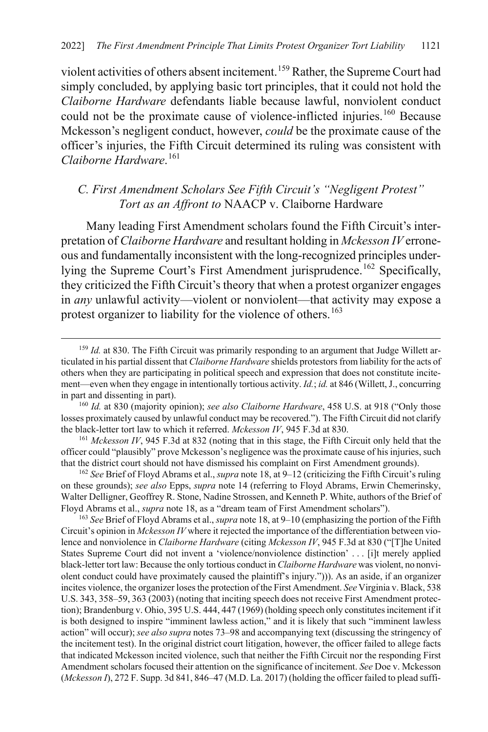violent activities of others absent incitement.[159] Rather, the Supreme Court had simply concluded, by applying basic tort principles, that it could not hold the *Claiborne Hardware* defendants liable because lawful, nonviolent conduct could not be the proximate cause of violence-inflicted injuries.[160] Because Mckesson's negligent conduct, however, *could* be the proximate cause of the officer's injuries, the Fifth Circuit determined its ruling was consistent with *Claiborne Hardware*.[161]

### *C. First Amendment Scholars See Fifth Circuit's "Negligent Protest" Tort as an Affront to* NAACP v. Claiborne Hardware

Many leading First Amendment scholars found the Fifth Circuit's interpretation of *Claiborne Hardware* and resultant holding in *Mckesson IV* erroneous and fundamentally inconsistent with the long-recognized principles underlying the Supreme Court's First Amendment jurisprudence.[162] Specifically, they criticized the Fifth Circuit's theory that when a protest organizer engages in *any* unlawful activity—violent or nonviolent—that activity may expose a protest organizer to liability for the violence of others.[163]

---

[159] *Id.* at 830. The Fifth Circuit was primarily responding to an argument that Judge Willett articulated in his partial dissent that *Claiborne Hardware* shields protestors from liability for the acts of others when they are participating in political speech and expression that does not constitute incitement—even when they engage in intentionally tortious activity. *Id.*; *id.* at 846 (Willett, J., concurring in part and dissenting in part).

[160] *Id.* at 830 (majority opinion); *see also Claiborne Hardware*, 458 U.S. at 918 ("Only those losses proximately caused by unlawful conduct may be recovered."). The Fifth Circuit did not clarify the black-letter tort law to which it referred. *Mckesson IV*, 945 F.3d at 830.

[161] *Mckesson IV*, 945 F.3d at 832 (noting that in this stage, the Fifth Circuit only held that the officer could "plausibly" prove Mckesson's negligence was the proximate cause of his injuries, such that the district court should not have dismissed his complaint on First Amendment grounds).

[162] *See* Brief of Floyd Abrams et al., *supra* note 18, at 9–12 (criticizing the Fifth Circuit's ruling on these grounds); *see also* Epps, *supra* note 14 (referring to Floyd Abrams, Erwin Chemerinsky, Walter Dellinger, Geoffrey R. Stone, Nadine Strossen, and Kenneth P. White, authors of the Brief of Floyd Abrams et al., *supra* note 18, as a "dream team of First Amendment scholars").

[163] *See* Brief of Floyd Abrams et al., *supra* note 18, at 9–10 (emphasizing the portion of the Fifth Circuit's opinion in *Mckesson IV* where it rejected the importance of the differentiation between violence and nonviolence in *Claiborne Hardware* (citing *Mckesson IV*, 945 F.3d at 830 ("[T]he United States Supreme Court did not invent a 'violence/nonviolence distinction' . . . [i]t merely applied black-letter tort law: Because the only tortious conduct in *Claiborne Hardware* was violent, no nonviolent conduct could have proximately caused the plaintiff's injury."))). As an aside, if an organizer incites violence, the organizer loses the protection of the First Amendment. *See* Virginia v. Black, 538 U.S. 343, 358–59, 363 (2003) (noting that inciting speech does not receive First Amendment protection); Brandenburg v. Ohio, 395 U.S. 444, 447 (1969) (holding speech only constitutes incitement if it is both designed to inspire "imminent lawless action," and it is likely that such "imminent lawless action" will occur); *see also supra* notes 73–98 and accompanying text (discussing the stringency of the incitement test). In the original district court litigation, however, the officer failed to allege facts that indicated Mckesson incited violence, such that neither the Fifth Circuit nor the responding First Amendment scholars focused their attention on the significance of incitement. *See* Doe v. Mckesson (*Mckesson I*), 272 F. Supp. 3d 841, 846–47 (M.D. La. 2017) (holding the officer failed to plead suffi-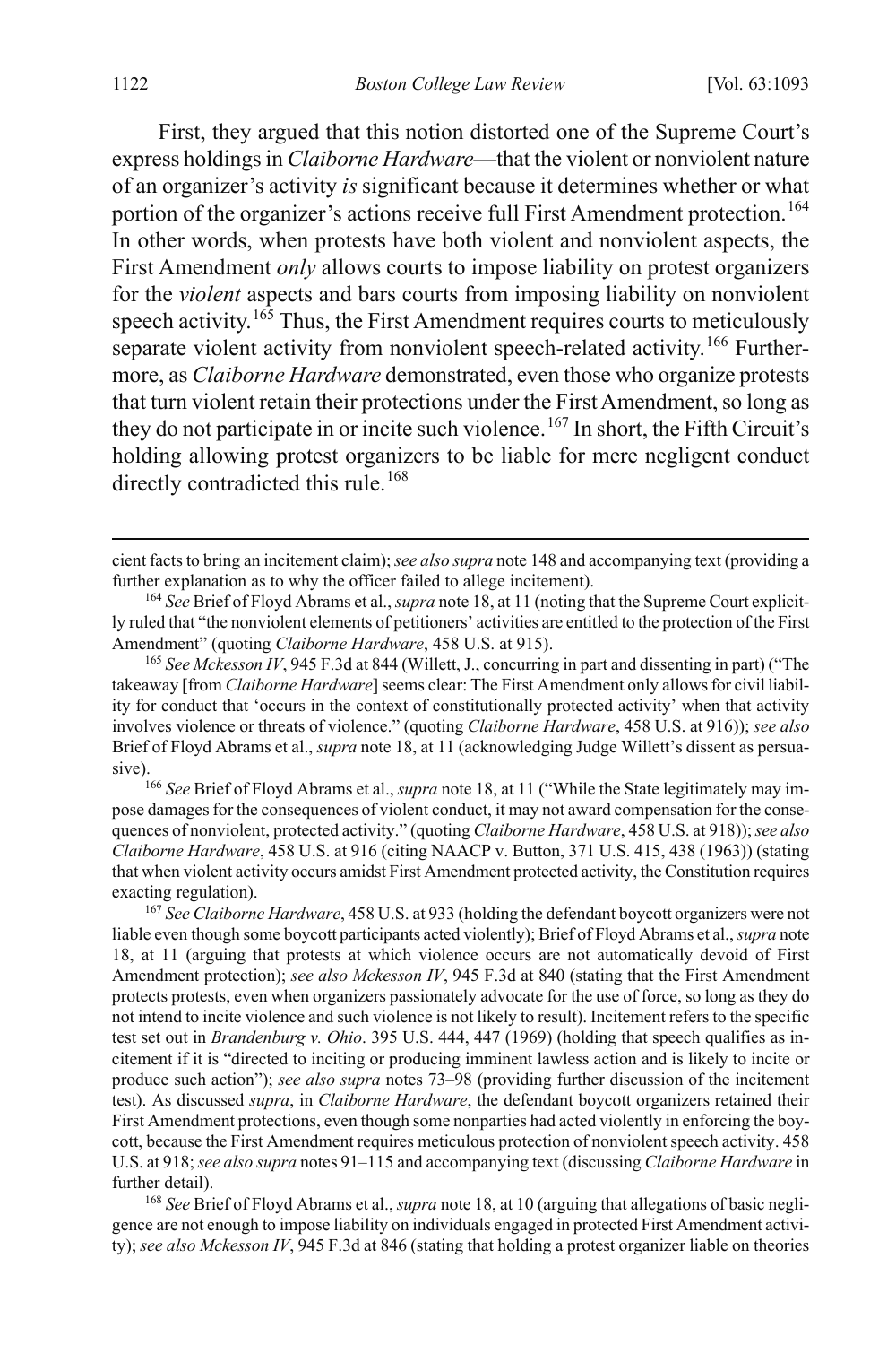First, they argued that this notion distorted one of the Supreme Court's express holdings in *Claiborne Hardware*—that the violent or nonviolent nature of an organizer's activity *is* significant because it determines whether or what portion of the organizer's actions receive full First Amendment protection.[164] In other words, when protests have both violent and nonviolent aspects, the First Amendment *only* allows courts to impose liability on protest organizers for the *violent* aspects and bars courts from imposing liability on nonviolent speech activity.[165] Thus, the First Amendment requires courts to meticulously separate violent activity from nonviolent speech-related activity.[166] Furthermore, as *Claiborne Hardware* demonstrated, even those who organize protests that turn violent retain their protections under the First Amendment, so long as they do not participate in or incite such violence.[167] In short, the Fifth Circuit's holding allowing protest organizers to be liable for mere negligent conduct directly contradicted this rule.[168]

---

cient facts to bring an incitement claim); *see also supra* note 148 and accompanying text (providing a further explanation as to why the officer failed to allege incitement).

[164] *See* Brief of Floyd Abrams et al., *supra* note 18, at 11 (noting that the Supreme Court explicitly ruled that "the nonviolent elements of petitioners' activities are entitled to the protection of the First Amendment" (quoting *Claiborne Hardware*, 458 U.S. at 915).

[165] *See Mckesson IV*, 945 F.3d at 844 (Willett, J., concurring in part and dissenting in part) ("The takeaway [from *Claiborne Hardware*] seems clear: The First Amendment only allows for civil liability for conduct that 'occurs in the context of constitutionally protected activity' when that activity involves violence or threats of violence." (quoting *Claiborne Hardware*, 458 U.S. at 916)); *see also* Brief of Floyd Abrams et al., *supra* note 18, at 11 (acknowledging Judge Willett's dissent as persuasive).

[166] *See* Brief of Floyd Abrams et al., *supra* note 18, at 11 ("While the State legitimately may impose damages for the consequences of violent conduct, it may not award compensation for the consequences of nonviolent, protected activity." (quoting *Claiborne Hardware*, 458 U.S. at 918)); *see also Claiborne Hardware*, 458 U.S. at 916 (citing NAACP v. Button, 371 U.S. 415, 438 (1963)) (stating that when violent activity occurs amidst First Amendment protected activity, the Constitution requires exacting regulation).

[167] *See Claiborne Hardware*, 458 U.S. at 933 (holding the defendant boycott organizers were not liable even though some boycott participants acted violently); Brief of Floyd Abrams et al., *supra* note 18, at 11 (arguing that protests at which violence occurs are not automatically devoid of First Amendment protection); *see also Mckesson IV*, 945 F.3d at 840 (stating that the First Amendment protects protests, even when organizers passionately advocate for the use of force, so long as they do not intend to incite violence and such violence is not likely to result). Incitement refers to the specific test set out in *Brandenburg v. Ohio*. 395 U.S. 444, 447 (1969) (holding that speech qualifies as incitement if it is "directed to inciting or producing imminent lawless action and is likely to incite or produce such action"); *see also supra* notes 73–98 (providing further discussion of the incitement test). As discussed *supra*, in *Claiborne Hardware*, the defendant boycott organizers retained their First Amendment protections, even though some nonparties had acted violently in enforcing the boycott, because the First Amendment requires meticulous protection of nonviolent speech activity. 458 U.S. at 918; *see also supra* notes 91–115 and accompanying text (discussing *Claiborne Hardware* in further detail).

[168] *See* Brief of Floyd Abrams et al., *supra* note 18, at 10 (arguing that allegations of basic negligence are not enough to impose liability on individuals engaged in protected First Amendment activity); *see also Mckesson IV*, 945 F.3d at 846 (stating that holding a protest organizer liable on theories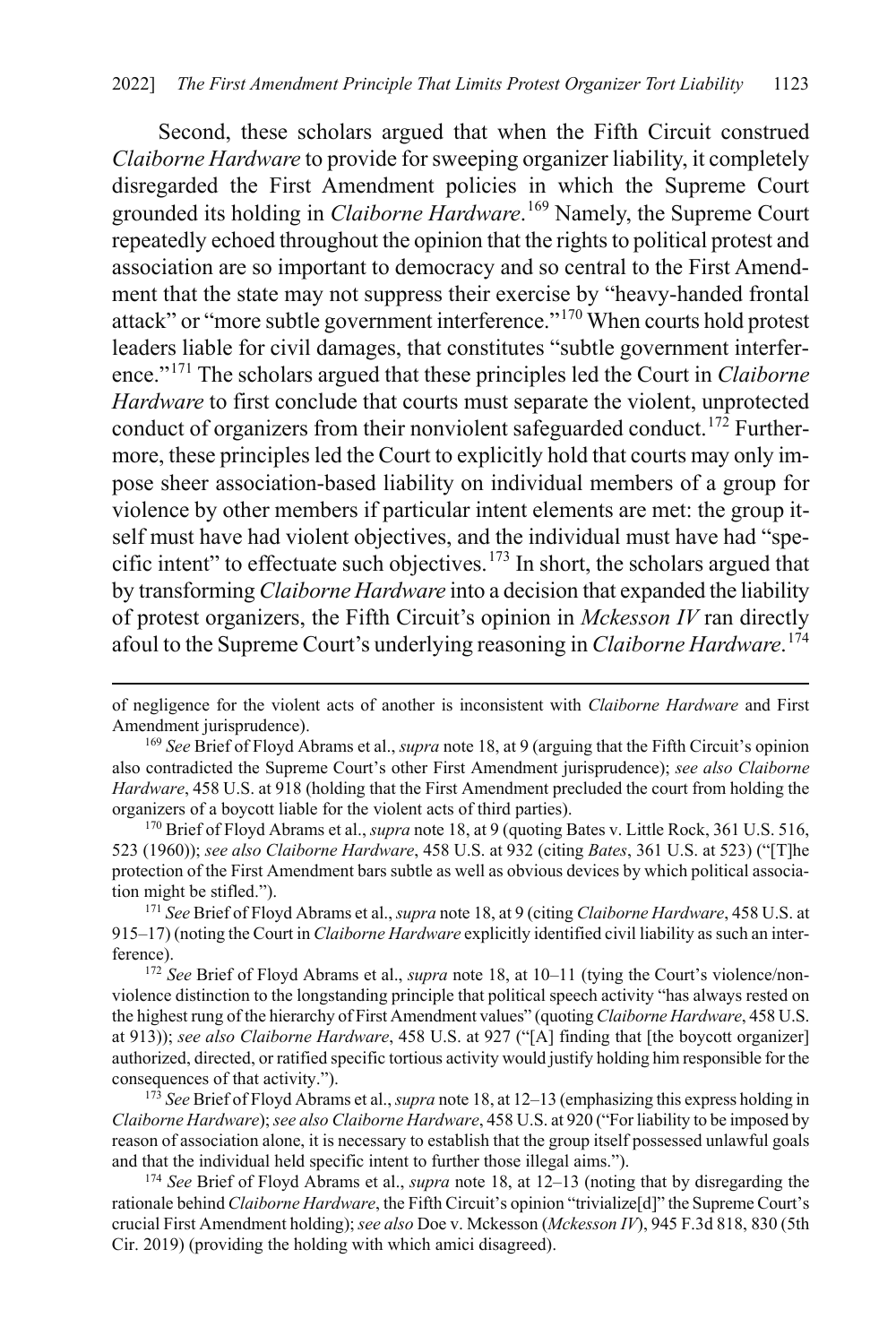Second, these scholars argued that when the Fifth Circuit construed *Claiborne Hardware* to provide for sweeping organizer liability, it completely disregarded the First Amendment policies in which the Supreme Court grounded its holding in *Claiborne Hardware*.[169] Namely, the Supreme Court repeatedly echoed throughout the opinion that the rights to political protest and association are so important to democracy and so central to the First Amendment that the state may not suppress their exercise by "heavy-handed frontal attack" or "more subtle government interference."[170] When courts hold protest leaders liable for civil damages, that constitutes "subtle government interference."[171] The scholars argued that these principles led the Court in *Claiborne Hardware* to first conclude that courts must separate the violent, unprotected conduct of organizers from their nonviolent safeguarded conduct.[172] Furthermore, these principles led the Court to explicitly hold that courts may only impose sheer association-based liability on individual members of a group for violence by other members if particular intent elements are met: the group itself must have had violent objectives, and the individual must have had "specific intent" to effectuate such objectives.[173] In short, the scholars argued that by transforming *Claiborne Hardware* into a decision that expanded the liability of protest organizers, the Fifth Circuit's opinion in *Mckesson IV* ran directly afoul to the Supreme Court's underlying reasoning in *Claiborne Hardware*.[174]

of negligence for the violent acts of another is inconsistent with *Claiborne Hardware* and First Amendment jurisprudence).

[169] *See* Brief of Floyd Abrams et al., *supra* note 18, at 9 (arguing that the Fifth Circuit's opinion also contradicted the Supreme Court's other First Amendment jurisprudence); *see also Claiborne Hardware*, 458 U.S. at 918 (holding that the First Amendment precluded the court from holding the organizers of a boycott liable for the violent acts of third parties).

[170] Brief of Floyd Abrams et al., *supra* note 18, at 9 (quoting Bates v. Little Rock, 361 U.S. 516, 523 (1960)); *see also Claiborne Hardware*, 458 U.S. at 932 (citing *Bates*, 361 U.S. at 523) ("[T]he protection of the First Amendment bars subtle as well as obvious devices by which political association might be stifled.").

[171] *See* Brief of Floyd Abrams et al., *supra* note 18, at 9 (citing *Claiborne Hardware*, 458 U.S. at 915–17) (noting the Court in *Claiborne Hardware* explicitly identified civil liability as such an interference).

[172] *See* Brief of Floyd Abrams et al., *supra* note 18, at 10–11 (tying the Court's violence/nonviolence distinction to the longstanding principle that political speech activity "has always rested on the highest rung of the hierarchy of First Amendment values" (quoting *Claiborne Hardware*, 458 U.S. at 913)); *see also Claiborne Hardware*, 458 U.S. at 927 ("[A] finding that [the boycott organizer] authorized, directed, or ratified specific tortious activity would justify holding him responsible for the consequences of that activity.").

[173] *See* Brief of Floyd Abrams et al., *supra* note 18, at 12–13 (emphasizing this express holding in *Claiborne Hardware*); *see also Claiborne Hardware*, 458 U.S. at 920 ("For liability to be imposed by reason of association alone, it is necessary to establish that the group itself possessed unlawful goals and that the individual held specific intent to further those illegal aims.").

[174] *See* Brief of Floyd Abrams et al., *supra* note 18, at 12–13 (noting that by disregarding the rationale behind *Claiborne Hardware*, the Fifth Circuit's opinion "trivialize[d]" the Supreme Court's crucial First Amendment holding); *see also* Doe v. Mckesson (*Mckesson IV*), 945 F.3d 818, 830 (5th Cir. 2019) (providing the holding with which amici disagreed).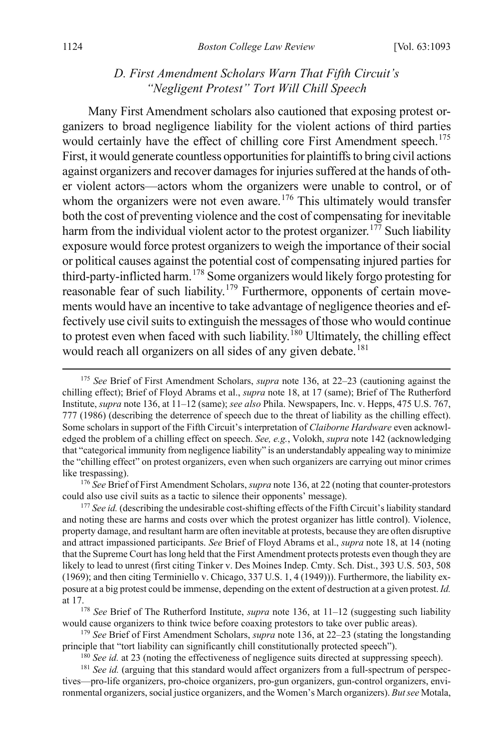### D. First Amendment Scholars Warn That Fifth Circuit's "Negligent Protest" Tort Will Chill Speech

Many First Amendment scholars also cautioned that exposing protest organizers to broad negligence liability for the violent actions of third parties would certainly have the effect of chilling core First Amendment speech.[175] First, it would generate countless opportunities for plaintiffs to bring civil actions against organizers and recover damages for injuries suffered at the hands of other violent actors—actors whom the organizers were unable to control, or of whom the organizers were not even aware.[176] This ultimately would transfer both the cost of preventing violence and the cost of compensating for inevitable harm from the individual violent actor to the protest organizer.[177] Such liability exposure would force protest organizers to weigh the importance of their social or political causes against the potential cost of compensating injured parties for third-party-inflicted harm.[178] Some organizers would likely forgo protesting for reasonable fear of such liability.[179] Furthermore, opponents of certain movements would have an incentive to take advantage of negligence theories and effectively use civil suits to extinguish the messages of those who would continue to protest even when faced with such liability.[180] Ultimately, the chilling effect would reach all organizers on all sides of any given debate.[181]

[175] *See* Brief of First Amendment Scholars, *supra* note 136, at 22–23 (cautioning against the chilling effect); Brief of Floyd Abrams et al., *supra* note 18, at 17 (same); Brief of The Rutherford Institute, *supra* note 136, at 11–12 (same); *see also* Phila. Newspapers, Inc. v. Hepps, 475 U.S. 767, 777 (1986) (describing the deterrence of speech due to the threat of liability as the chilling effect). Some scholars in support of the Fifth Circuit's interpretation of *Claiborne Hardware* even acknowledged the problem of a chilling effect on speech. *See, e.g.*, Volokh, *supra* note 142 (acknowledging that "categorical immunity from negligence liability" is an understandably appealing way to minimize the "chilling effect" on protest organizers, even when such organizers are carrying out minor crimes like trespassing).

[176] *See* Brief of First Amendment Scholars, *supra* note 136, at 22 (noting that counter-protestors could also use civil suits as a tactic to silence their opponents' message).

[177] *See id.* (describing the undesirable cost-shifting effects of the Fifth Circuit's liability standard and noting these are harms and costs over which the protest organizer has little control). Violence, property damage, and resultant harm are often inevitable at protests, because they are often disruptive and attract impassioned participants. *See* Brief of Floyd Abrams et al., *supra* note 18, at 14 (noting that the Supreme Court has long held that the First Amendment protects protests even though they are likely to lead to unrest (first citing Tinker v. Des Moines Indep. Cmty. Sch. Dist., 393 U.S. 503, 508 (1969); and then citing Terminiello v. Chicago, 337 U.S. 1, 4 (1949))). Furthermore, the liability exposure at a big protest could be immense, depending on the extent of destruction at a given protest. *Id.* at 17.

[178] *See* Brief of The Rutherford Institute, *supra* note 136, at 11–12 (suggesting such liability would cause organizers to think twice before coaxing protestors to take over public areas).

[179] *See* Brief of First Amendment Scholars, *supra* note 136, at 22–23 (stating the longstanding principle that "tort liability can significantly chill constitutionally protected speech").

[180] *See id.* at 23 (noting the effectiveness of negligence suits directed at suppressing speech).

[181] *See id.* (arguing that this standard would affect organizers from a full-spectrum of perspectives—pro-life organizers, pro-choice organizers, pro-gun organizers, gun-control organizers, environmental organizers, social justice organizers, and the Women's March organizers). *But see* Motala,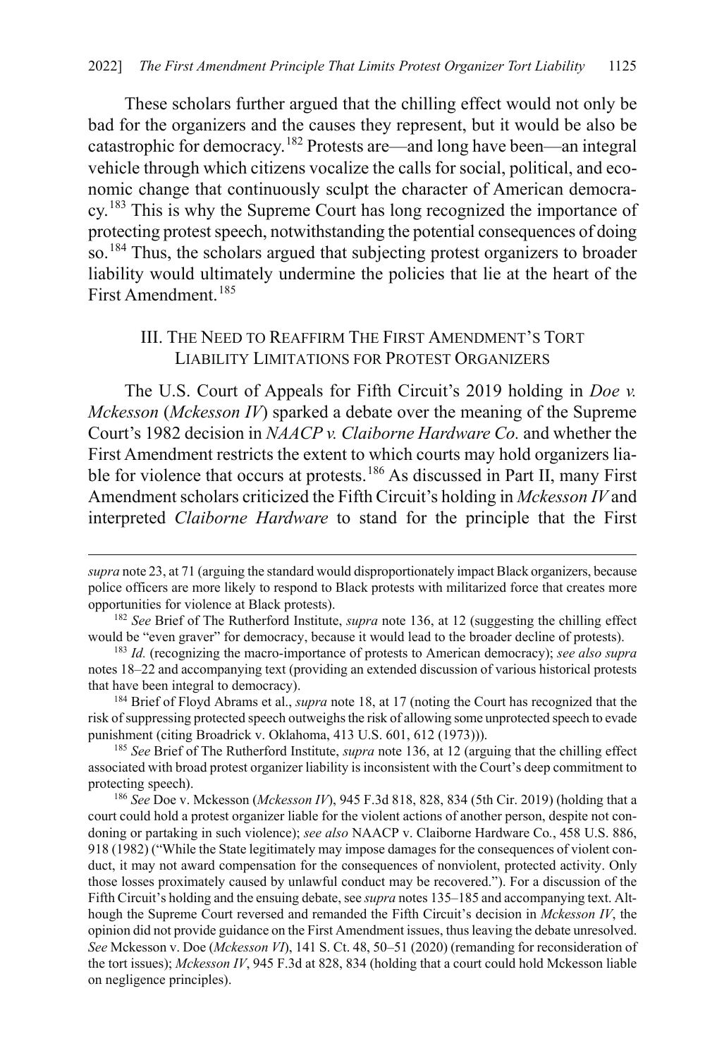These scholars further argued that the chilling effect would not only be bad for the organizers and the causes they represent, but it would be also be catastrophic for democracy.[182] Protests are—and long have been—an integral vehicle through which citizens vocalize the calls for social, political, and economic change that continuously sculpt the character of American democracy.[183] This is why the Supreme Court has long recognized the importance of protecting protest speech, notwithstanding the potential consequences of doing so.[184] Thus, the scholars argued that subjecting protest organizers to broader liability would ultimately undermine the policies that lie at the heart of the First Amendment.[185]

## III. The Need to Reaffirm The First Amendment's Tort Liability Limitations for Protest Organizers

The U.S. Court of Appeals for Fifth Circuit's 2019 holding in *Doe v. Mckesson* (*Mckesson IV*) sparked a debate over the meaning of the Supreme Court's 1982 decision in *NAACP v. Claiborne Hardware Co.* and whether the First Amendment restricts the extent to which courts may hold organizers liable for violence that occurs at protests.[186] As discussed in Part II, many First Amendment scholars criticized the Fifth Circuit's holding in *Mckesson IV* and interpreted *Claiborne Hardware* to stand for the principle that the First

---

*supra* note 23, at 71 (arguing the standard would disproportionately impact Black organizers, because police officers are more likely to respond to Black protests with militarized force that creates more opportunities for violence at Black protests).

[182] *See* Brief of The Rutherford Institute, *supra* note 136, at 12 (suggesting the chilling effect would be "even graver" for democracy, because it would lead to the broader decline of protests).

[183] *Id.* (recognizing the macro-importance of protests to American democracy); *see also supra* notes 18–22 and accompanying text (providing an extended discussion of various historical protests that have been integral to democracy).

[184] Brief of Floyd Abrams et al., *supra* note 18, at 17 (noting the Court has recognized that the risk of suppressing protected speech outweighs the risk of allowing some unprotected speech to evade punishment (citing Broadrick v. Oklahoma, 413 U.S. 601, 612 (1973))).

[185] *See* Brief of The Rutherford Institute, *supra* note 136, at 12 (arguing that the chilling effect associated with broad protest organizer liability is inconsistent with the Court's deep commitment to protecting speech).

[186] *See* Doe v. Mckesson (*Mckesson IV*), 945 F.3d 818, 828, 834 (5th Cir. 2019) (holding that a court could hold a protest organizer liable for the violent actions of another person, despite not condoning or partaking in such violence); *see also* NAACP v. Claiborne Hardware Co., 458 U.S. 886, 918 (1982) ("While the State legitimately may impose damages for the consequences of violent conduct, it may not award compensation for the consequences of nonviolent, protected activity. Only those losses proximately caused by unlawful conduct may be recovered."). For a discussion of the Fifth Circuit's holding and the ensuing debate, see *supra* notes 135–185 and accompanying text. Although the Supreme Court reversed and remanded the Fifth Circuit's decision in *Mckesson IV*, the opinion did not provide guidance on the First Amendment issues, thus leaving the debate unresolved. *See* Mckesson v. Doe (*Mckesson VI*), 141 S. Ct. 48, 50–51 (2020) (remanding for reconsideration of the tort issues); *Mckesson IV*, 945 F.3d at 828, 834 (holding that a court could hold Mckesson liable on negligence principles).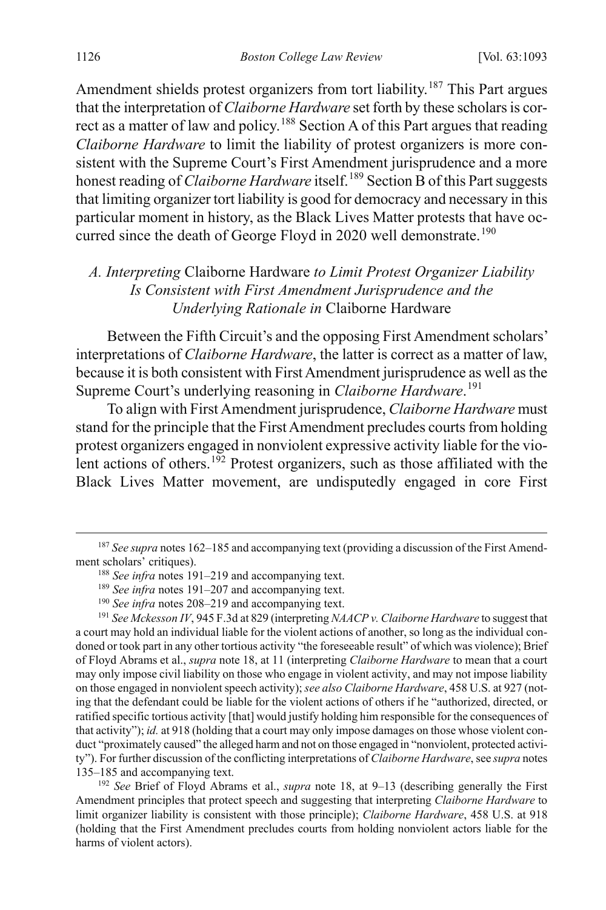Amendment shields protest organizers from tort liability.[187] This Part argues that the interpretation of *Claiborne Hardware* set forth by these scholars is correct as a matter of law and policy.[188] Section A of this Part argues that reading *Claiborne Hardware* to limit the liability of protest organizers is more consistent with the Supreme Court's First Amendment jurisprudence and a more honest reading of *Claiborne Hardware* itself.[189] Section B of this Part suggests that limiting organizer tort liability is good for democracy and necessary in this particular moment in history, as the Black Lives Matter protests that have occurred since the death of George Floyd in 2020 well demonstrate.[190]

### *A. Interpreting* Claiborne Hardware *to Limit Protest Organizer Liability Is Consistent with First Amendment Jurisprudence and the Underlying Rationale in* Claiborne Hardware

Between the Fifth Circuit's and the opposing First Amendment scholars' interpretations of *Claiborne Hardware*, the latter is correct as a matter of law, because it is both consistent with First Amendment jurisprudence as well as the Supreme Court's underlying reasoning in *Claiborne Hardware*.[191]

To align with First Amendment jurisprudence, *Claiborne Hardware* must stand for the principle that the First Amendment precludes courts from holding protest organizers engaged in nonviolent expressive activity liable for the violent actions of others.[192] Protest organizers, such as those affiliated with the Black Lives Matter movement, are undisputedly engaged in core First

---

[187] *See supra* notes 162–185 and accompanying text (providing a discussion of the First Amendment scholars' critiques).

[188] *See infra* notes 191–219 and accompanying text.

[189] *See infra* notes 191–207 and accompanying text.

[190] *See infra* notes 208–219 and accompanying text.

[191] *See Mckesson IV*, 945 F.3d at 829 (interpreting *NAACP v. Claiborne Hardware* to suggest that a court may hold an individual liable for the violent actions of another, so long as the individual condoned or took part in any other tortious activity "the foreseeable result" of which was violence); Brief of Floyd Abrams et al., *supra* note 18, at 11 (interpreting *Claiborne Hardware* to mean that a court may only impose civil liability on those who engage in violent activity, and may not impose liability on those engaged in nonviolent speech activity); *see also Claiborne Hardware*, 458 U.S. at 927 (noting that the defendant could be liable for the violent actions of others if he "authorized, directed, or ratified specific tortious activity [that] would justify holding him responsible for the consequences of that activity"); *id.* at 918 (holding that a court may only impose damages on those whose violent conduct "proximately caused" the alleged harm and not on those engaged in "nonviolent, protected activity"). For further discussion of the conflicting interpretations of *Claiborne Hardware*, see *supra* notes 135–185 and accompanying text.

[192] *See* Brief of Floyd Abrams et al., *supra* note 18, at 9–13 (describing generally the First Amendment principles that protect speech and suggesting that interpreting *Claiborne Hardware* to limit organizer liability is consistent with those principle); *Claiborne Hardware*, 458 U.S. at 918 (holding that the First Amendment precludes courts from holding nonviolent actors liable for the harms of violent actors).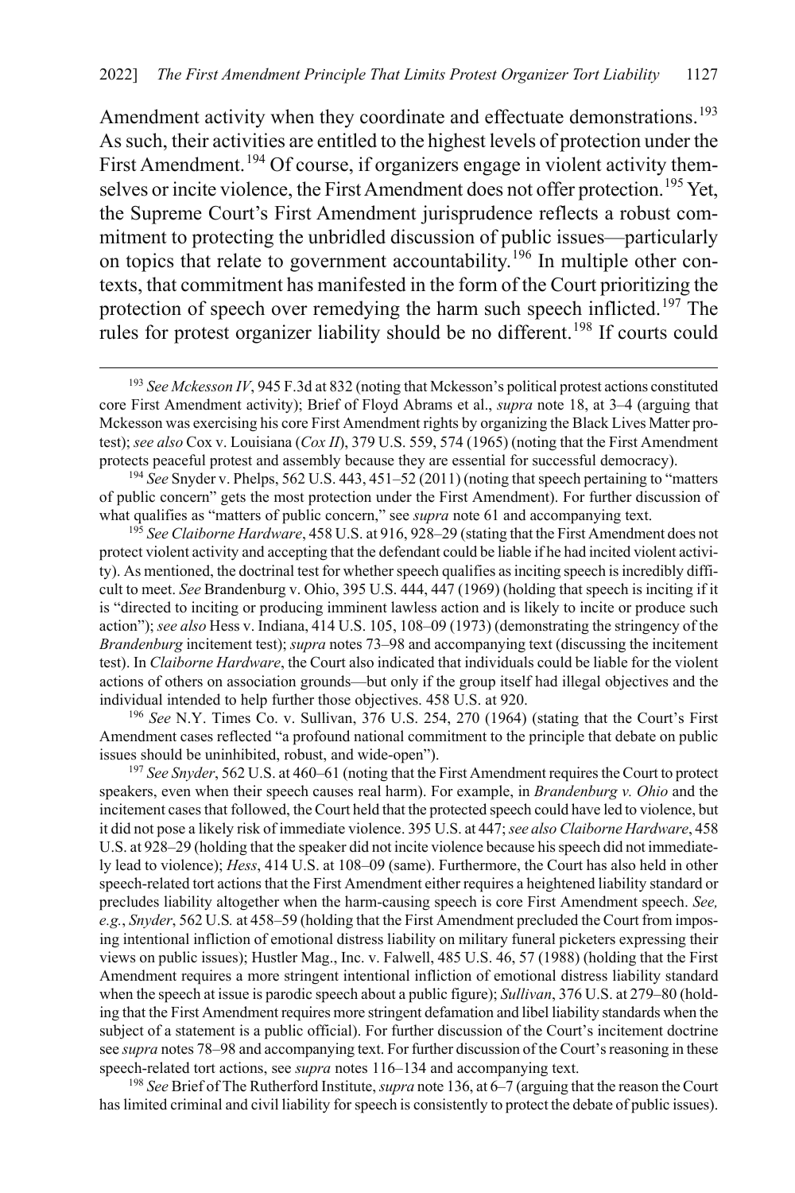Amendment activity when they coordinate and effectuate demonstrations.[193] As such, their activities are entitled to the highest levels of protection under the First Amendment.[194] Of course, if organizers engage in violent activity themselves or incite violence, the First Amendment does not offer protection.[195] Yet, the Supreme Court's First Amendment jurisprudence reflects a robust commitment to protecting the unbridled discussion of public issues—particularly on topics that relate to government accountability.[196] In multiple other contexts, that commitment has manifested in the form of the Court prioritizing the protection of speech over remedying the harm such speech inflicted.[197] The rules for protest organizer liability should be no different.[198] If courts could

[193] *See Mckesson IV*, 945 F.3d at 832 (noting that Mckesson's political protest actions constituted core First Amendment activity); Brief of Floyd Abrams et al., *supra* note 18, at 3–4 (arguing that Mckesson was exercising his core First Amendment rights by organizing the Black Lives Matter protest); *see also* Cox v. Louisiana (*Cox II*), 379 U.S. 559, 574 (1965) (noting that the First Amendment protects peaceful protest and assembly because they are essential for successful democracy).

[194] *See* Snyder v. Phelps, 562 U.S. 443, 451–52 (2011) (noting that speech pertaining to "matters of public concern" gets the most protection under the First Amendment). For further discussion of what qualifies as "matters of public concern," see *supra* note 61 and accompanying text.

[195] *See Claiborne Hardware*, 458 U.S. at 916, 928–29 (stating that the First Amendment does not protect violent activity and accepting that the defendant could be liable if he had incited violent activity). As mentioned, the doctrinal test for whether speech qualifies as inciting speech is incredibly difficult to meet. *See* Brandenburg v. Ohio, 395 U.S. 444, 447 (1969) (holding that speech is inciting if it is "directed to inciting or producing imminent lawless action and is likely to incite or produce such action"); *see also* Hess v. Indiana, 414 U.S. 105, 108–09 (1973) (demonstrating the stringency of the *Brandenburg* incitement test); *supra* notes 73–98 and accompanying text (discussing the incitement test). In *Claiborne Hardware*, the Court also indicated that individuals could be liable for the violent actions of others on association grounds—but only if the group itself had illegal objectives and the individual intended to help further those objectives. 458 U.S. at 920.

[196] *See* N.Y. Times Co. v. Sullivan, 376 U.S. 254, 270 (1964) (stating that the Court's First Amendment cases reflected "a profound national commitment to the principle that debate on public issues should be uninhibited, robust, and wide-open").

[197] *See Snyder*, 562 U.S. at 460–61 (noting that the First Amendment requires the Court to protect speakers, even when their speech causes real harm). For example, in *Brandenburg v. Ohio* and the incitement cases that followed, the Court held that the protected speech could have led to violence, but it did not pose a likely risk of immediate violence. 395 U.S. at 447; *see also Claiborne Hardware*, 458 U.S. at 928–29 (holding that the speaker did not incite violence because his speech did not immediately lead to violence); *Hess*, 414 U.S. at 108–09 (same). Furthermore, the Court has also held in other speech-related tort actions that the First Amendment either requires a heightened liability standard or precludes liability altogether when the harm-causing speech is core First Amendment speech. *See, e.g.*, *Snyder*, 562 U.S. at 458–59 (holding that the First Amendment precluded the Court from imposing intentional infliction of emotional distress liability on military funeral picketers expressing their views on public issues); Hustler Mag., Inc. v. Falwell, 485 U.S. 46, 57 (1988) (holding that the First Amendment requires a more stringent intentional infliction of emotional distress liability standard when the speech at issue is parodic speech about a public figure); *Sullivan*, 376 U.S. at 279–80 (holding that the First Amendment requires more stringent defamation and libel liability standards when the subject of a statement is a public official). For further discussion of the Court's incitement doctrine see *supra* notes 78–98 and accompanying text. For further discussion of the Court's reasoning in these speech-related tort actions, see *supra* notes 116–134 and accompanying text.

[198] *See* Brief of The Rutherford Institute, *supra* note 136, at 6–7 (arguing that the reason the Court has limited criminal and civil liability for speech is consistently to protect the debate of public issues).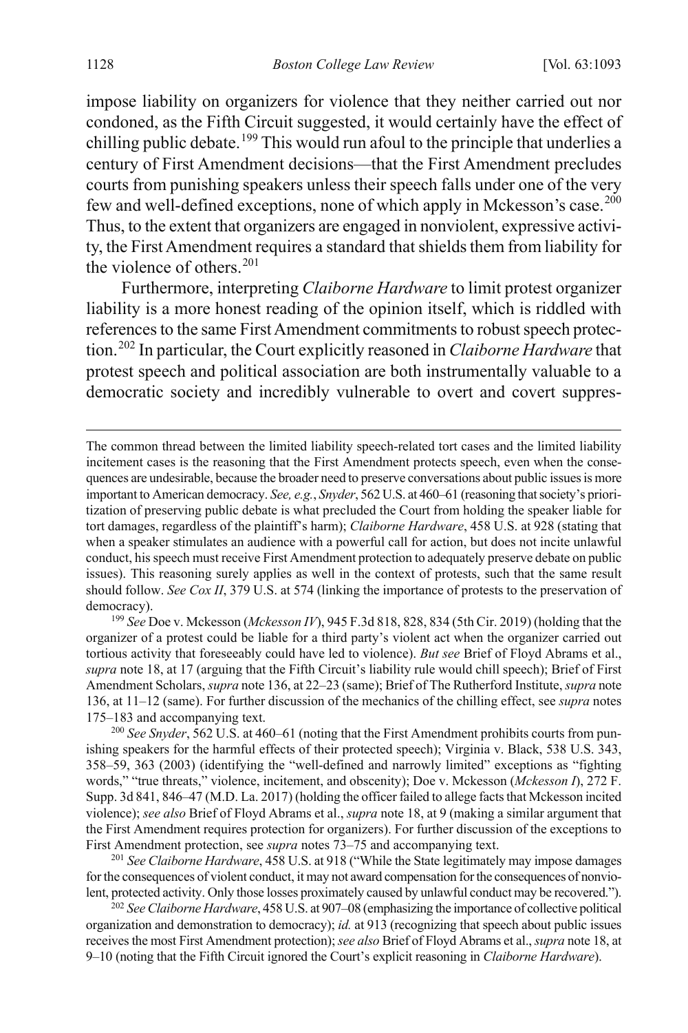impose liability on organizers for violence that they neither carried out nor condoned, as the Fifth Circuit suggested, it would certainly have the effect of chilling public debate.[199] This would run afoul to the principle that underlies a century of First Amendment decisions—that the First Amendment precludes courts from punishing speakers unless their speech falls under one of the very few and well-defined exceptions, none of which apply in Mckesson's case.[200] Thus, to the extent that organizers are engaged in nonviolent, expressive activity, the First Amendment requires a standard that shields them from liability for the violence of others.[201]

Furthermore, interpreting *Claiborne Hardware* to limit protest organizer liability is a more honest reading of the opinion itself, which is riddled with references to the same First Amendment commitments to robust speech protection.[202] In particular, the Court explicitly reasoned in *Claiborne Hardware* that protest speech and political association are both instrumentally valuable to a democratic society and incredibly vulnerable to overt and covert suppres-

---

The common thread between the limited liability speech-related tort cases and the limited liability incitement cases is the reasoning that the First Amendment protects speech, even when the consequences are undesirable, because the broader need to preserve conversations about public issues is more important to American democracy. *See, e.g.*, *Snyder*, 562 U.S. at 460–61 (reasoning that society's prioritization of preserving public debate is what precluded the Court from holding the speaker liable for tort damages, regardless of the plaintiff's harm); *Claiborne Hardware*, 458 U.S. at 928 (stating that when a speaker stimulates an audience with a powerful call for action, but does not incite unlawful conduct, his speech must receive First Amendment protection to adequately preserve debate on public issues). This reasoning surely applies as well in the context of protests, such that the same result should follow. *See Cox II*, 379 U.S. at 574 (linking the importance of protests to the preservation of democracy).

[199] *See* Doe v. Mckesson (*Mckesson IV*), 945 F.3d 818, 828, 834 (5th Cir. 2019) (holding that the organizer of a protest could be liable for a third party's violent act when the organizer carried out tortious activity that foreseeably could have led to violence). *But see* Brief of Floyd Abrams et al., *supra* note 18, at 17 (arguing that the Fifth Circuit's liability rule would chill speech); Brief of First Amendment Scholars, *supra* note 136, at 22–23 (same); Brief of The Rutherford Institute, *supra* note 136, at 11–12 (same). For further discussion of the mechanics of the chilling effect, see *supra* notes 175–183 and accompanying text.

[200] *See Snyder*, 562 U.S. at 460–61 (noting that the First Amendment prohibits courts from punishing speakers for the harmful effects of their protected speech); Virginia v. Black, 538 U.S. 343, 358–59, 363 (2003) (identifying the "well-defined and narrowly limited" exceptions as "fighting words," "true threats," violence, incitement, and obscenity); Doe v. Mckesson (*Mckesson I*), 272 F. Supp. 3d 841, 846–47 (M.D. La. 2017) (holding the officer failed to allege facts that Mckesson incited violence); *see also* Brief of Floyd Abrams et al., *supra* note 18, at 9 (making a similar argument that the First Amendment requires protection for organizers). For further discussion of the exceptions to First Amendment protection, see *supra* notes 73–75 and accompanying text.

[201] *See Claiborne Hardware*, 458 U.S. at 918 ("While the State legitimately may impose damages for the consequences of violent conduct, it may not award compensation for the consequences of nonviolent, protected activity. Only those losses proximately caused by unlawful conduct may be recovered.").

[202] *See Claiborne Hardware*, 458 U.S. at 907–08 (emphasizing the importance of collective political organization and demonstration to democracy); *id.* at 913 (recognizing that speech about public issues receives the most First Amendment protection); *see also* Brief of Floyd Abrams et al., *supra* note 18, at 9–10 (noting that the Fifth Circuit ignored the Court's explicit reasoning in *Claiborne Hardware*).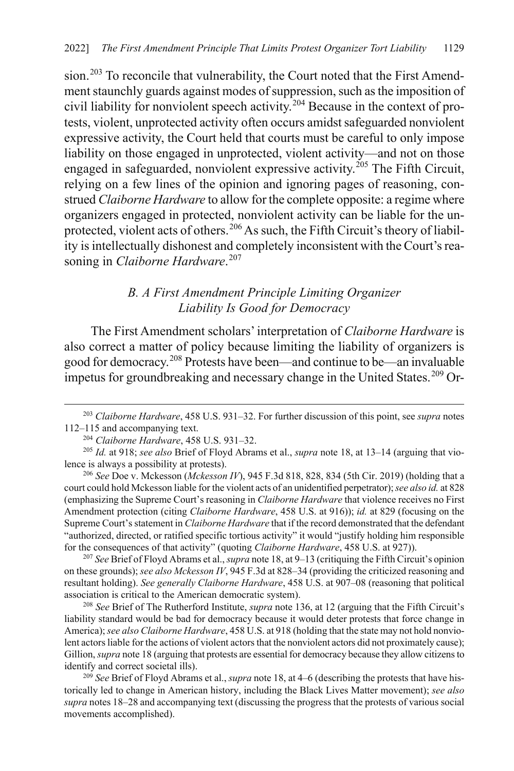sion.[203] To reconcile that vulnerability, the Court noted that the First Amendment staunchly guards against modes of suppression, such as the imposition of civil liability for nonviolent speech activity.[204] Because in the context of protests, violent, unprotected activity often occurs amidst safeguarded nonviolent expressive activity, the Court held that courts must be careful to only impose liability on those engaged in unprotected, violent activity—and not on those engaged in safeguarded, nonviolent expressive activity.[205] The Fifth Circuit, relying on a few lines of the opinion and ignoring pages of reasoning, construed *Claiborne Hardware* to allow for the complete opposite: a regime where organizers engaged in protected, nonviolent activity can be liable for the unprotected, violent acts of others.[206] As such, the Fifth Circuit's theory of liability is intellectually dishonest and completely inconsistent with the Court's reasoning in *Claiborne Hardware*.[207]

## *B. A First Amendment Principle Limiting Organizer Liability Is Good for Democracy*

The First Amendment scholars' interpretation of *Claiborne Hardware* is also correct a matter of policy because limiting the liability of organizers is good for democracy.[208] Protests have been—and continue to be—an invaluable impetus for groundbreaking and necessary change in the United States.[209] Or-

---

[203] *Claiborne Hardware*, 458 U.S. 931–32. For further discussion of this point, see *supra* notes 112–115 and accompanying text.

[204] *Claiborne Hardware*, 458 U.S. 931–32.

[205] *Id.* at 918; *see also* Brief of Floyd Abrams et al., *supra* note 18, at 13–14 (arguing that violence is always a possibility at protests).

[206] *See* Doe v. Mckesson (*Mckesson IV*), 945 F.3d 818, 828, 834 (5th Cir. 2019) (holding that a court could hold Mckesson liable for the violent acts of an unidentified perpetrator); *see also id.* at 828 (emphasizing the Supreme Court's reasoning in *Claiborne Hardware* that violence receives no First Amendment protection (citing *Claiborne Hardware*, 458 U.S. at 916)); *id.* at 829 (focusing on the Supreme Court's statement in *Claiborne Hardware* that if the record demonstrated that the defendant "authorized, directed, or ratified specific tortious activity" it would "justify holding him responsible for the consequences of that activity" (quoting *Claiborne Hardware*, 458 U.S. at 927)).

[207] *See* Brief of Floyd Abrams et al., *supra* note 18, at 9–13 (critiquing the Fifth Circuit's opinion on these grounds); *see also Mckesson IV*, 945 F.3d at 828–34 (providing the criticized reasoning and resultant holding). *See generally Claiborne Hardware*, 458 U.S. at 907–08 (reasoning that political association is critical to the American democratic system).

[208] *See* Brief of The Rutherford Institute, *supra* note 136, at 12 (arguing that the Fifth Circuit's liability standard would be bad for democracy because it would deter protests that force change in America); *see also Claiborne Hardware*, 458 U.S. at 918 (holding that the state may not hold nonviolent actors liable for the actions of violent actors that the nonviolent actors did not proximately cause); Gillion, *supra* note 18 (arguing that protests are essential for democracy because they allow citizens to identify and correct societal ills).

[209] *See* Brief of Floyd Abrams et al., *supra* note 18, at 4–6 (describing the protests that have historically led to change in American history, including the Black Lives Matter movement); *see also supra* notes 18–28 and accompanying text (discussing the progress that the protests of various social movements accomplished).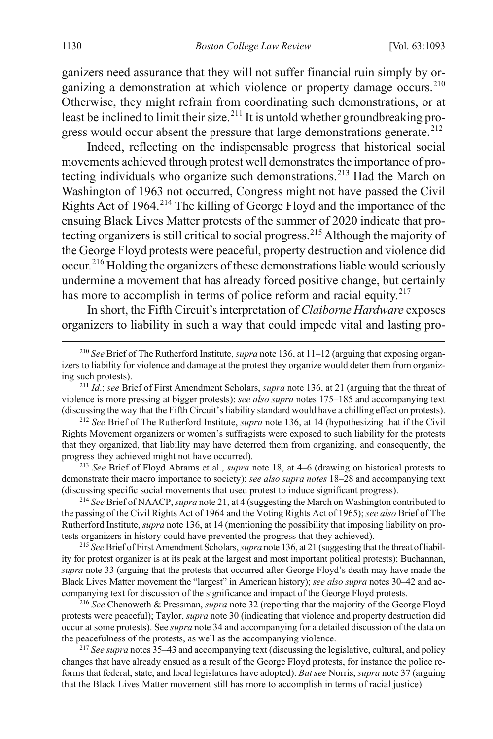ganizers need assurance that they will not suffer financial ruin simply by organizing a demonstration at which violence or property damage occurs.[210] Otherwise, they might refrain from coordinating such demonstrations, or at least be inclined to limit their size.[211] It is untold whether groundbreaking progress would occur absent the pressure that large demonstrations generate.[212]

Indeed, reflecting on the indispensable progress that historical social movements achieved through protest well demonstrates the importance of protecting individuals who organize such demonstrations.[213] Had the March on Washington of 1963 not occurred, Congress might not have passed the Civil Rights Act of 1964.[214] The killing of George Floyd and the importance of the ensuing Black Lives Matter protests of the summer of 2020 indicate that protecting organizers is still critical to social progress.[215] Although the majority of the George Floyd protests were peaceful, property destruction and violence did occur.[216] Holding the organizers of these demonstrations liable would seriously undermine a movement that has already forced positive change, but certainly has more to accomplish in terms of police reform and racial equity.[217]

In short, the Fifth Circuit's interpretation of *Claiborne Hardware* exposes organizers to liability in such a way that could impede vital and lasting pro-

---

[210] *See* Brief of The Rutherford Institute, *supra* note 136, at 11–12 (arguing that exposing organizers to liability for violence and damage at the protest they organize would deter them from organizing such protests).

[211] *Id*.; *see* Brief of First Amendment Scholars, *supra* note 136, at 21 (arguing that the threat of violence is more pressing at bigger protests); *see also supra* notes 175–185 and accompanying text (discussing the way that the Fifth Circuit's liability standard would have a chilling effect on protests).

[212] *See* Brief of The Rutherford Institute, *supra* note 136, at 14 (hypothesizing that if the Civil Rights Movement organizers or women's suffragists were exposed to such liability for the protests that they organized, that liability may have deterred them from organizing, and consequently, the progress they achieved might not have occurred).

[213] *See* Brief of Floyd Abrams et al., *supra* note 18, at 4–6 (drawing on historical protests to demonstrate their macro importance to society); *see also supra notes* 18–28 and accompanying text (discussing specific social movements that used protest to induce significant progress).

[214] *See* Brief of NAACP, *supra* note 21, at 4 (suggesting the March on Washington contributed to the passing of the Civil Rights Act of 1964 and the Voting Rights Act of 1965); *see also* Brief of The Rutherford Institute, *supra* note 136, at 14 (mentioning the possibility that imposing liability on protests organizers in history could have prevented the progress that they achieved).

[215] *See* Brief of First Amendment Scholars, *supra* note 136, at 21 (suggesting that the threat of liability for protest organizer is at its peak at the largest and most important political protests); Buchannan, *supra* note 33 (arguing that the protests that occurred after George Floyd's death may have made the Black Lives Matter movement the "largest" in American history); *see also supra* notes 30–42 and accompanying text for discussion of the significance and impact of the George Floyd protests.

[216] *See* Chenoweth & Pressman, *supra* note 32 (reporting that the majority of the George Floyd protests were peaceful); Taylor, *supra* note 30 (indicating that violence and property destruction did occur at some protests). See *supra* note 34 and accompanying for a detailed discussion of the data on the peacefulness of the protests, as well as the accompanying violence.

[217] *See supra* notes 35–43 and accompanying text (discussing the legislative, cultural, and policy changes that have already ensued as a result of the George Floyd protests, for instance the police reforms that federal, state, and local legislatures have adopted). *But see* Norris, *supra* note 37 (arguing that the Black Lives Matter movement still has more to accomplish in terms of racial justice).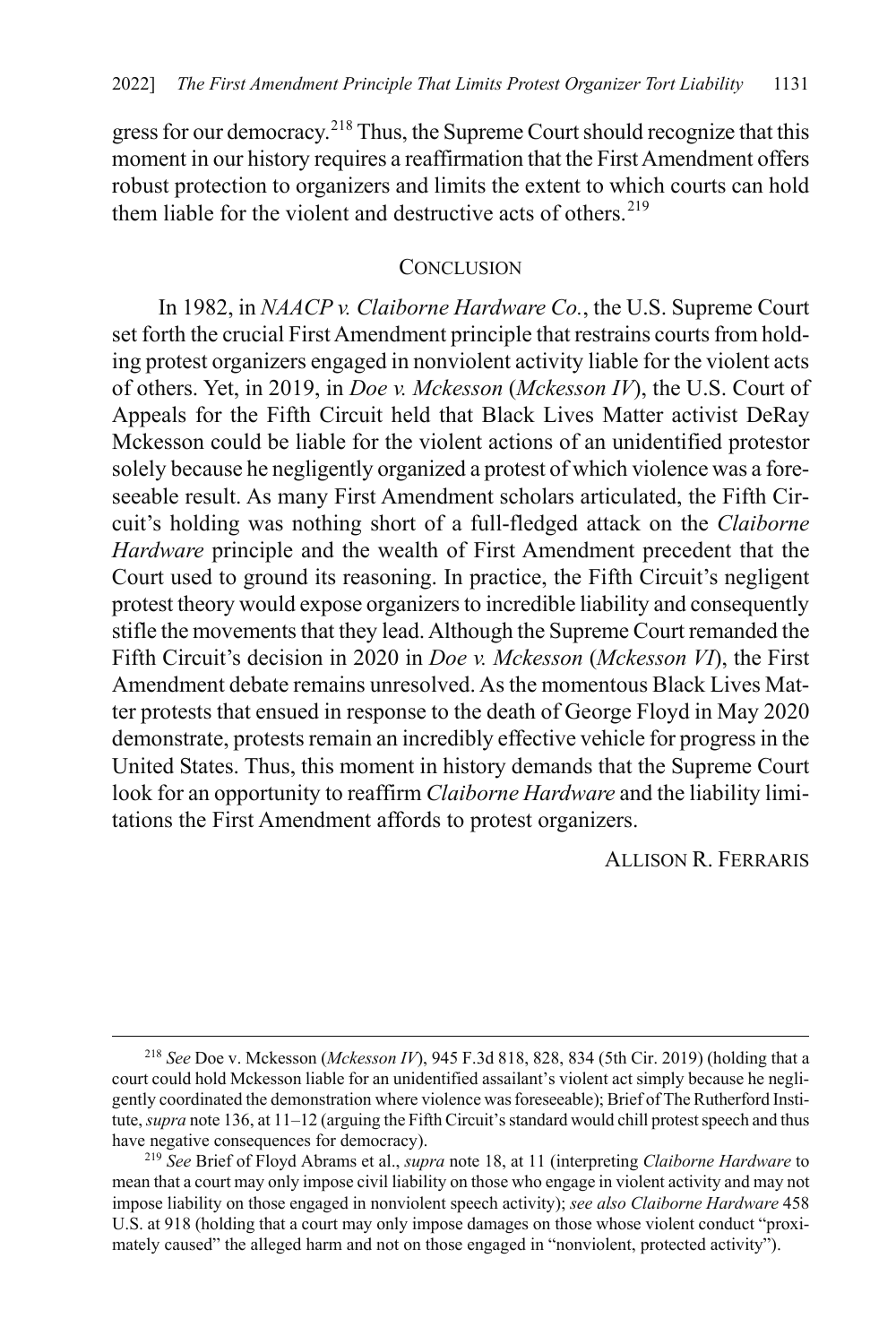gress for our democracy.[218] Thus, the Supreme Court should recognize that this moment in our history requires a reaffirmation that the First Amendment offers robust protection to organizers and limits the extent to which courts can hold them liable for the violent and destructive acts of others.[219]

## CONCLUSION

In 1982, in *NAACP v. Claiborne Hardware Co.*, the U.S. Supreme Court set forth the crucial First Amendment principle that restrains courts from holding protest organizers engaged in nonviolent activity liable for the violent acts of others. Yet, in 2019, in *Doe v. Mckesson* (*Mckesson IV*), the U.S. Court of Appeals for the Fifth Circuit held that Black Lives Matter activist DeRay Mckesson could be liable for the violent actions of an unidentified protestor solely because he negligently organized a protest of which violence was a foreseeable result. As many First Amendment scholars articulated, the Fifth Circuit's holding was nothing short of a full-fledged attack on the *Claiborne Hardware* principle and the wealth of First Amendment precedent that the Court used to ground its reasoning. In practice, the Fifth Circuit's negligent protest theory would expose organizers to incredible liability and consequently stifle the movements that they lead. Although the Supreme Court remanded the Fifth Circuit's decision in 2020 in *Doe v. Mckesson* (*Mckesson VI*), the First Amendment debate remains unresolved. As the momentous Black Lives Matter protests that ensued in response to the death of George Floyd in May 2020 demonstrate, protests remain an incredibly effective vehicle for progress in the United States. Thus, this moment in history demands that the Supreme Court look for an opportunity to reaffirm *Claiborne Hardware* and the liability limitations the First Amendment affords to protest organizers.

ALLISON R. FERRARIS

---

[218] *See* Doe v. Mckesson (*Mckesson IV*), 945 F.3d 818, 828, 834 (5th Cir. 2019) (holding that a court could hold Mckesson liable for an unidentified assailant's violent act simply because he negligently coordinated the demonstration where violence was foreseeable); Brief of The Rutherford Institute, *supra* note 136, at 11–12 (arguing the Fifth Circuit's standard would chill protest speech and thus have negative consequences for democracy).

[219] *See* Brief of Floyd Abrams et al., *supra* note 18, at 11 (interpreting *Claiborne Hardware* to mean that a court may only impose civil liability on those who engage in violent activity and may not impose liability on those engaged in nonviolent speech activity); *see also Claiborne Hardware* 458 U.S. at 918 (holding that a court may only impose damages on those whose violent conduct "proximately caused" the alleged harm and not on those engaged in "nonviolent, protected activity").